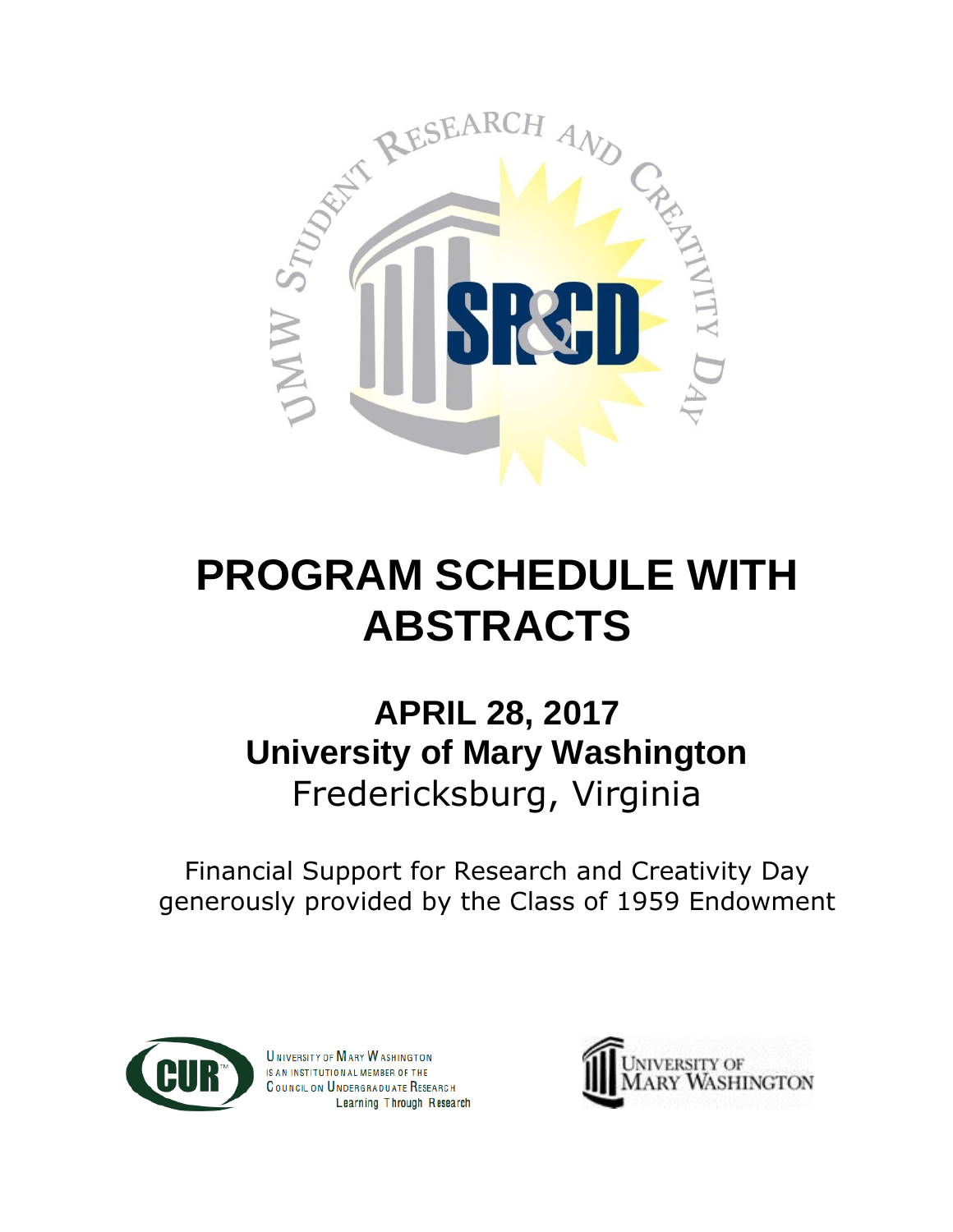# PROGRAM SCHEDULE WITH ABSTRACTS

## APRIL 28, 2017

## University of Mary Washington

Fredericksburg, Virginia

Financial Support for Research and Creativity Day generously provided by the Class of 1959 Endowment

University of Mary Washington is an institutional member of the Council on Undergraduate Research

Learning Through Research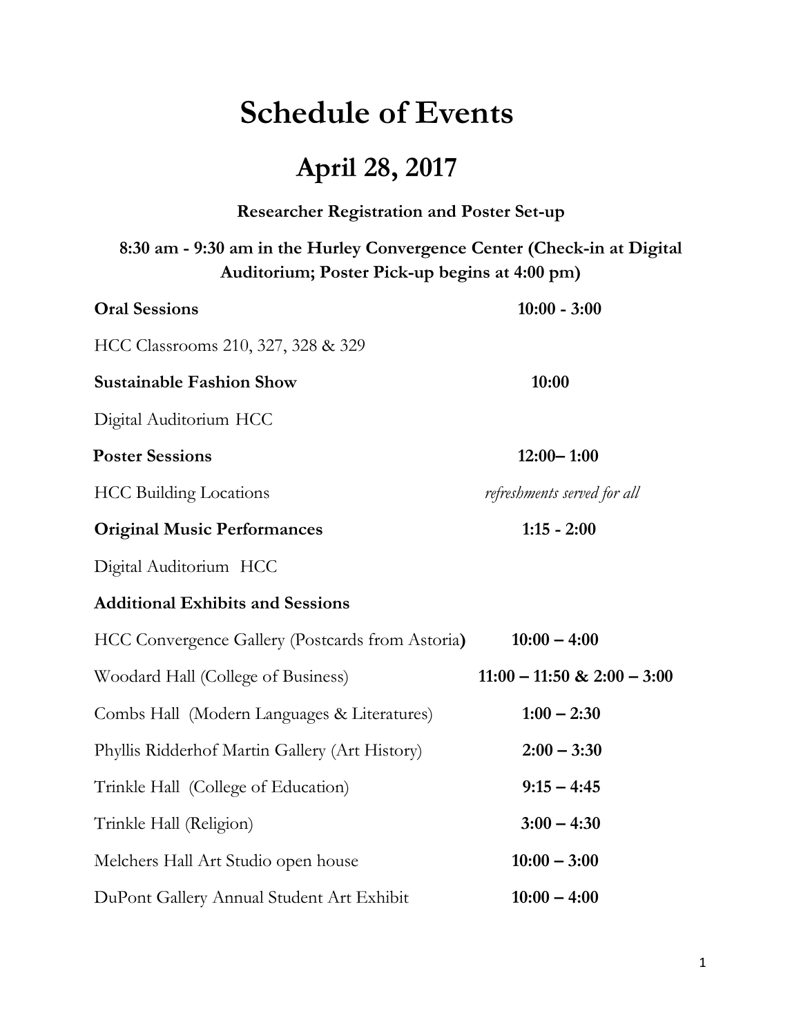# Schedule of Events

## April 28, 2017

**Researcher Registration and Poster Set-up**

**8:30 am - 9:30 am in the Hurley Convergence Center (Check-in at Digital Auditorium; Poster Pick-up begins at 4:00 pm)**

| | |
|---|---|
| **Oral Sessions** | **10:00 - 3:00** |
| HCC Classrooms 210, 327, 328 & 329 | |
| **Sustainable Fashion Show** | **10:00** |
| Digital Auditorium HCC | |
| **Poster Sessions** | **12:00– 1:00** |
| HCC Building Locations | *refreshments served for all* |
| **Original Music Performances** | **1:15 - 2:00** |
| Digital Auditorium HCC | |
| **Additional Exhibits and Sessions** | |
| HCC Convergence Gallery (Postcards from Astoria**)** | **10:00 – 4:00** |
| Woodard Hall (College of Business) | **11:00 – 11:50 & 2:00 – 3:00** |
| Combs Hall (Modern Languages & Literatures) | **1:00 – 2:30** |
| Phyllis Ridderhof Martin Gallery (Art History) | **2:00 – 3:30** |
| Trinkle Hall (College of Education) | **9:15 – 4:45** |
| Trinkle Hall (Religion) | **3:00 – 4:30** |
| Melchers Hall Art Studio open house | **10:00 – 3:00** |
| DuPont Gallery Annual Student Art Exhibit | **10:00 – 4:00** |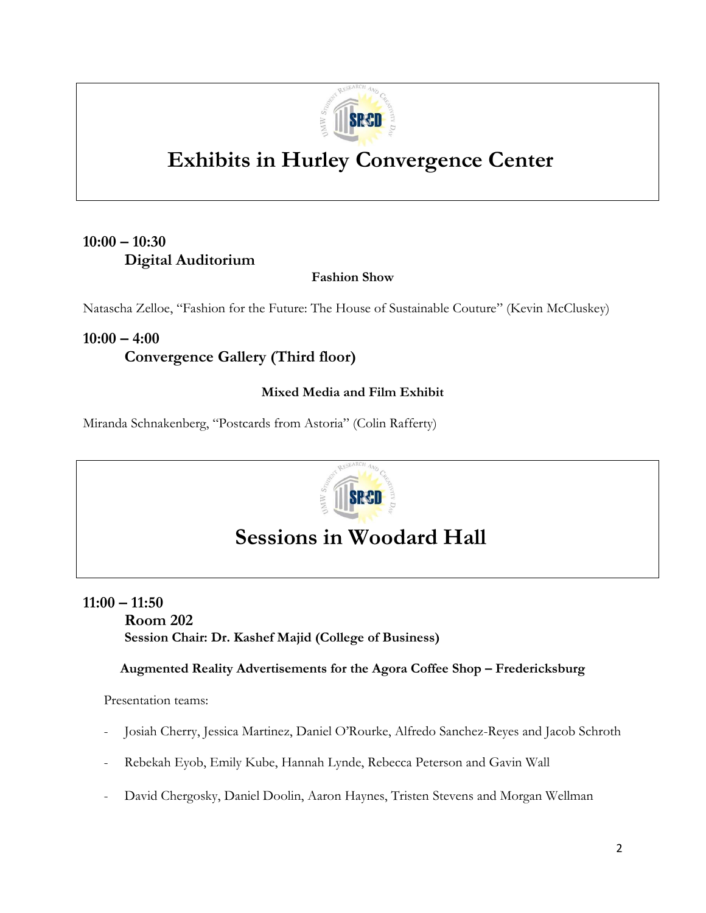# Exhibits in Hurley Convergence Center

**10:00 – 10:30**

**Digital Auditorium**

**Fashion Show**

Natascha Zelloe, "Fashion for the Future: The House of Sustainable Couture" (Kevin McCluskey)

**10:00 – 4:00**

**Convergence Gallery (Third floor)**

**Mixed Media and Film Exhibit**

Miranda Schnakenberg, "Postcards from Astoria" (Colin Rafferty)

# Sessions in Woodard Hall

**11:00 – 11:50**

**Room 202**

**Session Chair: Dr. Kashef Majid (College of Business)**

**Augmented Reality Advertisements for the Agora Coffee Shop – Fredericksburg**

Presentation teams:

- Josiah Cherry, Jessica Martinez, Daniel O'Rourke, Alfredo Sanchez-Reyes and Jacob Schroth
- Rebekah Eyob, Emily Kube, Hannah Lynde, Rebecca Peterson and Gavin Wall
- David Chergosky, Daniel Doolin, Aaron Haynes, Tristen Stevens and Morgan Wellman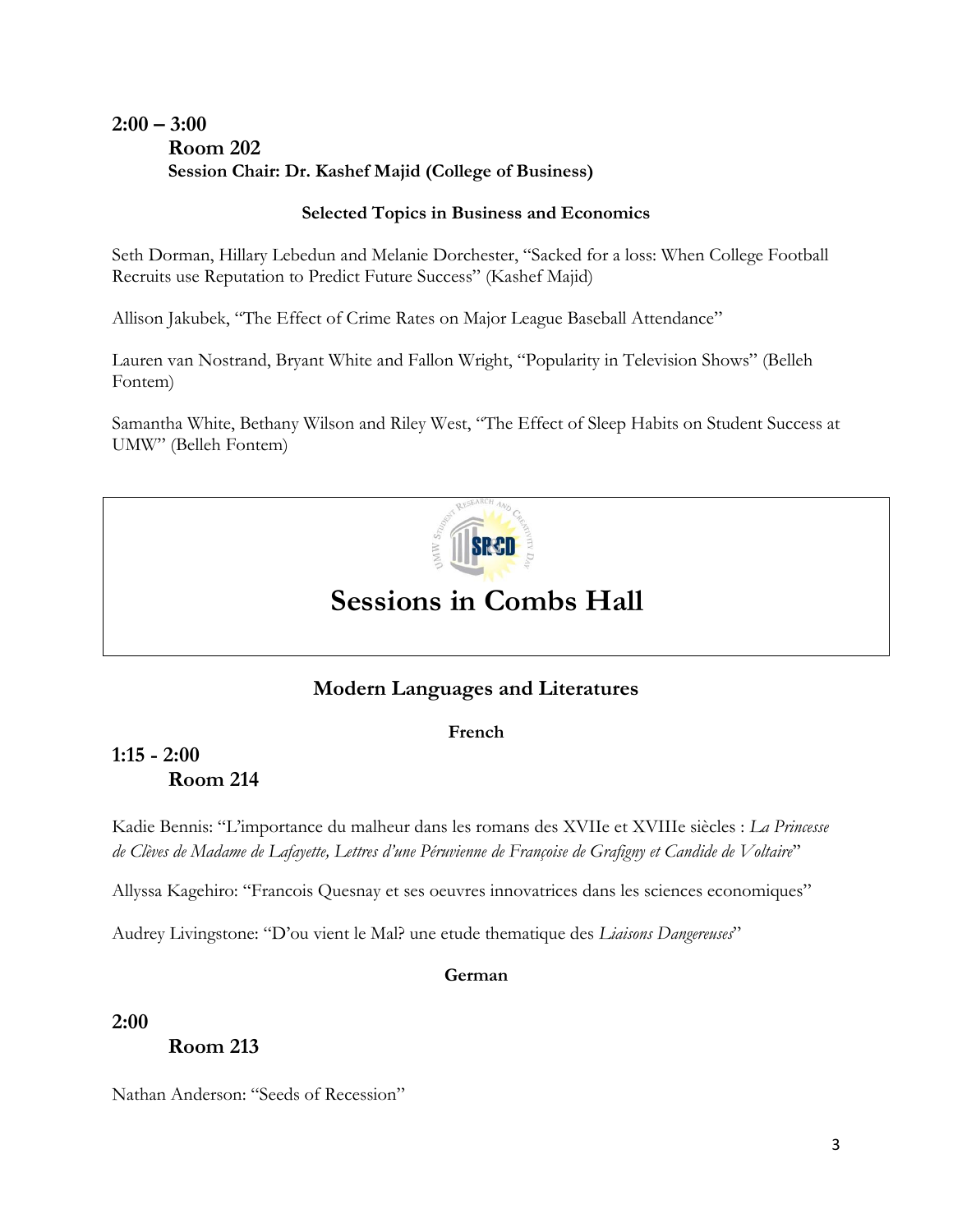**2:00 – 3:00**

**Room 202**

**Session Chair: Dr. Kashef Majid (College of Business)**

**Selected Topics in Business and Economics**

Seth Dorman, Hillary Lebedun and Melanie Dorchester, “Sacked for a loss: When College Football Recruits use Reputation to Predict Future Success” (Kashef Majid)

Allison Jakubek, “The Effect of Crime Rates on Major League Baseball Attendance”

Lauren van Nostrand, Bryant White and Fallon Wright, “Popularity in Television Shows” (Belleh Fontem)

Samantha White, Bethany Wilson and Riley West, “The Effect of Sleep Habits on Student Success at UMW” (Belleh Fontem)

# Sessions in Combs Hall

## Modern Languages and Literatures

### French

**1:15 - 2:00**

**Room 214**

Kadie Bennis: “L’importance du malheur dans les romans des XVIIe et XVIIIe siècles : *La Princesse de Clèves de Madame de Lafayette, Lettres d’une Péruvienne de Françoise de Grafigny et Candide de Voltaire*”

Allyssa Kagehiro: “Francois Quesnay et ses oeuvres innovatrices dans les sciences economiques”

Audrey Livingstone: “D’ou vient le Mal? une etude thematique des *Liaisons Dangereuses*”

### German

**2:00**

**Room 213**

Nathan Anderson: “Seeds of Recession”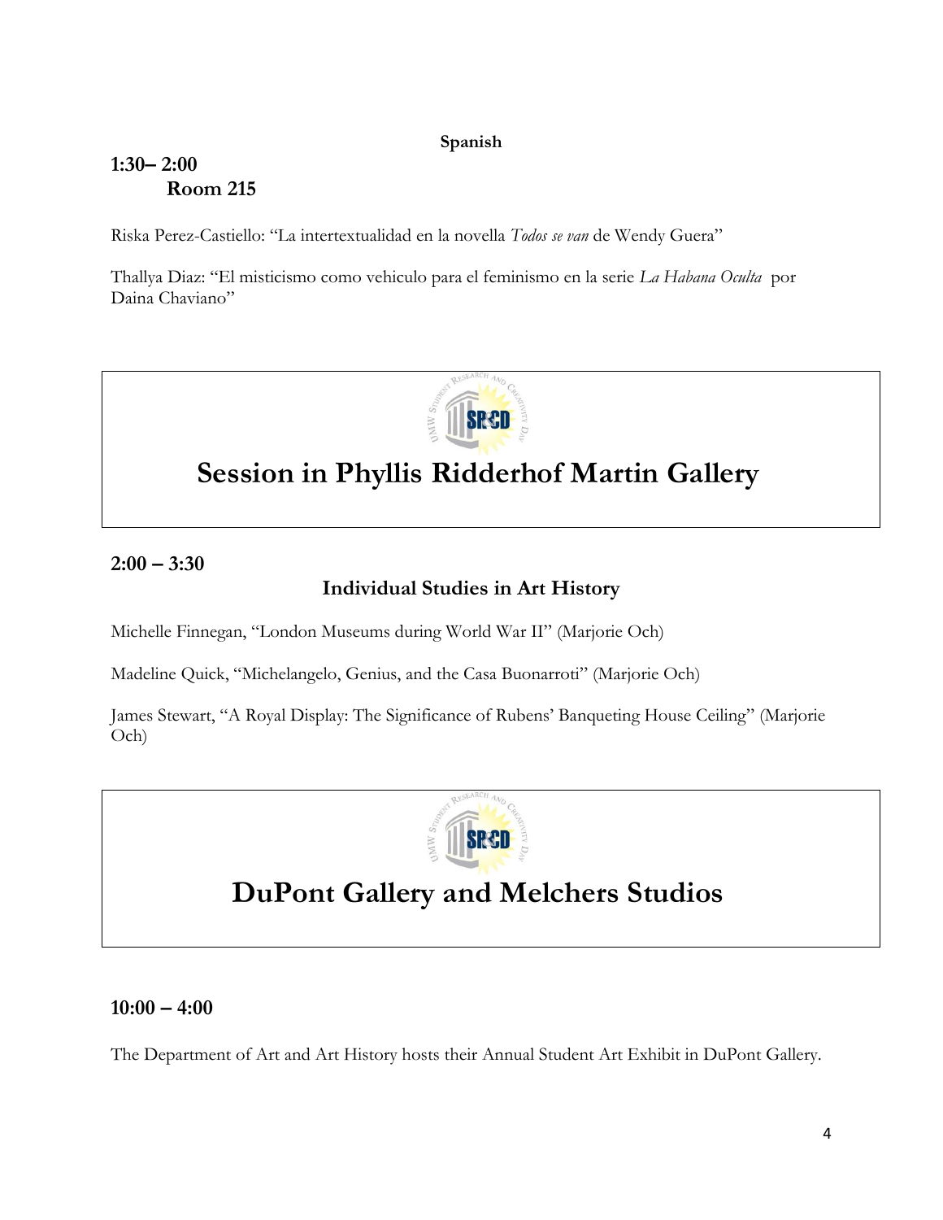**Spanish**

**1:30– 2:00**
**Room 215**

Riska Perez-Castiello: "La intertextualidad en la novella *Todos se van* de Wendy Guera"

Thallya Diaz: "El misticismo como vehiculo para el feminismo en la serie *La Habana Oculta* por Daina Chaviano"

# Session in Phyllis Ridderhof Martin Gallery

**2:00 – 3:30**

**Individual Studies in Art History**

Michelle Finnegan, "London Museums during World War II" (Marjorie Och)

Madeline Quick, "Michelangelo, Genius, and the Casa Buonarroti" (Marjorie Och)

James Stewart, "A Royal Display: The Significance of Rubens' Banqueting House Ceiling" (Marjorie Och)

# DuPont Gallery and Melchers Studios

**10:00 – 4:00**

The Department of Art and Art History hosts their Annual Student Art Exhibit in DuPont Gallery.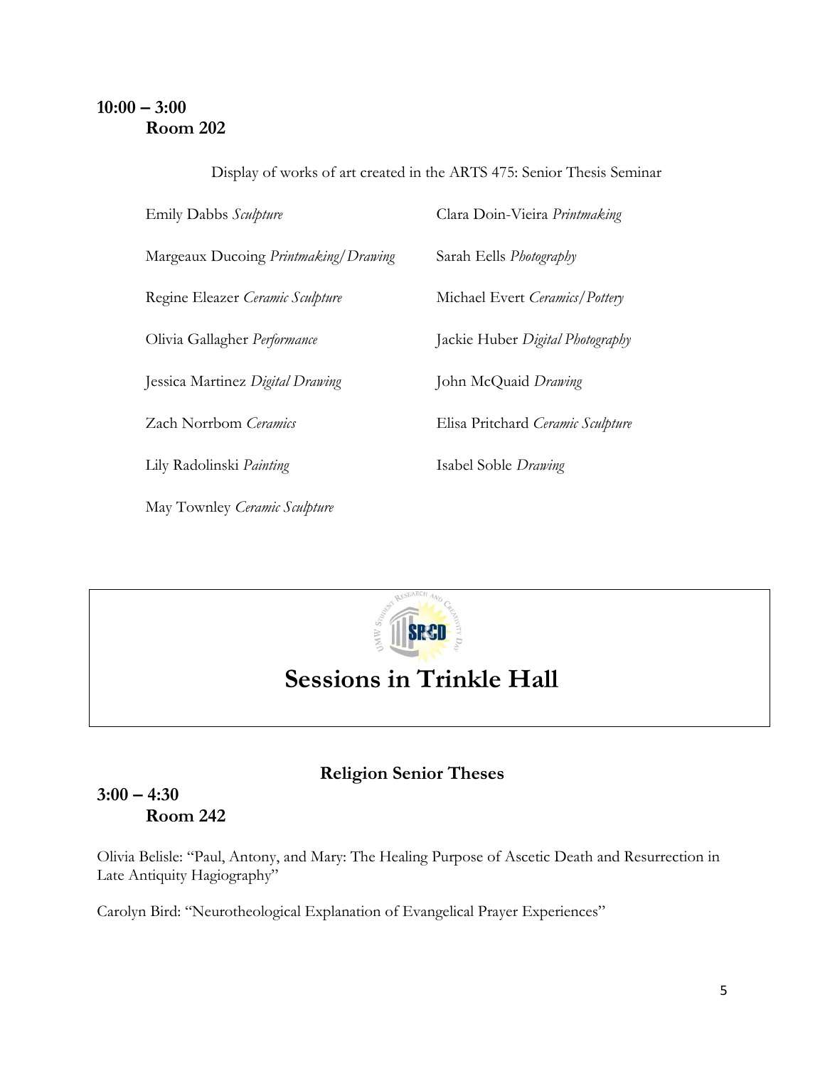**10:00 – 3:00**
**Room 202**

Display of works of art created in the ARTS 475: Senior Thesis Seminar

Emily Dabbs *Sculpture*

Clara Doin-Vieira *Printmaking*

Margeaux Ducoing *Printmaking/Drawing*

Sarah Eells *Photography*

Regine Eleazer *Ceramic Sculpture*

Michael Evert *Ceramics/Pottery*

Olivia Gallagher *Performance*

Jackie Huber *Digital Photography*

Jessica Martinez *Digital Drawing*

John McQuaid *Drawing*

Zach Norrbom *Ceramics*

Elisa Pritchard *Ceramic Sculpture*

Lily Radolinski *Painting*

Isabel Soble *Drawing*

May Townley *Ceramic Sculpture*

# Sessions in Trinkle Hall

## Religion Senior Theses

**3:00 – 4:30**
**Room 242**

Olivia Belisle: "Paul, Antony, and Mary: The Healing Purpose of Ascetic Death and Resurrection in Late Antiquity Hagiography"

Carolyn Bird: "Neurotheological Explanation of Evangelical Prayer Experiences"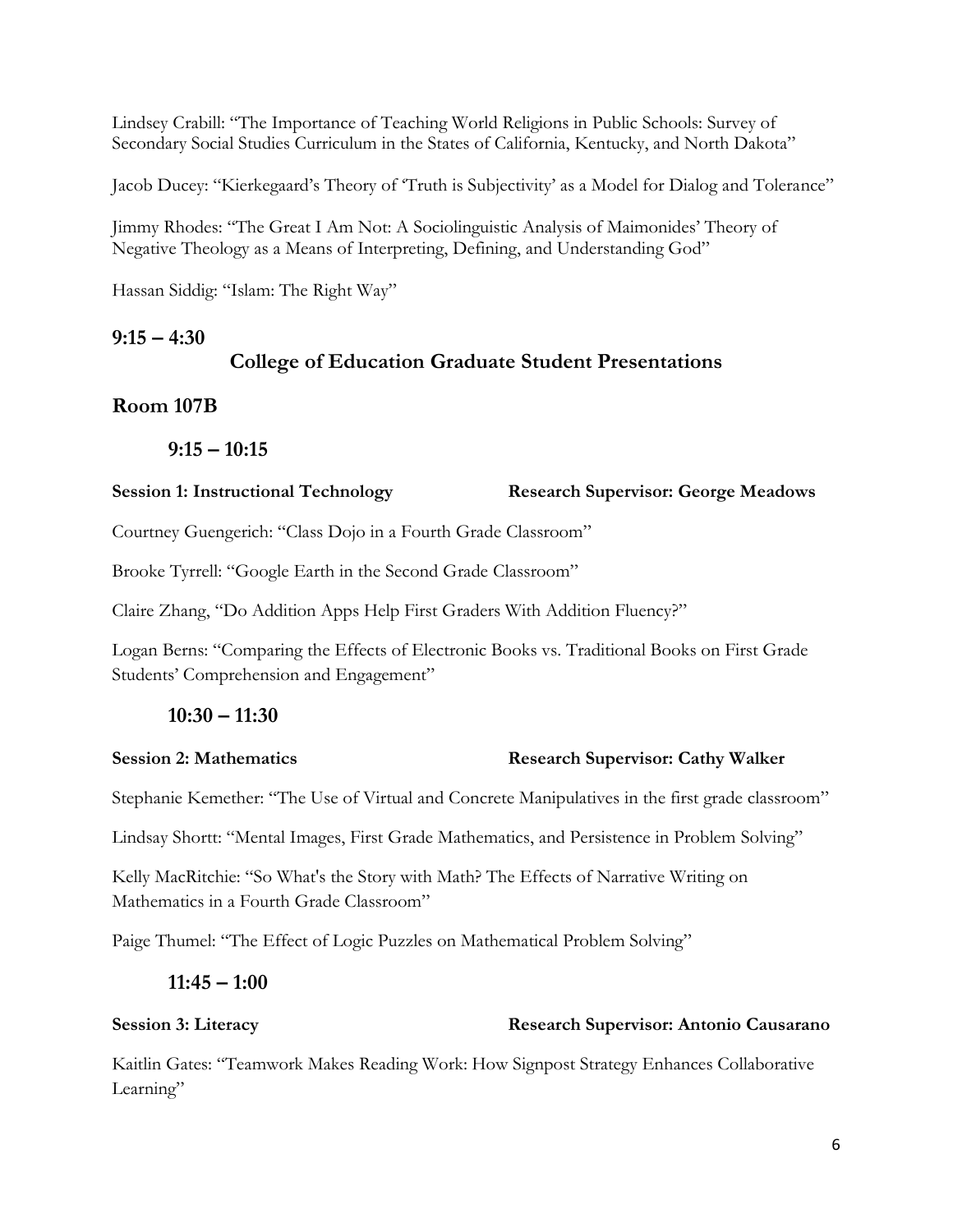Lindsey Crabill: "The Importance of Teaching World Religions in Public Schools: Survey of Secondary Social Studies Curriculum in the States of California, Kentucky, and North Dakota"

Jacob Ducey: "Kierkegaard's Theory of 'Truth is Subjectivity' as a Model for Dialog and Tolerance"

Jimmy Rhodes: "The Great I Am Not: A Sociolinguistic Analysis of Maimonides' Theory of Negative Theology as a Means of Interpreting, Defining, and Understanding God"

Hassan Siddig: "Islam: The Right Way"

**9:15 – 4:30**

## College of Education Graduate Student Presentations

## Room 107B

### 9:15 – 10:15

**Session 1: Instructional Technology** **Research Supervisor: George Meadows**

Courtney Guengerich: "Class Dojo in a Fourth Grade Classroom"

Brooke Tyrrell: "Google Earth in the Second Grade Classroom"

Claire Zhang, "Do Addition Apps Help First Graders With Addition Fluency?"

Logan Berns: "Comparing the Effects of Electronic Books vs. Traditional Books on First Grade Students' Comprehension and Engagement"

### 10:30 – 11:30

**Session 2: Mathematics** **Research Supervisor: Cathy Walker**

Stephanie Kemether: "The Use of Virtual and Concrete Manipulatives in the first grade classroom"

Lindsay Shortt: "Mental Images, First Grade Mathematics, and Persistence in Problem Solving"

Kelly MacRitchie: "So What's the Story with Math? The Effects of Narrative Writing on Mathematics in a Fourth Grade Classroom"

Paige Thumel: "The Effect of Logic Puzzles on Mathematical Problem Solving"

### 11:45 – 1:00

**Session 3: Literacy** **Research Supervisor: Antonio Causarano**

Kaitlin Gates: "Teamwork Makes Reading Work: How Signpost Strategy Enhances Collaborative Learning"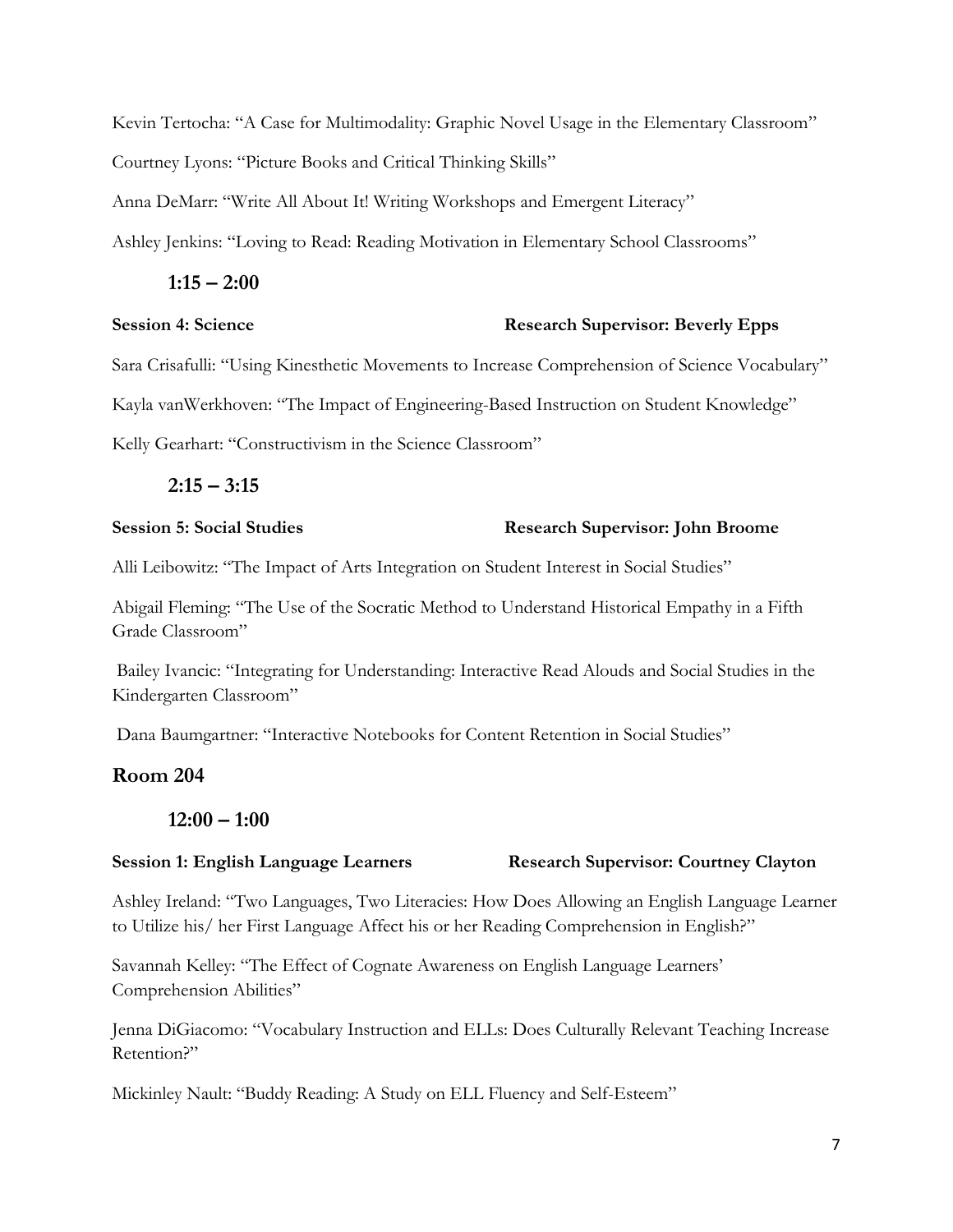Kevin Tertocha: "A Case for Multimodality: Graphic Novel Usage in the Elementary Classroom"

Courtney Lyons: "Picture Books and Critical Thinking Skills"

Anna DeMarr: "Write All About It! Writing Workshops and Emergent Literacy"

Ashley Jenkins: "Loving to Read: Reading Motivation in Elementary School Classrooms"

### 1:15 – 2:00

**Session 4: Science** **Research Supervisor: Beverly Epps**

Sara Crisafulli: "Using Kinesthetic Movements to Increase Comprehension of Science Vocabulary"

Kayla vanWerkhoven: "The Impact of Engineering-Based Instruction on Student Knowledge"

Kelly Gearhart: "Constructivism in the Science Classroom"

### 2:15 – 3:15

**Session 5: Social Studies** **Research Supervisor: John Broome**

Alli Leibowitz: "The Impact of Arts Integration on Student Interest in Social Studies"

Abigail Fleming: "The Use of the Socratic Method to Understand Historical Empathy in a Fifth Grade Classroom"

Bailey Ivancic: "Integrating for Understanding: Interactive Read Alouds and Social Studies in the Kindergarten Classroom"

Dana Baumgartner: "Interactive Notebooks for Content Retention in Social Studies"

## Room 204

### 12:00 – 1:00

**Session 1: English Language Learners** **Research Supervisor: Courtney Clayton**

Ashley Ireland: "Two Languages, Two Literacies: How Does Allowing an English Language Learner to Utilize his/ her First Language Affect his or her Reading Comprehension in English?"

Savannah Kelley: "The Effect of Cognate Awareness on English Language Learners' Comprehension Abilities"

Jenna DiGiacomo: "Vocabulary Instruction and ELLs: Does Culturally Relevant Teaching Increase Retention?"

Mickinley Nault: "Buddy Reading: A Study on ELL Fluency and Self-Esteem"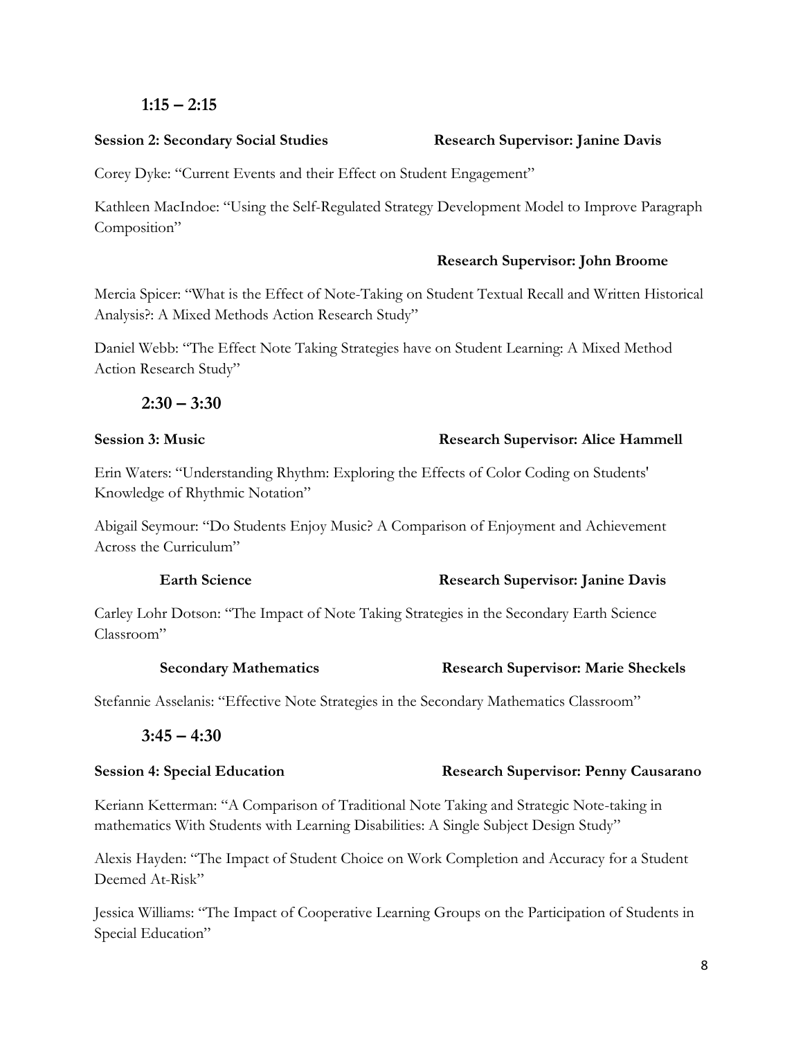### 1:15 – 2:15

**Session 2: Secondary Social Studies** **Research Supervisor: Janine Davis**

Corey Dyke: "Current Events and their Effect on Student Engagement"

Kathleen MacIndoe: "Using the Self-Regulated Strategy Development Model to Improve Paragraph Composition"

**Research Supervisor: John Broome**

Mercia Spicer: "What is the Effect of Note-Taking on Student Textual Recall and Written Historical Analysis?: A Mixed Methods Action Research Study"

Daniel Webb: "The Effect Note Taking Strategies have on Student Learning: A Mixed Method Action Research Study"

### 2:30 – 3:30

**Session 3: Music** **Research Supervisor: Alice Hammell**

Erin Waters: "Understanding Rhythm: Exploring the Effects of Color Coding on Students' Knowledge of Rhythmic Notation"

Abigail Seymour: "Do Students Enjoy Music? A Comparison of Enjoyment and Achievement Across the Curriculum"

**Earth Science** **Research Supervisor: Janine Davis**

Carley Lohr Dotson: "The Impact of Note Taking Strategies in the Secondary Earth Science Classroom"

**Secondary Mathematics** **Research Supervisor: Marie Sheckels**

Stefannie Asselanis: "Effective Note Strategies in the Secondary Mathematics Classroom"

### 3:45 – 4:30

**Session 4: Special Education** **Research Supervisor: Penny Causarano**

Keriann Ketterman: "A Comparison of Traditional Note Taking and Strategic Note-taking in mathematics With Students with Learning Disabilities: A Single Subject Design Study"

Alexis Hayden: "The Impact of Student Choice on Work Completion and Accuracy for a Student Deemed At-Risk"

Jessica Williams: "The Impact of Cooperative Learning Groups on the Participation of Students in Special Education"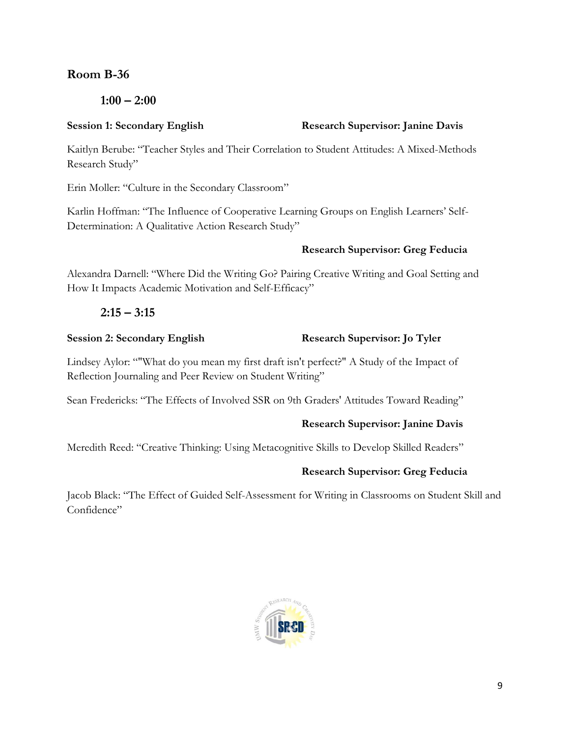## Room B-36

### 1:00 – 2:00

**Session 1: Secondary English** **Research Supervisor: Janine Davis**

Kaitlyn Berube: "Teacher Styles and Their Correlation to Student Attitudes: A Mixed-Methods Research Study"

Erin Moller: "Culture in the Secondary Classroom"

Karlin Hoffman: "The Influence of Cooperative Learning Groups on English Learners' Self-Determination: A Qualitative Action Research Study"

**Research Supervisor: Greg Feducia**

Alexandra Darnell: "Where Did the Writing Go? Pairing Creative Writing and Goal Setting and How It Impacts Academic Motivation and Self-Efficacy"

### 2:15 – 3:15

**Session 2: Secondary English** **Research Supervisor: Jo Tyler**

Lindsey Aylor: ""What do you mean my first draft isn't perfect?" A Study of the Impact of Reflection Journaling and Peer Review on Student Writing"

Sean Fredericks: "The Effects of Involved SSR on 9th Graders' Attitudes Toward Reading"

**Research Supervisor: Janine Davis**

Meredith Reed: "Creative Thinking: Using Metacognitive Skills to Develop Skilled Readers"

**Research Supervisor: Greg Feducia**

Jacob Black: "The Effect of Guided Self-Assessment for Writing in Classrooms on Student Skill and Confidence"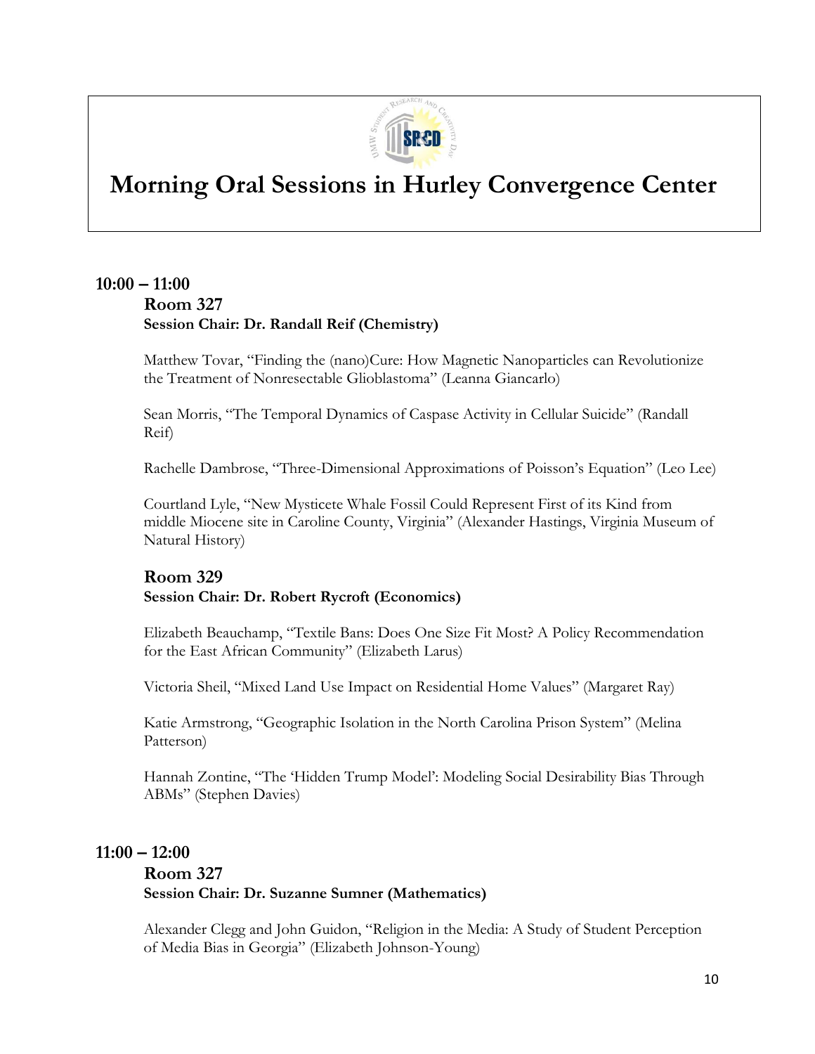# Morning Oral Sessions in Hurley Convergence Center

## 10:00 – 11:00

### Room 327

**Session Chair: Dr. Randall Reif (Chemistry)**

Matthew Tovar, "Finding the (nano)Cure: How Magnetic Nanoparticles can Revolutionize the Treatment of Nonresectable Glioblastoma" (Leanna Giancarlo)

Sean Morris, "The Temporal Dynamics of Caspase Activity in Cellular Suicide" (Randall Reif)

Rachelle Dambrose, "Three-Dimensional Approximations of Poisson's Equation" (Leo Lee)

Courtland Lyle, "New Mysticete Whale Fossil Could Represent First of its Kind from middle Miocene site in Caroline County, Virginia" (Alexander Hastings, Virginia Museum of Natural History)

### Room 329

**Session Chair: Dr. Robert Rycroft (Economics)**

Elizabeth Beauchamp, "Textile Bans: Does One Size Fit Most? A Policy Recommendation for the East African Community" (Elizabeth Larus)

Victoria Sheil, "Mixed Land Use Impact on Residential Home Values" (Margaret Ray)

Katie Armstrong, "Geographic Isolation in the North Carolina Prison System" (Melina Patterson)

Hannah Zontine, "The 'Hidden Trump Model': Modeling Social Desirability Bias Through ABMs" (Stephen Davies)

## 11:00 – 12:00

### Room 327

**Session Chair: Dr. Suzanne Sumner (Mathematics)**

Alexander Clegg and John Guidon, "Religion in the Media: A Study of Student Perception of Media Bias in Georgia" (Elizabeth Johnson-Young)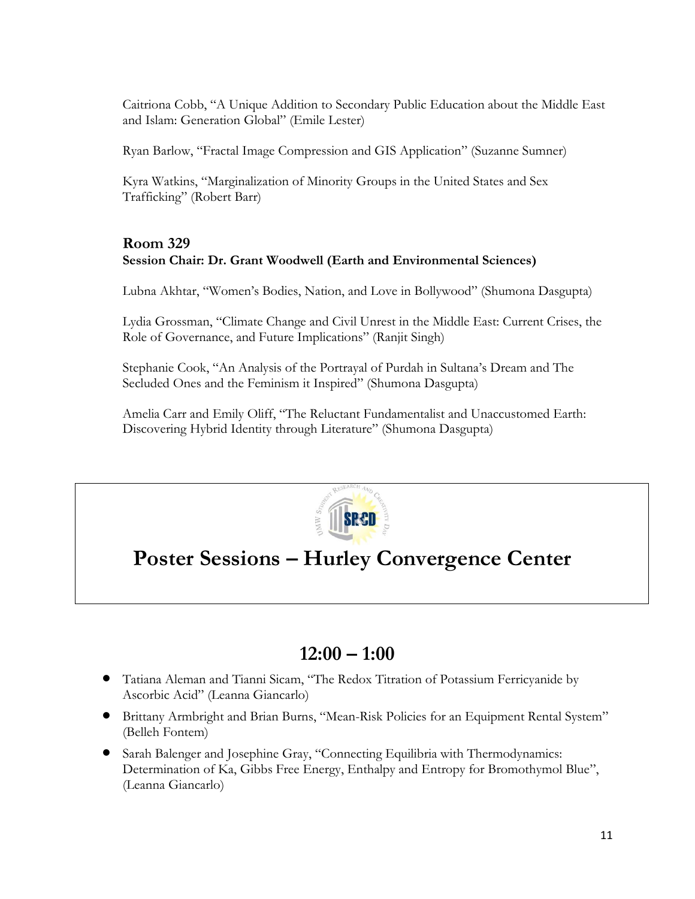Caitriona Cobb, "A Unique Addition to Secondary Public Education about the Middle East and Islam: Generation Global" (Emile Lester)

Ryan Barlow, "Fractal Image Compression and GIS Application" (Suzanne Sumner)

Kyra Watkins, "Marginalization of Minority Groups in the United States and Sex Trafficking" (Robert Barr)

### Room 329

**Session Chair: Dr. Grant Woodwell (Earth and Environmental Sciences)**

Lubna Akhtar, "Women's Bodies, Nation, and Love in Bollywood" (Shumona Dasgupta)

Lydia Grossman, "Climate Change and Civil Unrest in the Middle East: Current Crises, the Role of Governance, and Future Implications" (Ranjit Singh)

Stephanie Cook, "An Analysis of the Portrayal of Purdah in Sultana's Dream and The Secluded Ones and the Feminism it Inspired" (Shumona Dasgupta)

Amelia Carr and Emily Oliff, "The Reluctant Fundamentalist and Unaccustomed Earth: Discovering Hybrid Identity through Literature" (Shumona Dasgupta)

# Poster Sessions – Hurley Convergence Center

## 12:00 – 1:00

- Tatiana Aleman and Tianni Sicam, "The Redox Titration of Potassium Ferricyanide by Ascorbic Acid" (Leanna Giancarlo)
- Brittany Armbright and Brian Burns, "Mean-Risk Policies for an Equipment Rental System" (Belleh Fontem)
- Sarah Balenger and Josephine Gray, "Connecting Equilibria with Thermodynamics: Determination of Ka, Gibbs Free Energy, Enthalpy and Entropy for Bromothymol Blue", (Leanna Giancarlo)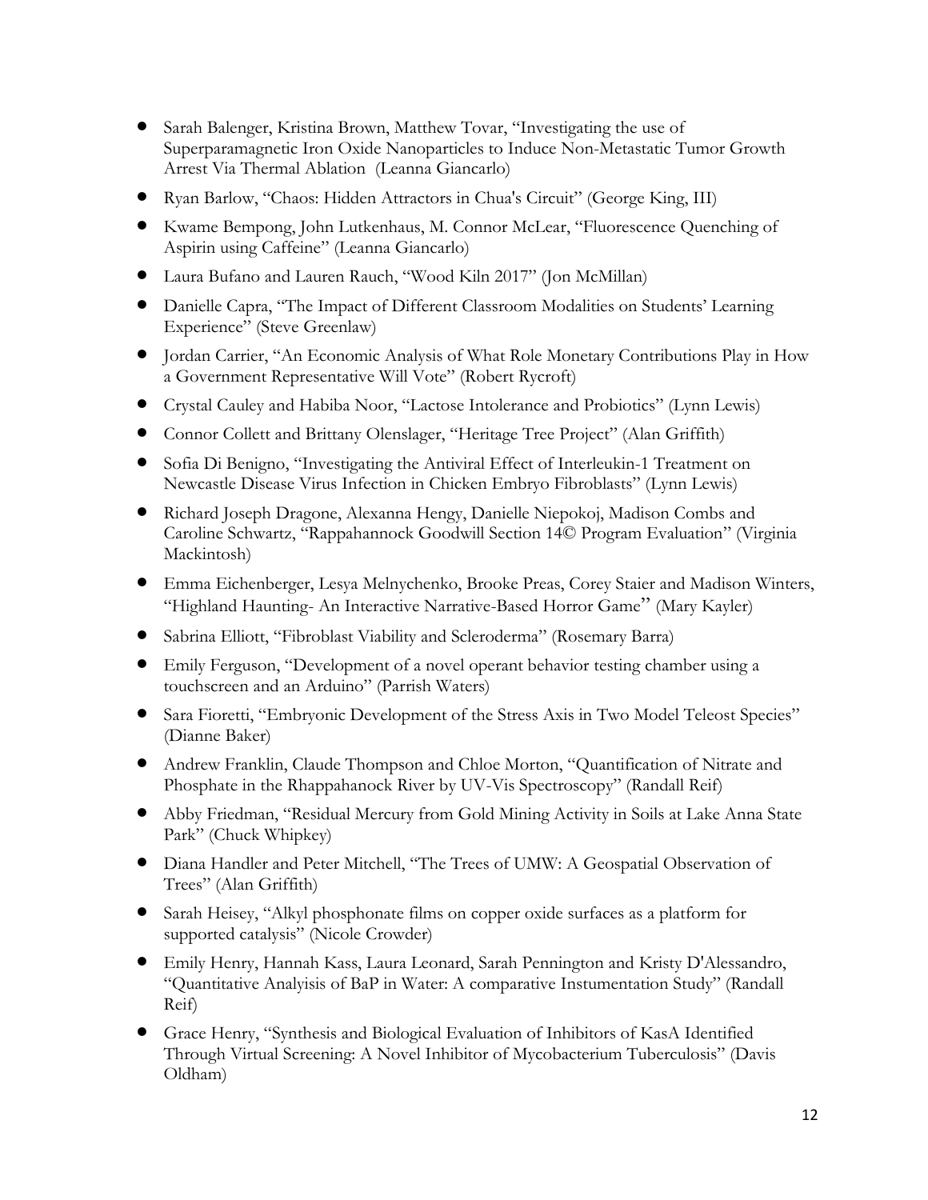- Sarah Balenger, Kristina Brown, Matthew Tovar, "Investigating the use of Superparamagnetic Iron Oxide Nanoparticles to Induce Non-Metastatic Tumor Growth Arrest Via Thermal Ablation (Leanna Giancarlo)
- Ryan Barlow, "Chaos: Hidden Attractors in Chua's Circuit" (George King, III)
- Kwame Bempong, John Lutkenhaus, M. Connor McLear, "Fluorescence Quenching of Aspirin using Caffeine" (Leanna Giancarlo)
- Laura Bufano and Lauren Rauch, "Wood Kiln 2017" (Jon McMillan)
- Danielle Capra, "The Impact of Different Classroom Modalities on Students' Learning Experience" (Steve Greenlaw)
- Jordan Carrier, "An Economic Analysis of What Role Monetary Contributions Play in How a Government Representative Will Vote" (Robert Rycroft)
- Crystal Cauley and Habiba Noor, "Lactose Intolerance and Probiotics" (Lynn Lewis)
- Connor Collett and Brittany Olenslager, "Heritage Tree Project" (Alan Griffith)
- Sofia Di Benigno, "Investigating the Antiviral Effect of Interleukin-1 Treatment on Newcastle Disease Virus Infection in Chicken Embryo Fibroblasts" (Lynn Lewis)
- Richard Joseph Dragone, Alexanna Hengy, Danielle Niepokoj, Madison Combs and Caroline Schwartz, "Rappahannock Goodwill Section 14© Program Evaluation" (Virginia Mackintosh)
- Emma Eichenberger, Lesya Melnychenko, Brooke Preas, Corey Staier and Madison Winters, "Highland Haunting- An Interactive Narrative-Based Horror Game" (Mary Kayler)
- Sabrina Elliott, "Fibroblast Viability and Scleroderma" (Rosemary Barra)
- Emily Ferguson, "Development of a novel operant behavior testing chamber using a touchscreen and an Arduino" (Parrish Waters)
- Sara Fioretti, "Embryonic Development of the Stress Axis in Two Model Teleost Species" (Dianne Baker)
- Andrew Franklin, Claude Thompson and Chloe Morton, "Quantification of Nitrate and Phosphate in the Rhappahanock River by UV-Vis Spectroscopy" (Randall Reif)
- Abby Friedman, "Residual Mercury from Gold Mining Activity in Soils at Lake Anna State Park" (Chuck Whipkey)
- Diana Handler and Peter Mitchell, "The Trees of UMW: A Geospatial Observation of Trees" (Alan Griffith)
- Sarah Heisey, "Alkyl phosphonate films on copper oxide surfaces as a platform for supported catalysis" (Nicole Crowder)
- Emily Henry, Hannah Kass, Laura Leonard, Sarah Pennington and Kristy D'Alessandro, "Quantitative Analyisis of BaP in Water: A comparative Instumentation Study" (Randall Reif)
- Grace Henry, "Synthesis and Biological Evaluation of Inhibitors of KasA Identified Through Virtual Screening: A Novel Inhibitor of Mycobacterium Tuberculosis" (Davis Oldham)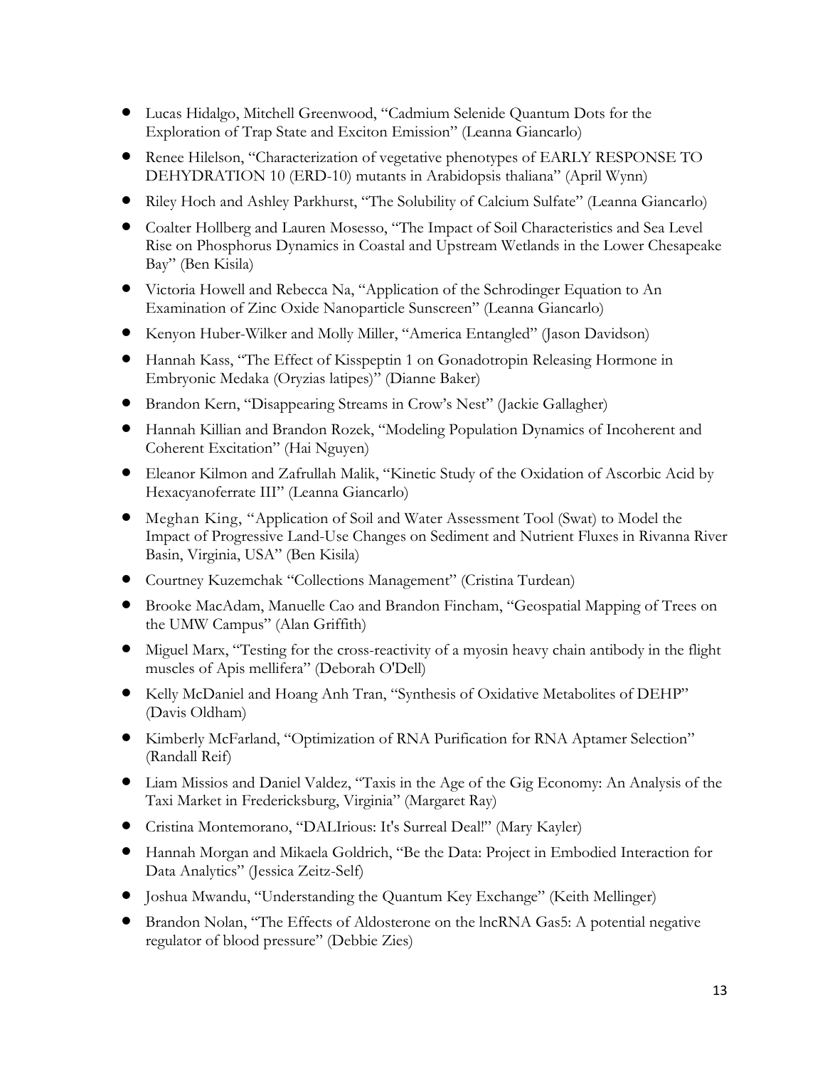- Lucas Hidalgo, Mitchell Greenwood, "Cadmium Selenide Quantum Dots for the Exploration of Trap State and Exciton Emission" (Leanna Giancarlo)
- Renee Hilelson, "Characterization of vegetative phenotypes of EARLY RESPONSE TO DEHYDRATION 10 (ERD-10) mutants in Arabidopsis thaliana" (April Wynn)
- Riley Hoch and Ashley Parkhurst, "The Solubility of Calcium Sulfate" (Leanna Giancarlo)
- Coalter Hollberg and Lauren Mosesso, "The Impact of Soil Characteristics and Sea Level Rise on Phosphorus Dynamics in Coastal and Upstream Wetlands in the Lower Chesapeake Bay" (Ben Kisila)
- Victoria Howell and Rebecca Na, "Application of the Schrodinger Equation to An Examination of Zinc Oxide Nanoparticle Sunscreen" (Leanna Giancarlo)
- Kenyon Huber-Wilker and Molly Miller, "America Entangled" (Jason Davidson)
- Hannah Kass, "The Effect of Kisspeptin 1 on Gonadotropin Releasing Hormone in Embryonic Medaka (Oryzias latipes)" (Dianne Baker)
- Brandon Kern, "Disappearing Streams in Crow's Nest" (Jackie Gallagher)
- Hannah Killian and Brandon Rozek, "Modeling Population Dynamics of Incoherent and Coherent Excitation" (Hai Nguyen)
- Eleanor Kilmon and Zafrullah Malik, "Kinetic Study of the Oxidation of Ascorbic Acid by Hexacyanoferrate III" (Leanna Giancarlo)
- Meghan King, "Application of Soil and Water Assessment Tool (Swat) to Model the Impact of Progressive Land-Use Changes on Sediment and Nutrient Fluxes in Rivanna River Basin, Virginia, USA" (Ben Kisila)
- Courtney Kuzemchak "Collections Management" (Cristina Turdean)
- Brooke MacAdam, Manuelle Cao and Brandon Fincham, "Geospatial Mapping of Trees on the UMW Campus" (Alan Griffith)
- Miguel Marx, "Testing for the cross-reactivity of a myosin heavy chain antibody in the flight muscles of Apis mellifera" (Deborah O'Dell)
- Kelly McDaniel and Hoang Anh Tran, "Synthesis of Oxidative Metabolites of DEHP" (Davis Oldham)
- Kimberly McFarland, "Optimization of RNA Purification for RNA Aptamer Selection" (Randall Reif)
- Liam Missios and Daniel Valdez, "Taxis in the Age of the Gig Economy: An Analysis of the Taxi Market in Fredericksburg, Virginia" (Margaret Ray)
- Cristina Montemorano, "DALIrious: It's Surreal Deal!" (Mary Kayler)
- Hannah Morgan and Mikaela Goldrich, "Be the Data: Project in Embodied Interaction for Data Analytics" (Jessica Zeitz-Self)
- Joshua Mwandu, "Understanding the Quantum Key Exchange" (Keith Mellinger)
- Brandon Nolan, "The Effects of Aldosterone on the lncRNA Gas5: A potential negative regulator of blood pressure" (Debbie Zies)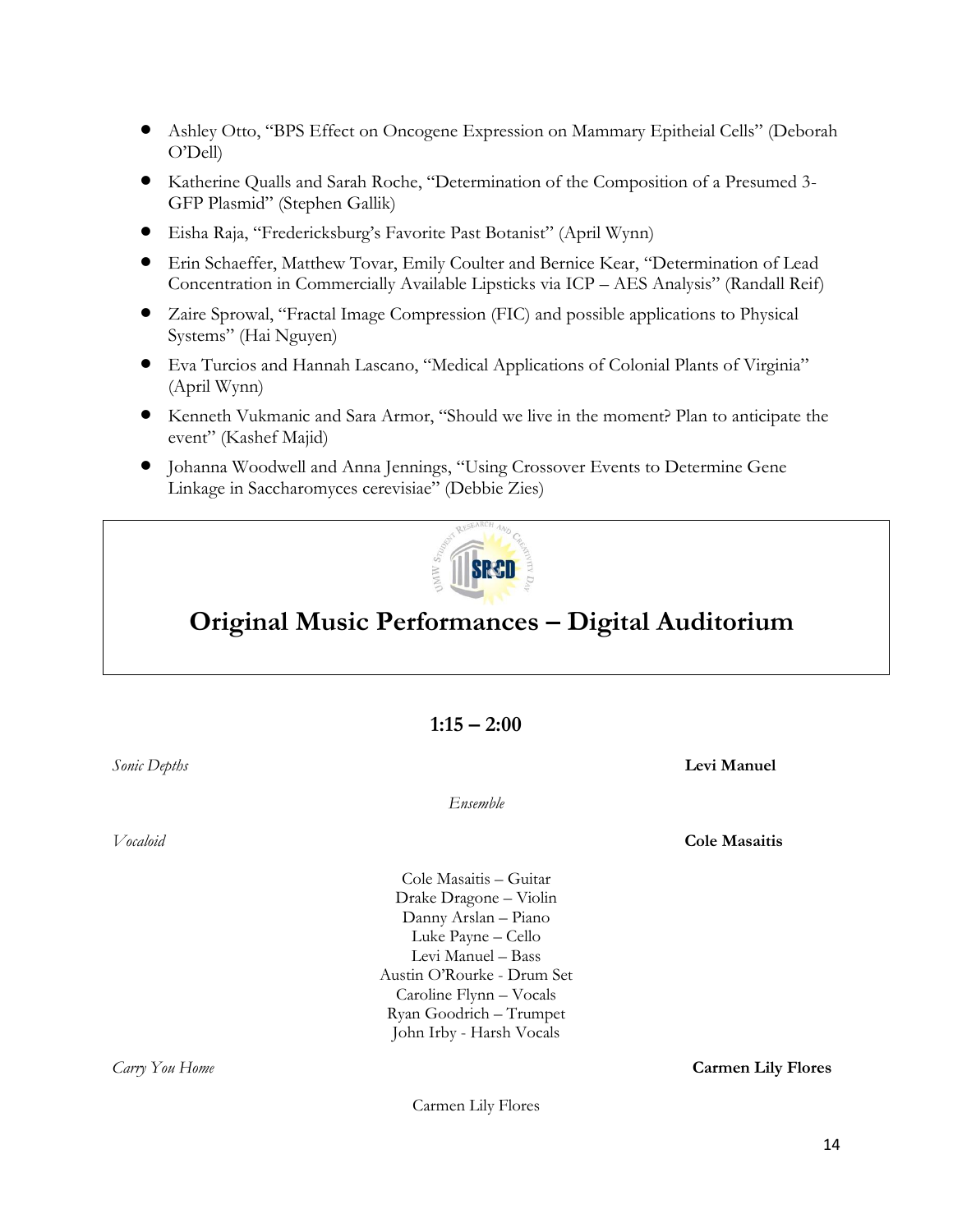- Ashley Otto, "BPS Effect on Oncogene Expression on Mammary Epitheial Cells" (Deborah O'Dell)
- Katherine Qualls and Sarah Roche, "Determination of the Composition of a Presumed 3-GFP Plasmid" (Stephen Gallik)
- Eisha Raja, "Fredericksburg's Favorite Past Botanist" (April Wynn)
- Erin Schaeffer, Matthew Tovar, Emily Coulter and Bernice Kear, "Determination of Lead Concentration in Commercially Available Lipsticks via ICP – AES Analysis" (Randall Reif)
- Zaire Sprowal, "Fractal Image Compression (FIC) and possible applications to Physical Systems" (Hai Nguyen)
- Eva Turcios and Hannah Lascano, "Medical Applications of Colonial Plants of Virginia" (April Wynn)
- Kenneth Vukmanic and Sara Armor, "Should we live in the moment? Plan to anticipate the event" (Kashef Majid)
- Johanna Woodwell and Anna Jennings, "Using Crossover Events to Determine Gene Linkage in Saccharomyces cerevisiae" (Debbie Zies)

## Original Music Performances – Digital Auditorium

### 1:15 – 2:00

*Sonic Depths* **Levi Manuel**

*Ensemble*

*Vocaloid* **Cole Masaitis**

Cole Masaitis – Guitar
Drake Dragone – Violin
Danny Arslan – Piano
Luke Payne – Cello
Levi Manuel – Bass
Austin O'Rourke - Drum Set
Caroline Flynn – Vocals
Ryan Goodrich – Trumpet
John Irby - Harsh Vocals

*Carry You Home* **Carmen Lily Flores**

Carmen Lily Flores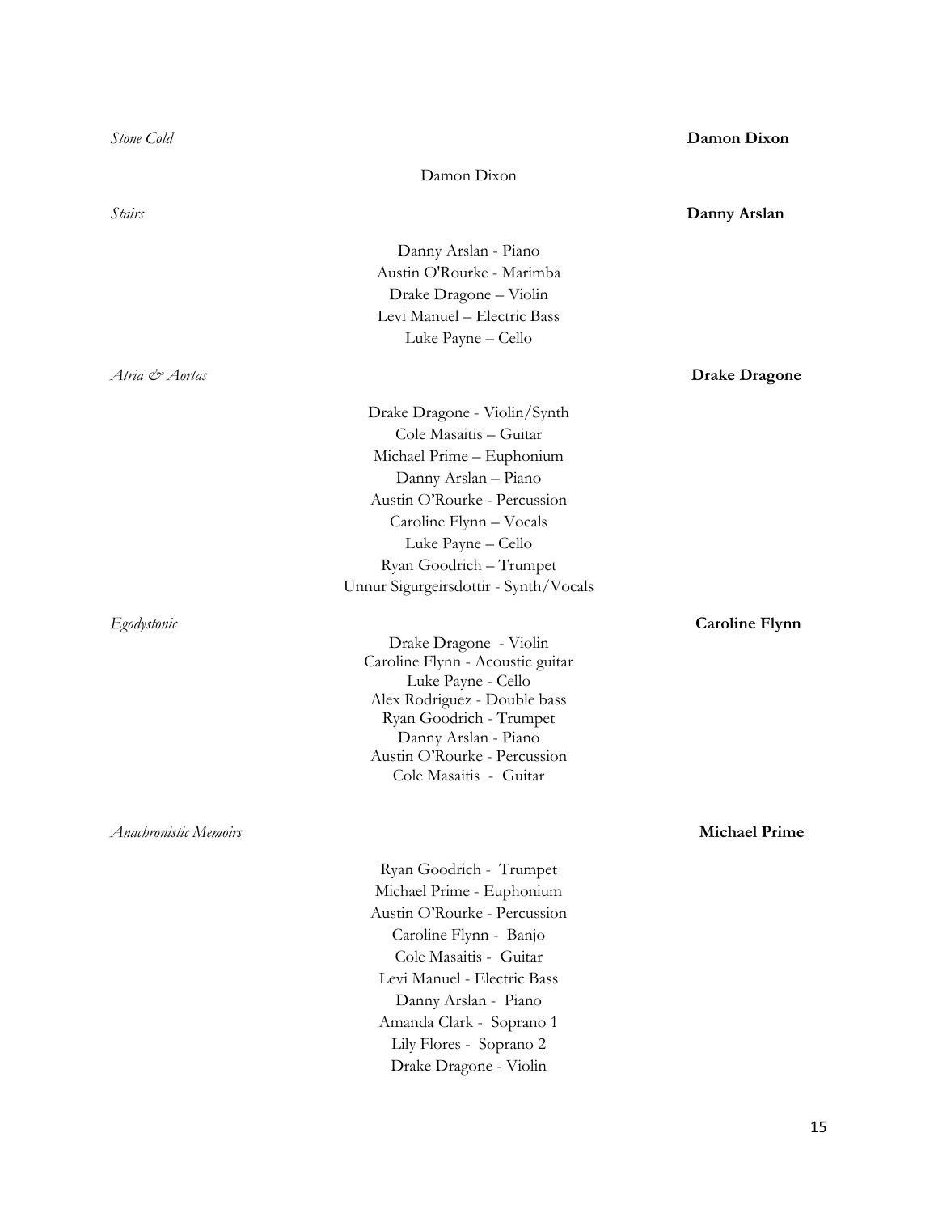*Stone Cold* **Damon Dixon**

Damon Dixon

*Stairs* **Danny Arslan**

Danny Arslan - Piano
Austin O'Rourke - Marimba
Drake Dragone – Violin
Levi Manuel – Electric Bass
Luke Payne – Cello

*Atria & Aortas* **Drake Dragone**

Drake Dragone - Violin/Synth
Cole Masaitis – Guitar
Michael Prime – Euphonium
Danny Arslan – Piano
Austin O'Rourke - Percussion
Caroline Flynn – Vocals
Luke Payne – Cello
Ryan Goodrich – Trumpet
Unnur Sigurgeirsdottir - Synth/Vocals

*Egodystonic* **Caroline Flynn**

Drake Dragone - Violin
Caroline Flynn - Acoustic guitar
Luke Payne - Cello
Alex Rodriguez - Double bass
Ryan Goodrich - Trumpet
Danny Arslan - Piano
Austin O'Rourke - Percussion
Cole Masaitis - Guitar

*Anachronistic Memoirs* **Michael Prime**

Ryan Goodrich - Trumpet
Michael Prime - Euphonium
Austin O'Rourke - Percussion
Caroline Flynn - Banjo
Cole Masaitis - Guitar
Levi Manuel - Electric Bass
Danny Arslan - Piano
Amanda Clark - Soprano 1
Lily Flores - Soprano 2
Drake Dragone - Violin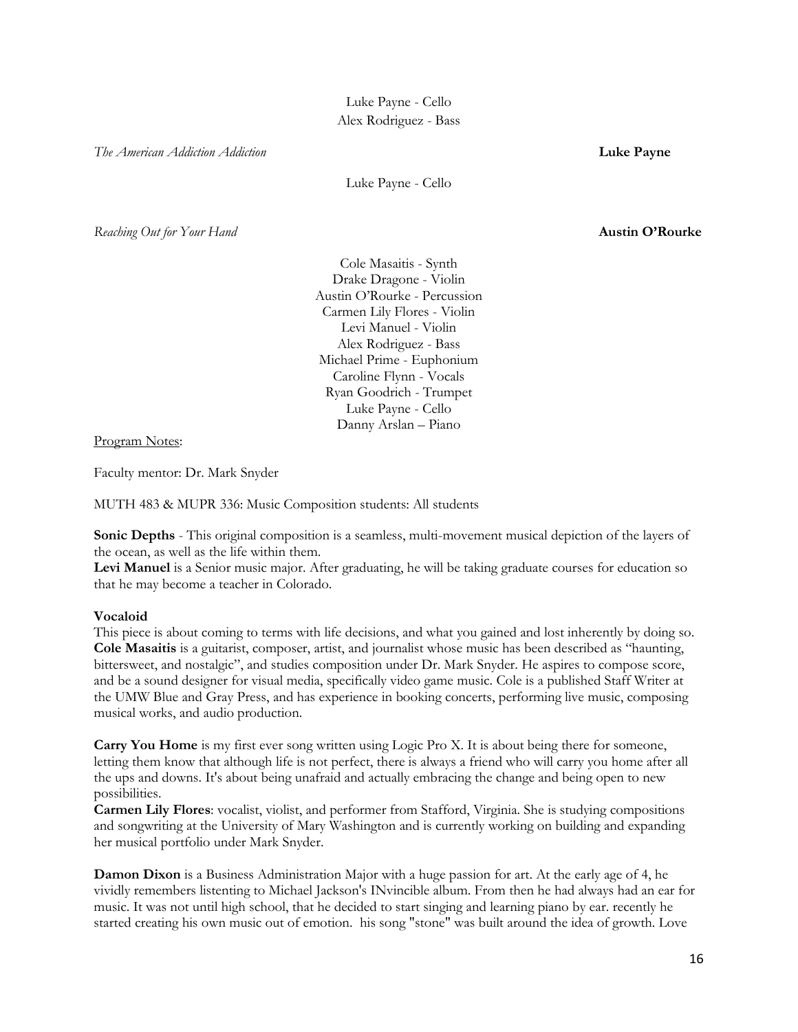Luke Payne - Cello
Alex Rodriguez - Bass

*The American Addiction Addiction* **Luke Payne**

Luke Payne - Cello

*Reaching Out for Your Hand* **Austin O'Rourke**

Cole Masaitis - Synth
Drake Dragone - Violin
Austin O'Rourke - Percussion
Carmen Lily Flores - Violin
Levi Manuel - Violin
Alex Rodriguez - Bass
Michael Prime - Euphonium
Caroline Flynn - Vocals
Ryan Goodrich - Trumpet
Luke Payne - Cello
Danny Arslan – Piano

Program Notes:

Faculty mentor: Dr. Mark Snyder

MUTH 483 & MUPR 336: Music Composition students: All students

**Sonic Depths** - This original composition is a seamless, multi-movement musical depiction of the layers of the ocean, as well as the life within them.
**Levi Manuel** is a Senior music major. After graduating, he will be taking graduate courses for education so that he may become a teacher in Colorado.

**Vocaloid**
This piece is about coming to terms with life decisions, and what you gained and lost inherently by doing so.
**Cole Masaitis** is a guitarist, composer, artist, and journalist whose music has been described as "haunting, bittersweet, and nostalgic", and studies composition under Dr. Mark Snyder. He aspires to compose score, and be a sound designer for visual media, specifically video game music. Cole is a published Staff Writer at the UMW Blue and Gray Press, and has experience in booking concerts, performing live music, composing musical works, and audio production.

**Carry You Home** is my first ever song written using Logic Pro X. It is about being there for someone, letting them know that although life is not perfect, there is always a friend who will carry you home after all the ups and downs. It's about being unafraid and actually embracing the change and being open to new possibilities.
**Carmen Lily Flores**: vocalist, violist, and performer from Stafford, Virginia. She is studying compositions and songwriting at the University of Mary Washington and is currently working on building and expanding her musical portfolio under Mark Snyder.

**Damon Dixon** is a Business Administration Major with a huge passion for art. At the early age of 4, he vividly remembers listenting to Michael Jackson's INvincible album. From then he had always had an ear for music. It was not until high school, that he decided to start singing and learning piano by ear. recently he started creating his own music out of emotion. his song "stone" was built around the idea of growth. Love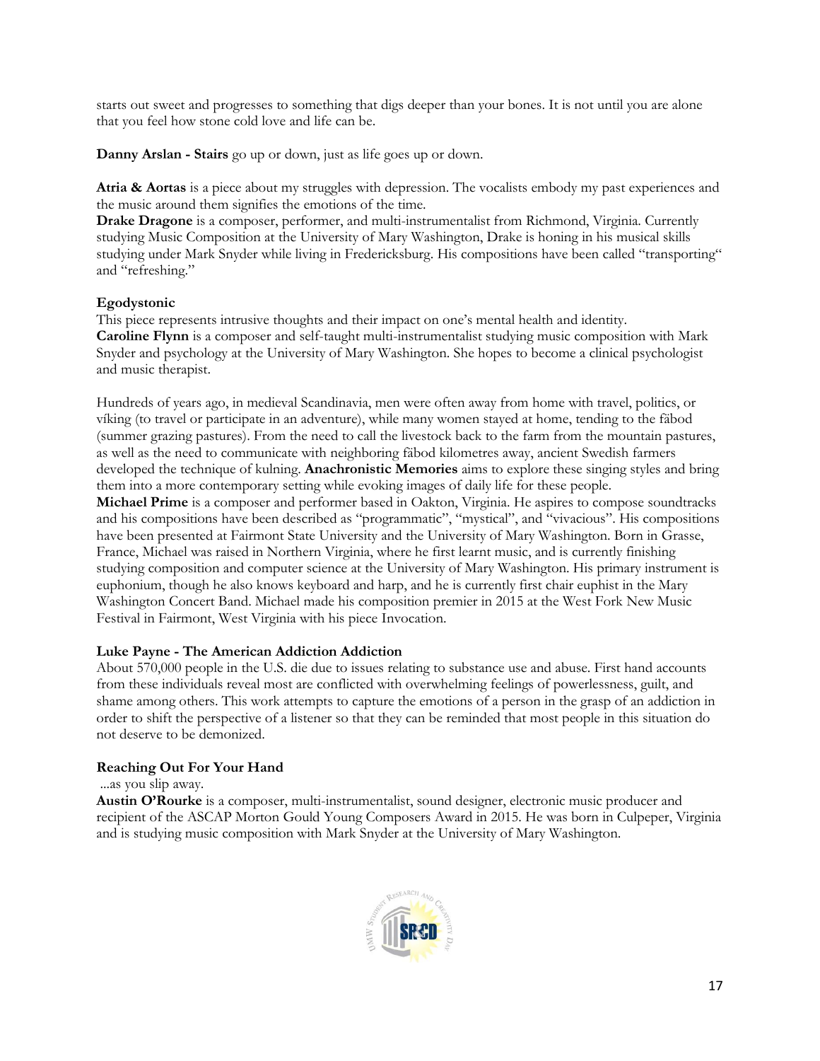starts out sweet and progresses to something that digs deeper than your bones. It is not until you are alone that you feel how stone cold love and life can be.

**Danny Arslan - Stairs** go up or down, just as life goes up or down.

**Atria & Aortas** is a piece about my struggles with depression. The vocalists embody my past experiences and the music around them signifies the emotions of the time.
**Drake Dragone** is a composer, performer, and multi-instrumentalist from Richmond, Virginia. Currently studying Music Composition at the University of Mary Washington, Drake is honing in his musical skills studying under Mark Snyder while living in Fredericksburg. His compositions have been called "transporting" and "refreshing."

**Egodystonic**
This piece represents intrusive thoughts and their impact on one's mental health and identity.
**Caroline Flynn** is a composer and self-taught multi-instrumentalist studying music composition with Mark Snyder and psychology at the University of Mary Washington. She hopes to become a clinical psychologist and music therapist.

Hundreds of years ago, in medieval Scandinavia, men were often away from home with travel, politics, or víking (to travel or participate in an adventure), while many women stayed at home, tending to the fäbod (summer grazing pastures). From the need to call the livestock back to the farm from the mountain pastures, as well as the need to communicate with neighboring fäbod kilometres away, ancient Swedish farmers developed the technique of kulning. **Anachronistic Memories** aims to explore these singing styles and bring them into a more contemporary setting while evoking images of daily life for these people.
**Michael Prime** is a composer and performer based in Oakton, Virginia. He aspires to compose soundtracks and his compositions have been described as "programmatic", "mystical", and "vivacious". His compositions have been presented at Fairmont State University and the University of Mary Washington. Born in Grasse, France, Michael was raised in Northern Virginia, where he first learnt music, and is currently finishing studying composition and computer science at the University of Mary Washington. His primary instrument is euphonium, though he also knows keyboard and harp, and he is currently first chair euphist in the Mary Washington Concert Band. Michael made his composition premier in 2015 at the West Fork New Music Festival in Fairmont, West Virginia with his piece Invocation.

**Luke Payne - The American Addiction Addiction**
About 570,000 people in the U.S. die due to issues relating to substance use and abuse. First hand accounts from these individuals reveal most are conflicted with overwhelming feelings of powerlessness, guilt, and shame among others. This work attempts to capture the emotions of a person in the grasp of an addiction in order to shift the perspective of a listener so that they can be reminded that most people in this situation do not deserve to be demonized.

**Reaching Out For Your Hand**
...as you slip away.
**Austin O'Rourke** is a composer, multi-instrumentalist, sound designer, electronic music producer and recipient of the ASCAP Morton Gould Young Composers Award in 2015. He was born in Culpeper, Virginia and is studying music composition with Mark Snyder at the University of Mary Washington.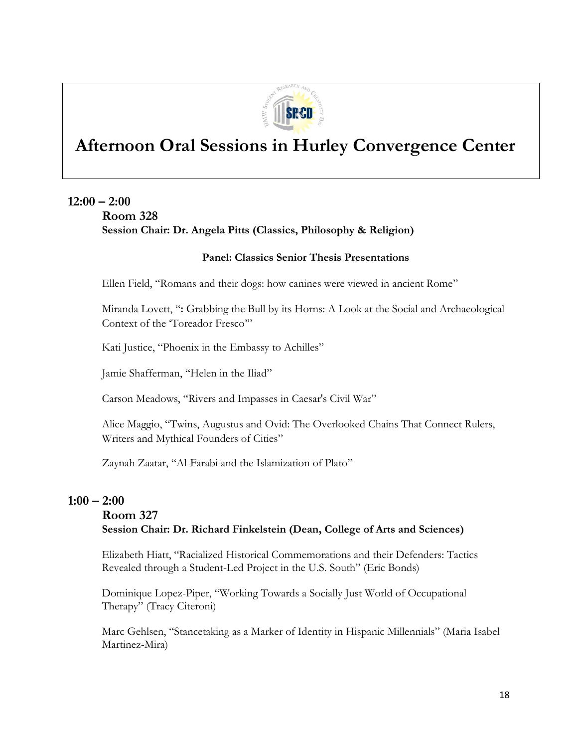# Afternoon Oral Sessions in Hurley Convergence Center

## 12:00 – 2:00

### Room 328

**Session Chair: Dr. Angela Pitts (Classics, Philosophy & Religion)**

**Panel: Classics Senior Thesis Presentations**

Ellen Field, "Romans and their dogs: how canines were viewed in ancient Rome"

Miranda Lovett, "**:** Grabbing the Bull by its Horns: A Look at the Social and Archaeological Context of the 'Toreador Fresco'"

Kati Justice, "Phoenix in the Embassy to Achilles"

Jamie Shafferman, "Helen in the Iliad"

Carson Meadows, "Rivers and Impasses in Caesar's Civil War"

Alice Maggio, "Twins, Augustus and Ovid: The Overlooked Chains That Connect Rulers, Writers and Mythical Founders of Cities"

Zaynah Zaatar, "Al-Farabi and the Islamization of Plato"

## 1:00 – 2:00

### Room 327

**Session Chair: Dr. Richard Finkelstein (Dean, College of Arts and Sciences)**

Elizabeth Hiatt, "Racialized Historical Commemorations and their Defenders: Tactics Revealed through a Student-Led Project in the U.S. South" (Eric Bonds)

Dominique Lopez-Piper, "Working Towards a Socially Just World of Occupational Therapy" (Tracy Citeroni)

Marc Gehlsen, "Stancetaking as a Marker of Identity in Hispanic Millennials" (Maria Isabel Martinez-Mira)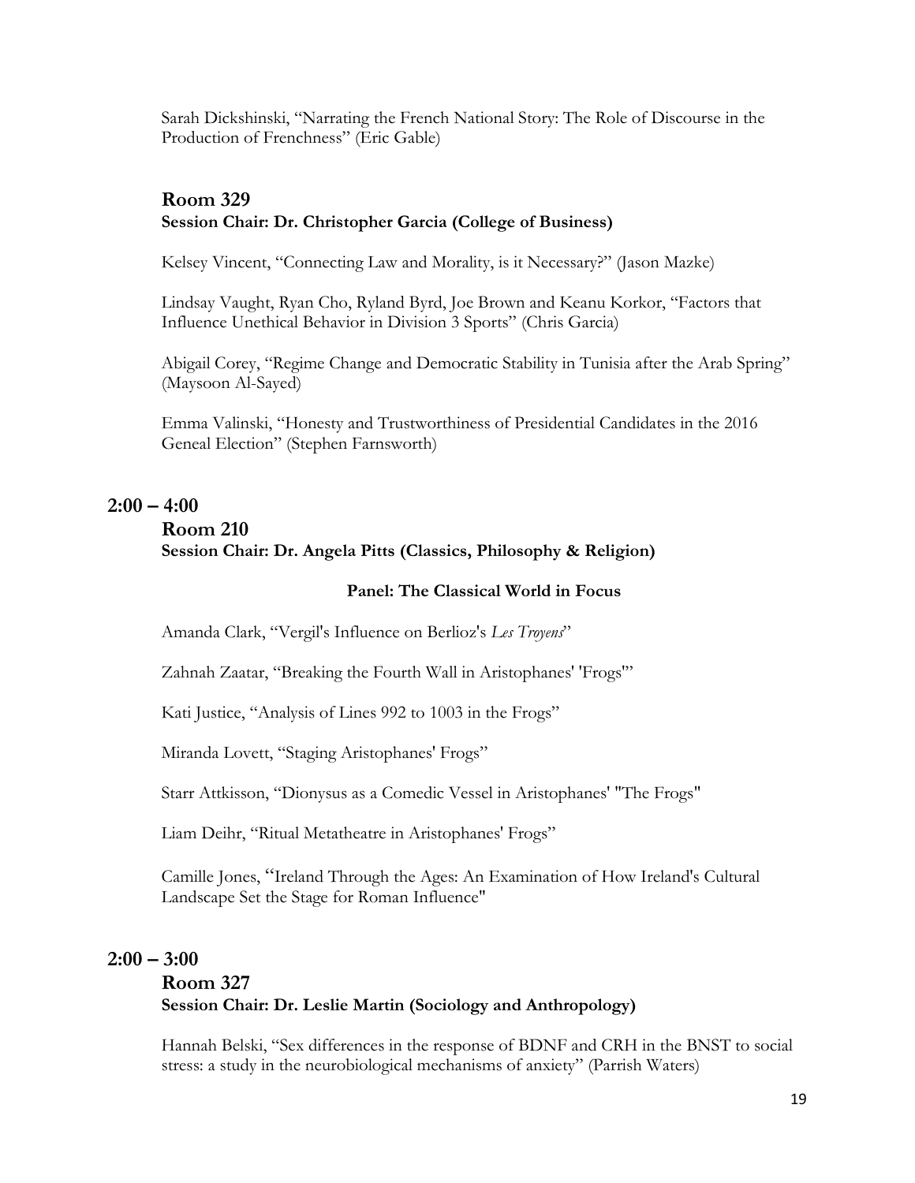Sarah Dickshinski, "Narrating the French National Story: The Role of Discourse in the Production of Frenchness" (Eric Gable)

### Room 329
**Session Chair: Dr. Christopher Garcia (College of Business)**

Kelsey Vincent, "Connecting Law and Morality, is it Necessary?" (Jason Mazke)

Lindsay Vaught, Ryan Cho, Ryland Byrd, Joe Brown and Keanu Korkor, "Factors that Influence Unethical Behavior in Division 3 Sports" (Chris Garcia)

Abigail Corey, "Regime Change and Democratic Stability in Tunisia after the Arab Spring" (Maysoon Al-Sayed)

Emma Valinski, "Honesty and Trustworthiness of Presidential Candidates in the 2016 Geneal Election" (Stephen Farnsworth)

## 2:00 – 4:00

### Room 210
**Session Chair: Dr. Angela Pitts (Classics, Philosophy & Religion)**

**Panel: The Classical World in Focus**

Amanda Clark, "Vergil's Influence on Berlioz's *Les Troyens*"

Zahnah Zaatar, "Breaking the Fourth Wall in Aristophanes' 'Frogs'"

Kati Justice, "Analysis of Lines 992 to 1003 in the Frogs"

Miranda Lovett, "Staging Aristophanes' Frogs"

Starr Attkisson, "Dionysus as a Comedic Vessel in Aristophanes' "The Frogs"

Liam Deihr, "Ritual Metatheatre in Aristophanes' Frogs"

Camille Jones, "Ireland Through the Ages: An Examination of How Ireland's Cultural Landscape Set the Stage for Roman Influence"

## 2:00 – 3:00

### Room 327
**Session Chair: Dr. Leslie Martin (Sociology and Anthropology)**

Hannah Belski, "Sex differences in the response of BDNF and CRH in the BNST to social stress: a study in the neurobiological mechanisms of anxiety" (Parrish Waters)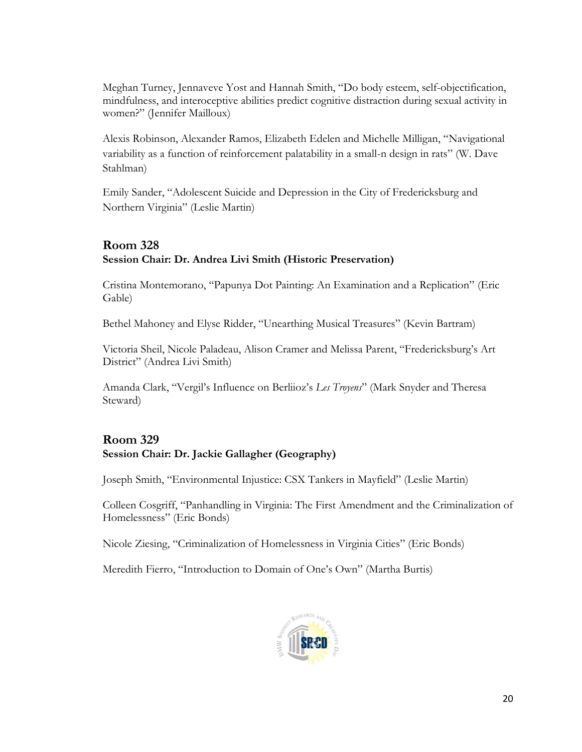Meghan Turney, Jennaveve Yost and Hannah Smith, "Do body esteem, self-objectification, mindfulness, and interoceptive abilities predict cognitive distraction during sexual activity in women?" (Jennifer Mailloux)

Alexis Robinson, Alexander Ramos, Elizabeth Edelen and Michelle Milligan, "Navigational variability as a function of reinforcement palatability in a small-n design in rats" (W. Dave Stahlman)

Emily Sander, "Adolescent Suicide and Depression in the City of Fredericksburg and Northern Virginia" (Leslie Martin)

## Room 328

**Session Chair: Dr. Andrea Livi Smith (Historic Preservation)**

Cristina Montemorano, "Papunya Dot Painting: An Examination and a Replication" (Eric Gable)

Bethel Mahoney and Elyse Ridder, "Unearthing Musical Treasures" (Kevin Bartram)

Victoria Sheil, Nicole Paladeau, Alison Cramer and Melissa Parent, "Fredericksburg's Art District" (Andrea Livi Smith)

Amanda Clark, "Vergil's Influence on Berliioz's *Les Troyens*" (Mark Snyder and Theresa Steward)

## Room 329

**Session Chair: Dr. Jackie Gallagher (Geography)**

Joseph Smith, "Environmental Injustice: CSX Tankers in Mayfield" (Leslie Martin)

Colleen Cosgriff, "Panhandling in Virginia: The First Amendment and the Criminalization of Homelessness" (Eric Bonds)

Nicole Ziesing, "Criminalization of Homelessness in Virginia Cities" (Eric Bonds)

Meredith Fierro, "Introduction to Domain of One's Own" (Martha Burtis)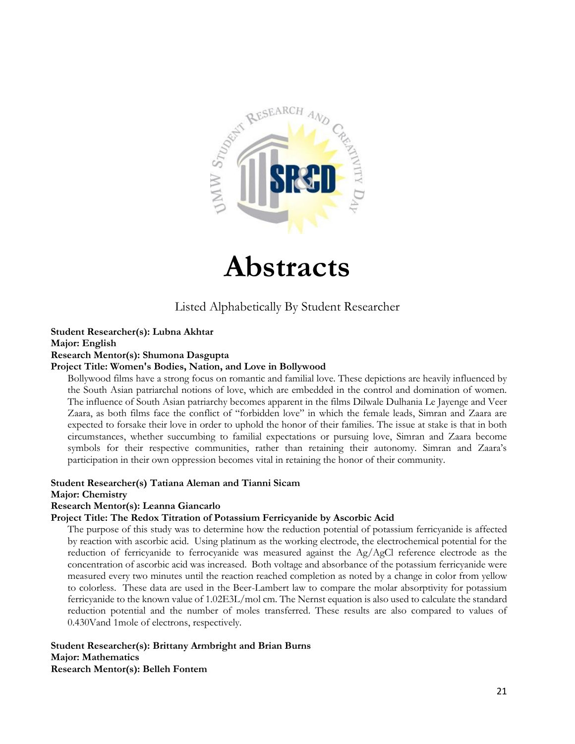# Abstracts

Listed Alphabetically By Student Researcher

**Student Researcher(s): Lubna Akhtar**
**Major: English**
**Research Mentor(s): Shumona Dasgupta**
**Project Title: Women's Bodies, Nation, and Love in Bollywood**

Bollywood films have a strong focus on romantic and familial love. These depictions are heavily influenced by the South Asian patriarchal notions of love, which are embedded in the control and domination of women. The influence of South Asian patriarchy becomes apparent in the films Dilwale Dulhania Le Jayenge and Veer Zaara, as both films face the conflict of "forbidden love" in which the female leads, Simran and Zaara are expected to forsake their love in order to uphold the honor of their families. The issue at stake is that in both circumstances, whether succumbing to familial expectations or pursuing love, Simran and Zaara become symbols for their respective communities, rather than retaining their autonomy. Simran and Zaara's participation in their own oppression becomes vital in retaining the honor of their community.

**Student Researcher(s) Tatiana Aleman and Tianni Sicam**
**Major: Chemistry**
**Research Mentor(s): Leanna Giancarlo**
**Project Title: The Redox Titration of Potassium Ferricyanide by Ascorbic Acid**

The purpose of this study was to determine how the reduction potential of potassium ferricyanide is affected by reaction with ascorbic acid. Using platinum as the working electrode, the electrochemical potential for the reduction of ferricyanide to ferrocyanide was measured against the Ag/AgCl reference electrode as the concentration of ascorbic acid was increased. Both voltage and absorbance of the potassium ferricyanide were measured every two minutes until the reaction reached completion as noted by a change in color from yellow to colorless. These data are used in the Beer-Lambert law to compare the molar absorptivity for potassium ferricyanide to the known value of 1.02E3L/mol cm. The Nernst equation is also used to calculate the standard reduction potential and the number of moles transferred. These results are also compared to values of 0.430Vand 1mole of electrons, respectively.

**Student Researcher(s): Brittany Armbright and Brian Burns**
**Major: Mathematics**
**Research Mentor(s): Belleh Fontem**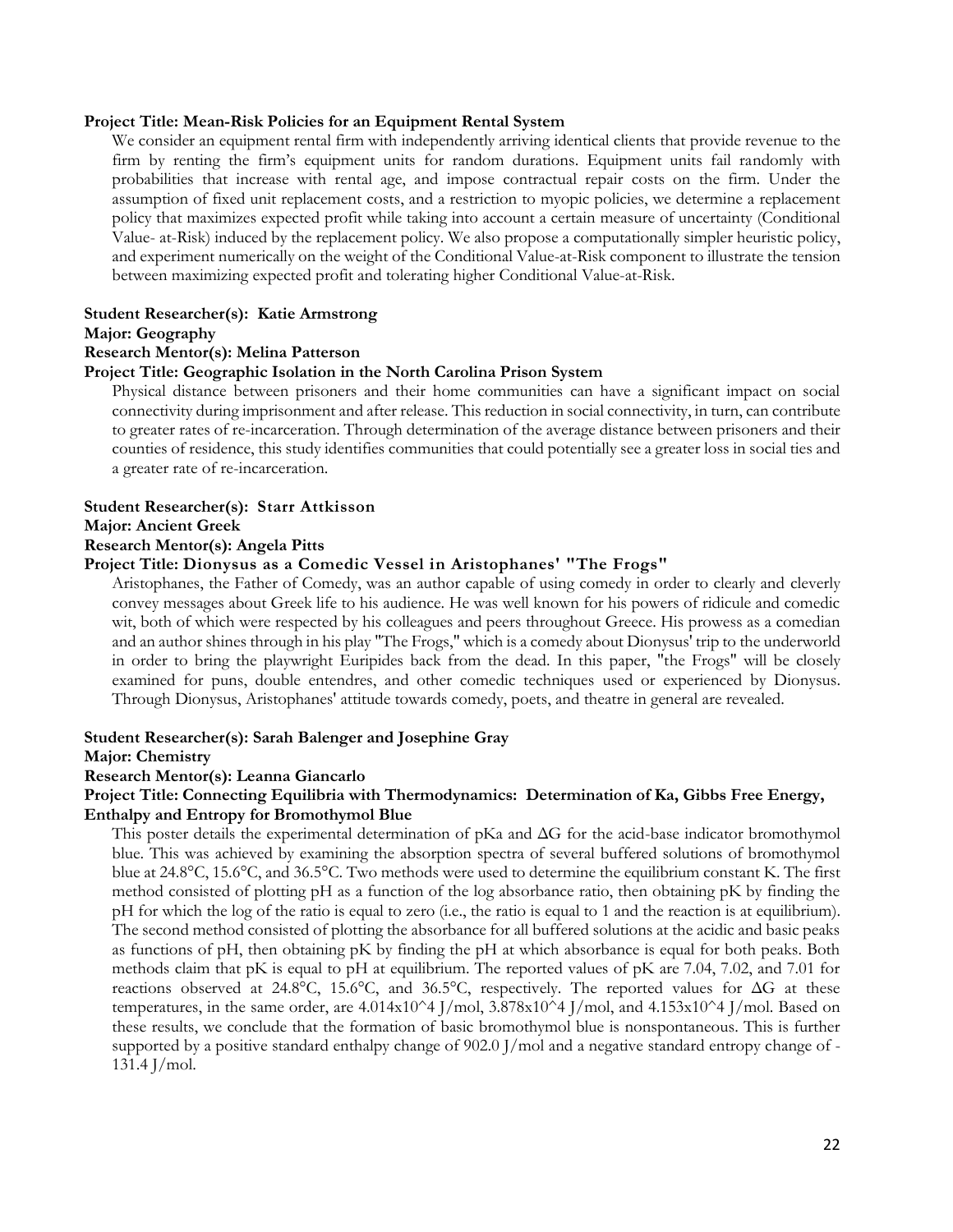**Project Title: Mean-Risk Policies for an Equipment Rental System**

We consider an equipment rental firm with independently arriving identical clients that provide revenue to the firm by renting the firm's equipment units for random durations. Equipment units fail randomly with probabilities that increase with rental age, and impose contractual repair costs on the firm. Under the assumption of fixed unit replacement costs, and a restriction to myopic policies, we determine a replacement policy that maximizes expected profit while taking into account a certain measure of uncertainty (Conditional Value- at-Risk) induced by the replacement policy. We also propose a computationally simpler heuristic policy, and experiment numerically on the weight of the Conditional Value-at-Risk component to illustrate the tension between maximizing expected profit and tolerating higher Conditional Value-at-Risk.

**Student Researcher(s): Katie Armstrong**
**Major: Geography**
**Research Mentor(s): Melina Patterson**
**Project Title: Geographic Isolation in the North Carolina Prison System**

Physical distance between prisoners and their home communities can have a significant impact on social connectivity during imprisonment and after release. This reduction in social connectivity, in turn, can contribute to greater rates of re-incarceration. Through determination of the average distance between prisoners and their counties of residence, this study identifies communities that could potentially see a greater loss in social ties and a greater rate of re-incarceration.

**Student Researcher(s): Starr Attkisson**
**Major: Ancient Greek**
**Research Mentor(s): Angela Pitts**
**Project Title: Dionysus as a Comedic Vessel in Aristophanes' "The Frogs"**

Aristophanes, the Father of Comedy, was an author capable of using comedy in order to clearly and cleverly convey messages about Greek life to his audience. He was well known for his powers of ridicule and comedic wit, both of which were respected by his colleagues and peers throughout Greece. His prowess as a comedian and an author shines through in his play "The Frogs," which is a comedy about Dionysus' trip to the underworld in order to bring the playwright Euripides back from the dead. In this paper, "the Frogs" will be closely examined for puns, double entendres, and other comedic techniques used or experienced by Dionysus. Through Dionysus, Aristophanes' attitude towards comedy, poets, and theatre in general are revealed.

**Student Researcher(s): Sarah Balenger and Josephine Gray**
**Major: Chemistry**
**Research Mentor(s): Leanna Giancarlo**
**Project Title: Connecting Equilibria with Thermodynamics: Determination of Ka, Gibbs Free Energy, Enthalpy and Entropy for Bromothymol Blue**

This poster details the experimental determination of pKa and $\Delta G$ for the acid-base indicator bromothymol blue. This was achieved by examining the absorption spectra of several buffered solutions of bromothymol blue at 24.8°C, 15.6°C, and 36.5°C. Two methods were used to determine the equilibrium constant K. The first method consisted of plotting pH as a function of the log absorbance ratio, then obtaining pK by finding the pH for which the log of the ratio is equal to zero (i.e., the ratio is equal to 1 and the reaction is at equilibrium). The second method consisted of plotting the absorbance for all buffered solutions at the acidic and basic peaks as functions of pH, then obtaining pK by finding the pH at which absorbance is equal for both peaks. Both methods claim that pK is equal to pH at equilibrium. The reported values of pK are 7.04, 7.02, and 7.01 for reactions observed at 24.8°C, 15.6°C, and 36.5°C, respectively. The reported values for $\Delta G$ at these temperatures, in the same order, are $4.014 \times 10^4$ J/mol, $3.878 \times 10^4$ J/mol, and $4.153 \times 10^4$ J/mol. Based on these results, we conclude that the formation of basic bromothymol blue is nonspontaneous. This is further supported by a positive standard enthalpy change of 902.0 J/mol and a negative standard entropy change of -131.4 J/mol.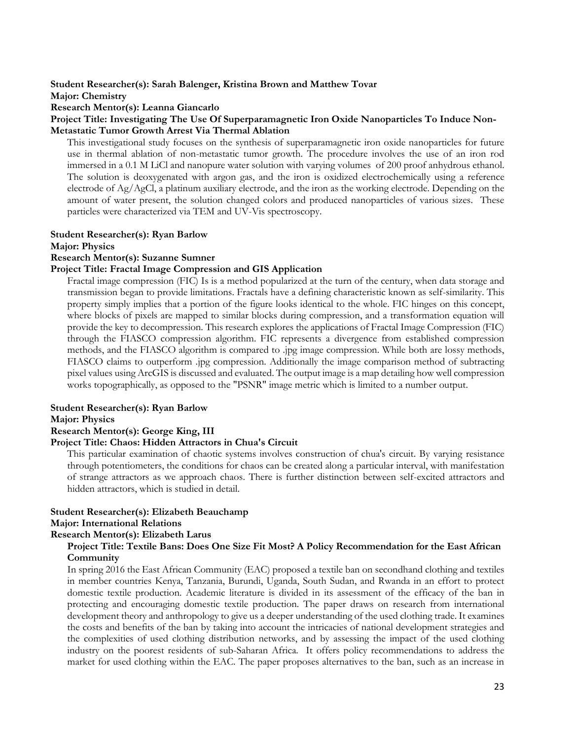**Student Researcher(s): Sarah Balenger, Kristina Brown and Matthew Tovar**
**Major: Chemistry**
**Research Mentor(s): Leanna Giancarlo**
**Project Title: Investigating The Use Of Superparamagnetic Iron Oxide Nanoparticles To Induce Non-Metastatic Tumor Growth Arrest Via Thermal Ablation**

This investigational study focuses on the synthesis of superparamagnetic iron oxide nanoparticles for future use in thermal ablation of non-metastatic tumor growth. The procedure involves the use of an iron rod immersed in a 0.1 M LiCl and nanopure water solution with varying volumes of 200 proof anhydrous ethanol. The solution is deoxygenated with argon gas, and the iron is oxidized electrochemically using a reference electrode of Ag/AgCl, a platinum auxiliary electrode, and the iron as the working electrode. Depending on the amount of water present, the solution changed colors and produced nanoparticles of various sizes. These particles were characterized via TEM and UV-Vis spectroscopy.

**Student Researcher(s): Ryan Barlow**
**Major: Physics**
**Research Mentor(s): Suzanne Sumner**
**Project Title: Fractal Image Compression and GIS Application**

Fractal image compression (FIC) Is is a method popularized at the turn of the century, when data storage and transmission began to provide limitations. Fractals have a defining characteristic known as self-similarity. This property simply implies that a portion of the figure looks identical to the whole. FIC hinges on this concept, where blocks of pixels are mapped to similar blocks during compression, and a transformation equation will provide the key to decompression. This research explores the applications of Fractal Image Compression (FIC) through the FIASCO compression algorithm. FIC represents a divergence from established compression methods, and the FIASCO algorithm is compared to .jpg image compression. While both are lossy methods, FIASCO claims to outperform .jpg compression. Additionally the image comparison method of subtracting pixel values using ArcGIS is discussed and evaluated. The output image is a map detailing how well compression works topographically, as opposed to the "PSNR" image metric which is limited to a number output.

**Student Researcher(s): Ryan Barlow**
**Major: Physics**
**Research Mentor(s): George King, III**
**Project Title: Chaos: Hidden Attractors in Chua's Circuit**

This particular examination of chaotic systems involves construction of chua's circuit. By varying resistance through potentiometers, the conditions for chaos can be created along a particular interval, with manifestation of strange attractors as we approach chaos. There is further distinction between self-excited attractors and hidden attractors, which is studied in detail.

**Student Researcher(s): Elizabeth Beauchamp**
**Major: International Relations**
**Research Mentor(s): Elizabeth Larus**
**Project Title: Textile Bans: Does One Size Fit Most? A Policy Recommendation for the East African Community**

In spring 2016 the East African Community (EAC) proposed a textile ban on secondhand clothing and textiles in member countries Kenya, Tanzania, Burundi, Uganda, South Sudan, and Rwanda in an effort to protect domestic textile production. Academic literature is divided in its assessment of the efficacy of the ban in protecting and encouraging domestic textile production. The paper draws on research from international development theory and anthropology to give us a deeper understanding of the used clothing trade. It examines the costs and benefits of the ban by taking into account the intricacies of national development strategies and the complexities of used clothing distribution networks, and by assessing the impact of the used clothing industry on the poorest residents of sub-Saharan Africa. It offers policy recommendations to address the market for used clothing within the EAC. The paper proposes alternatives to the ban, such as an increase in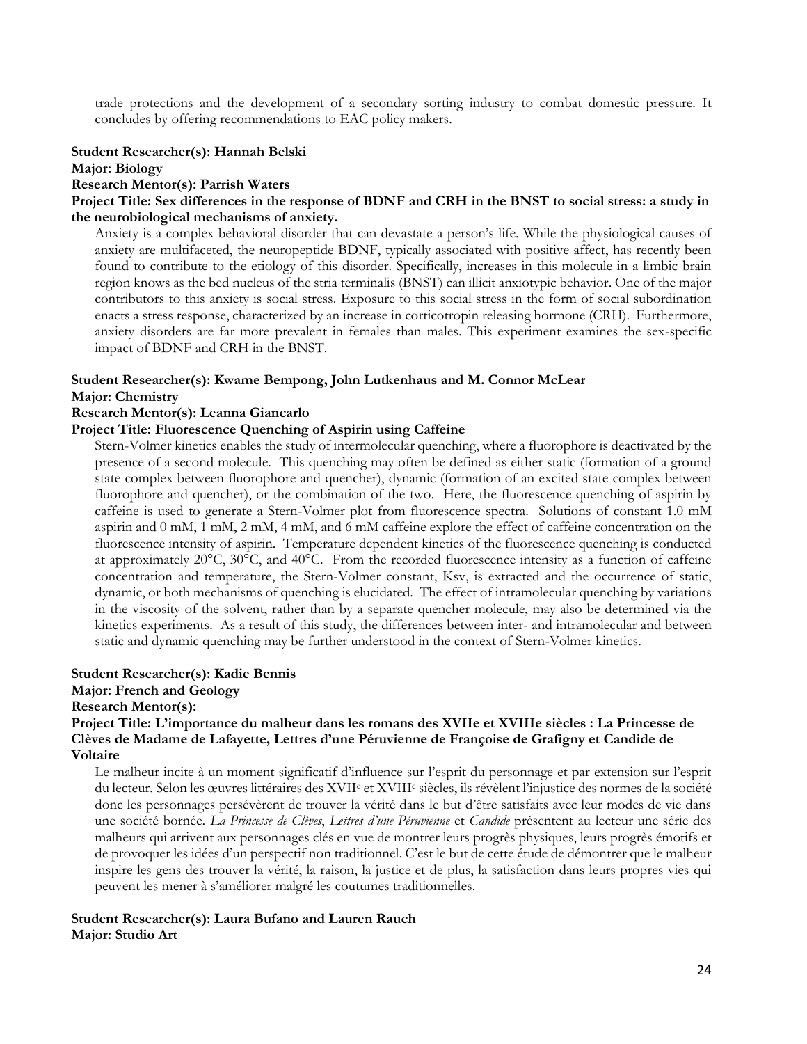trade protections and the development of a secondary sorting industry to combat domestic pressure. It concludes by offering recommendations to EAC policy makers.

**Student Researcher(s): Hannah Belski**
**Major: Biology**
**Research Mentor(s): Parrish Waters**
**Project Title: Sex differences in the response of BDNF and CRH in the BNST to social stress: a study in the neurobiological mechanisms of anxiety.**

Anxiety is a complex behavioral disorder that can devastate a person's life. While the physiological causes of anxiety are multifaceted, the neuropeptide BDNF, typically associated with positive affect, has recently been found to contribute to the etiology of this disorder. Specifically, increases in this molecule in a limbic brain region knows as the bed nucleus of the stria terminalis (BNST) can illicit anxiotypic behavior. One of the major contributors to this anxiety is social stress. Exposure to this social stress in the form of social subordination enacts a stress response, characterized by an increase in corticotropin releasing hormone (CRH). Furthermore, anxiety disorders are far more prevalent in females than males. This experiment examines the sex-specific impact of BDNF and CRH in the BNST.

**Student Researcher(s): Kwame Bempong, John Lutkenhaus and M. Connor McLear**
**Major: Chemistry**
**Research Mentor(s): Leanna Giancarlo**
**Project Title: Fluorescence Quenching of Aspirin using Caffeine**

Stern-Volmer kinetics enables the study of intermolecular quenching, where a fluorophore is deactivated by the presence of a second molecule. This quenching may often be defined as either static (formation of a ground state complex between fluorophore and quencher), dynamic (formation of an excited state complex between fluorophore and quencher), or the combination of the two. Here, the fluorescence quenching of aspirin by caffeine is used to generate a Stern-Volmer plot from fluorescence spectra. Solutions of constant 1.0 mM aspirin and 0 mM, 1 mM, 2 mM, 4 mM, and 6 mM caffeine explore the effect of caffeine concentration on the fluorescence intensity of aspirin. Temperature dependent kinetics of the fluorescence quenching is conducted at approximately 20°C, 30°C, and 40°C. From the recorded fluorescence intensity as a function of caffeine concentration and temperature, the Stern-Volmer constant, Ksv, is extracted and the occurrence of static, dynamic, or both mechanisms of quenching is elucidated. The effect of intramolecular quenching by variations in the viscosity of the solvent, rather than by a separate quencher molecule, may also be determined via the kinetics experiments. As a result of this study, the differences between inter- and intramolecular and between static and dynamic quenching may be further understood in the context of Stern-Volmer kinetics.

**Student Researcher(s): Kadie Bennis**
**Major: French and Geology**
**Research Mentor(s):**
**Project Title: L'importance du malheur dans les romans des XVIIe et XVIIIe siècles : La Princesse de Clèves de Madame de Lafayette, Lettres d'une Péruvienne de Françoise de Grafigny et Candide de Voltaire**

Le malheur incite à un moment significatif d'influence sur l'esprit du personnage et par extension sur l'esprit du lecteur. Selon les œuvres littéraires des XVII[e] et XVIII[e] siècles, ils révèlent l'injustice des normes de la société donc les personnages persévèrent de trouver la vérité dans le but d'être satisfaits avec leur modes de vie dans une société bornée. *La Princesse de Clèves*, *Lettres d'une Péruvienne* et *Candide* présentent au lecteur une série des malheurs qui arrivent aux personnages clés en vue de montrer leurs progrès physiques, leurs progrès émotifs et de provoquer les idées d'un perspectif non traditionnel. C'est le but de cette étude de démontrer que le malheur inspire les gens des trouver la vérité, la raison, la justice et de plus, la satisfaction dans leurs propres vies qui peuvent les mener à s'améliorer malgré les coutumes traditionnelles.

**Student Researcher(s): Laura Bufano and Lauren Rauch**
**Major: Studio Art**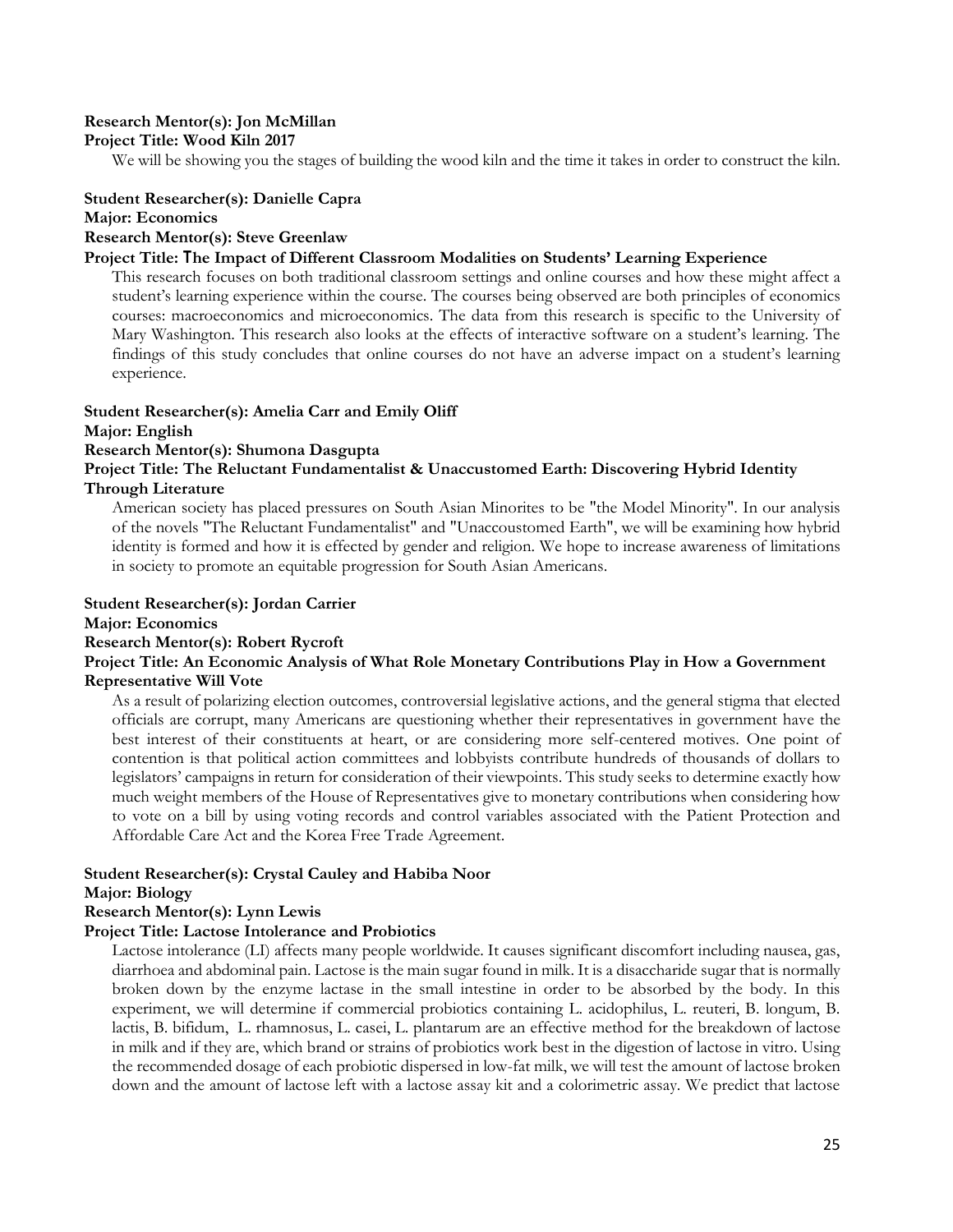**Research Mentor(s): Jon McMillan**
**Project Title: Wood Kiln 2017**

We will be showing you the stages of building the wood kiln and the time it takes in order to construct the kiln.

**Student Researcher(s): Danielle Capra**
**Major: Economics**
**Research Mentor(s): Steve Greenlaw**
**Project Title: The Impact of Different Classroom Modalities on Students' Learning Experience**

This research focuses on both traditional classroom settings and online courses and how these might affect a student's learning experience within the course. The courses being observed are both principles of economics courses: macroeconomics and microeconomics. The data from this research is specific to the University of Mary Washington. This research also looks at the effects of interactive software on a student's learning. The findings of this study concludes that online courses do not have an adverse impact on a student's learning experience.

**Student Researcher(s): Amelia Carr and Emily Oliff**
**Major: English**
**Research Mentor(s): Shumona Dasgupta**
**Project Title: The Reluctant Fundamentalist & Unaccustomed Earth: Discovering Hybrid Identity Through Literature**

American society has placed pressures on South Asian Minorites to be "the Model Minority". In our analysis of the novels "The Reluctant Fundamentalist" and "Unaccoustomed Earth", we will be examining how hybrid identity is formed and how it is effected by gender and religion. We hope to increase awareness of limitations in society to promote an equitable progression for South Asian Americans.

**Student Researcher(s): Jordan Carrier**
**Major: Economics**
**Research Mentor(s): Robert Rycroft**
**Project Title: An Economic Analysis of What Role Monetary Contributions Play in How a Government Representative Will Vote**

As a result of polarizing election outcomes, controversial legislative actions, and the general stigma that elected officials are corrupt, many Americans are questioning whether their representatives in government have the best interest of their constituents at heart, or are considering more self-centered motives. One point of contention is that political action committees and lobbyists contribute hundreds of thousands of dollars to legislators' campaigns in return for consideration of their viewpoints. This study seeks to determine exactly how much weight members of the House of Representatives give to monetary contributions when considering how to vote on a bill by using voting records and control variables associated with the Patient Protection and Affordable Care Act and the Korea Free Trade Agreement.

**Student Researcher(s): Crystal Cauley and Habiba Noor**
**Major: Biology**
**Research Mentor(s): Lynn Lewis**
**Project Title: Lactose Intolerance and Probiotics**

Lactose intolerance (LI) affects many people worldwide. It causes significant discomfort including nausea, gas, diarrhoea and abdominal pain. Lactose is the main sugar found in milk. It is a disaccharide sugar that is normally broken down by the enzyme lactase in the small intestine in order to be absorbed by the body. In this experiment, we will determine if commercial probiotics containing L. acidophilus, L. reuteri, B. longum, B. lactis, B. bifidum, L. rhamnosus, L. casei, L. plantarum are an effective method for the breakdown of lactose in milk and if they are, which brand or strains of probiotics work best in the digestion of lactose in vitro. Using the recommended dosage of each probiotic dispersed in low-fat milk, we will test the amount of lactose broken down and the amount of lactose left with a lactose assay kit and a colorimetric assay. We predict that lactose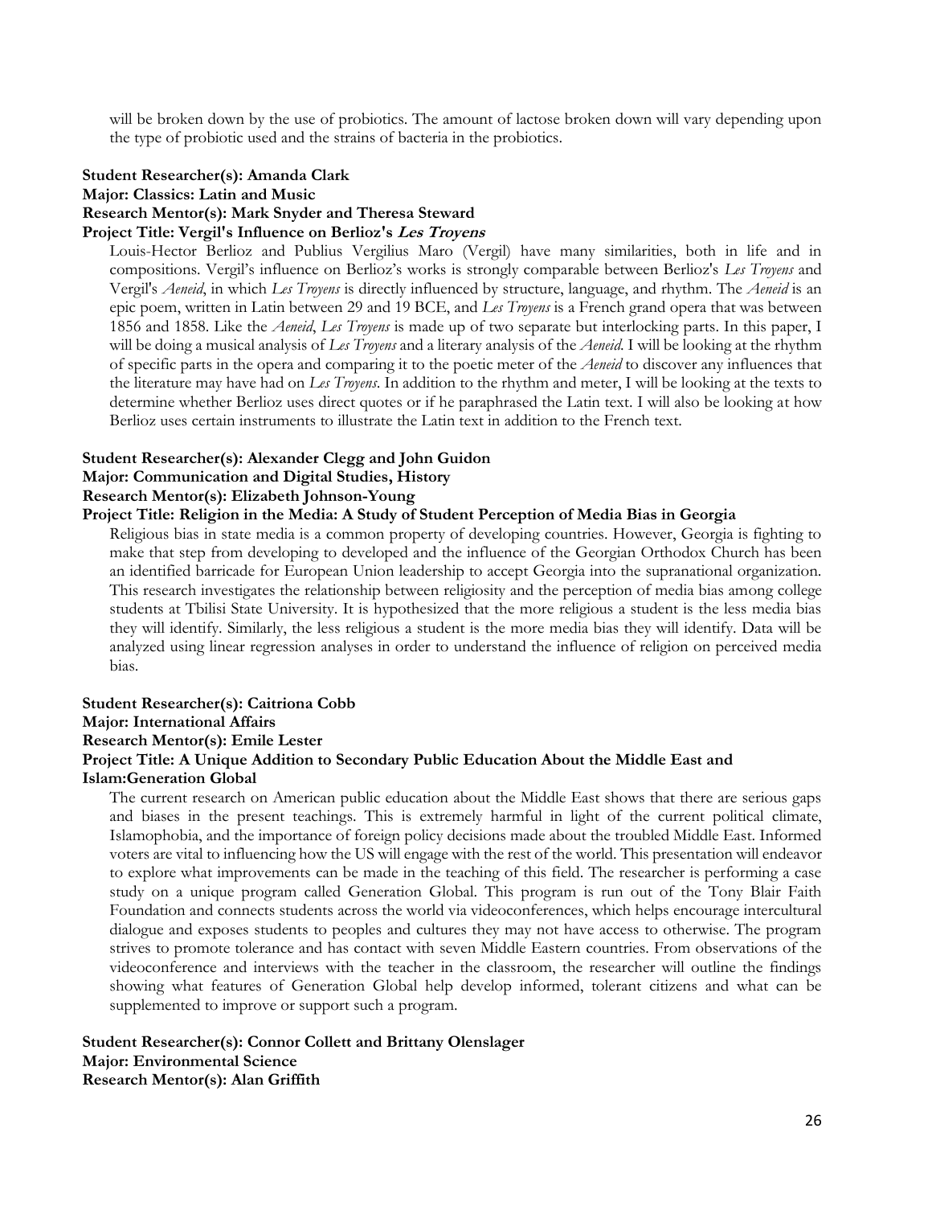will be broken down by the use of probiotics. The amount of lactose broken down will vary depending upon the type of probiotic used and the strains of bacteria in the probiotics.

**Student Researcher(s): Amanda Clark**
**Major: Classics: Latin and Music**
**Research Mentor(s): Mark Snyder and Theresa Steward**
**Project Title: Vergil's Influence on Berlioz's *Les Troyens***

Louis-Hector Berlioz and Publius Vergilius Maro (Vergil) have many similarities, both in life and in compositions. Vergil's influence on Berlioz's works is strongly comparable between Berlioz's *Les Troyens* and Vergil's *Aeneid*, in which *Les Troyens* is directly influenced by structure, language, and rhythm. The *Aeneid* is an epic poem, written in Latin between 29 and 19 BCE, and *Les Troyens* is a French grand opera that was between 1856 and 1858. Like the *Aeneid*, *Les Troyens* is made up of two separate but interlocking parts. In this paper, I will be doing a musical analysis of *Les Troyens* and a literary analysis of the *Aeneid*. I will be looking at the rhythm of specific parts in the opera and comparing it to the poetic meter of the *Aeneid* to discover any influences that the literature may have had on *Les Troyens*. In addition to the rhythm and meter, I will be looking at the texts to determine whether Berlioz uses direct quotes or if he paraphrased the Latin text. I will also be looking at how Berlioz uses certain instruments to illustrate the Latin text in addition to the French text.

**Student Researcher(s): Alexander Clegg and John Guidon**
**Major: Communication and Digital Studies, History**
**Research Mentor(s): Elizabeth Johnson-Young**
**Project Title: Religion in the Media: A Study of Student Perception of Media Bias in Georgia**

Religious bias in state media is a common property of developing countries. However, Georgia is fighting to make that step from developing to developed and the influence of the Georgian Orthodox Church has been an identified barricade for European Union leadership to accept Georgia into the supranational organization. This research investigates the relationship between religiosity and the perception of media bias among college students at Tbilisi State University. It is hypothesized that the more religious a student is the less media bias they will identify. Similarly, the less religious a student is the more media bias they will identify. Data will be analyzed using linear regression analyses in order to understand the influence of religion on perceived media bias.

**Student Researcher(s): Caitriona Cobb**
**Major: International Affairs**
**Research Mentor(s): Emile Lester**
**Project Title: A Unique Addition to Secondary Public Education About the Middle East and Islam:Generation Global**

The current research on American public education about the Middle East shows that there are serious gaps and biases in the present teachings. This is extremely harmful in light of the current political climate, Islamophobia, and the importance of foreign policy decisions made about the troubled Middle East. Informed voters are vital to influencing how the US will engage with the rest of the world. This presentation will endeavor to explore what improvements can be made in the teaching of this field. The researcher is performing a case study on a unique program called Generation Global. This program is run out of the Tony Blair Faith Foundation and connects students across the world via videoconferences, which helps encourage intercultural dialogue and exposes students to peoples and cultures they may not have access to otherwise. The program strives to promote tolerance and has contact with seven Middle Eastern countries. From observations of the videoconference and interviews with the teacher in the classroom, the researcher will outline the findings showing what features of Generation Global help develop informed, tolerant citizens and what can be supplemented to improve or support such a program.

**Student Researcher(s): Connor Collett and Brittany Olenslager**
**Major: Environmental Science**
**Research Mentor(s): Alan Griffith**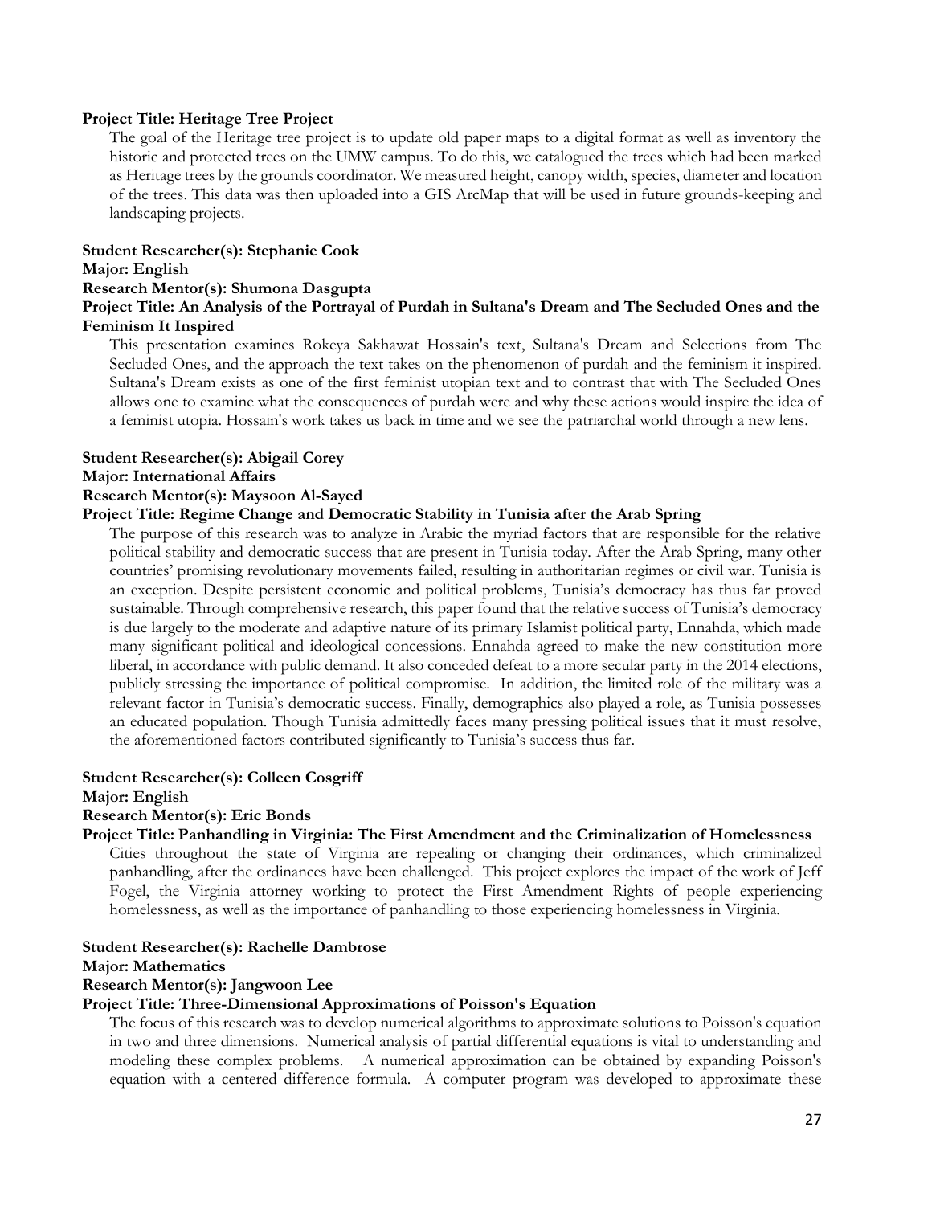**Project Title: Heritage Tree Project**

The goal of the Heritage tree project is to update old paper maps to a digital format as well as inventory the historic and protected trees on the UMW campus. To do this, we catalogued the trees which had been marked as Heritage trees by the grounds coordinator. We measured height, canopy width, species, diameter and location of the trees. This data was then uploaded into a GIS ArcMap that will be used in future grounds-keeping and landscaping projects.

**Student Researcher(s): Stephanie Cook**
**Major: English**
**Research Mentor(s): Shumona Dasgupta**
**Project Title: An Analysis of the Portrayal of Purdah in Sultana's Dream and The Secluded Ones and the Feminism It Inspired**

This presentation examines Rokeya Sakhawat Hossain's text, Sultana's Dream and Selections from The Secluded Ones, and the approach the text takes on the phenomenon of purdah and the feminism it inspired. Sultana's Dream exists as one of the first feminist utopian text and to contrast that with The Secluded Ones allows one to examine what the consequences of purdah were and why these actions would inspire the idea of a feminist utopia. Hossain's work takes us back in time and we see the patriarchal world through a new lens.

**Student Researcher(s): Abigail Corey**
**Major: International Affairs**
**Research Mentor(s): Maysoon Al-Sayed**
**Project Title: Regime Change and Democratic Stability in Tunisia after the Arab Spring**

The purpose of this research was to analyze in Arabic the myriad factors that are responsible for the relative political stability and democratic success that are present in Tunisia today. After the Arab Spring, many other countries' promising revolutionary movements failed, resulting in authoritarian regimes or civil war. Tunisia is an exception. Despite persistent economic and political problems, Tunisia's democracy has thus far proved sustainable. Through comprehensive research, this paper found that the relative success of Tunisia's democracy is due largely to the moderate and adaptive nature of its primary Islamist political party, Ennahda, which made many significant political and ideological concessions. Ennahda agreed to make the new constitution more liberal, in accordance with public demand. It also conceded defeat to a more secular party in the 2014 elections, publicly stressing the importance of political compromise. In addition, the limited role of the military was a relevant factor in Tunisia's democratic success. Finally, demographics also played a role, as Tunisia possesses an educated population. Though Tunisia admittedly faces many pressing political issues that it must resolve, the aforementioned factors contributed significantly to Tunisia's success thus far.

**Student Researcher(s): Colleen Cosgriff**
**Major: English**
**Research Mentor(s): Eric Bonds**
**Project Title: Panhandling in Virginia: The First Amendment and the Criminalization of Homelessness**

Cities throughout the state of Virginia are repealing or changing their ordinances, which criminalized panhandling, after the ordinances have been challenged. This project explores the impact of the work of Jeff Fogel, the Virginia attorney working to protect the First Amendment Rights of people experiencing homelessness, as well as the importance of panhandling to those experiencing homelessness in Virginia.

**Student Researcher(s): Rachelle Dambrose**
**Major: Mathematics**
**Research Mentor(s): Jangwoon Lee**
**Project Title: Three-Dimensional Approximations of Poisson's Equation**

The focus of this research was to develop numerical algorithms to approximate solutions to Poisson's equation in two and three dimensions. Numerical analysis of partial differential equations is vital to understanding and modeling these complex problems. A numerical approximation can be obtained by expanding Poisson's equation with a centered difference formula. A computer program was developed to approximate these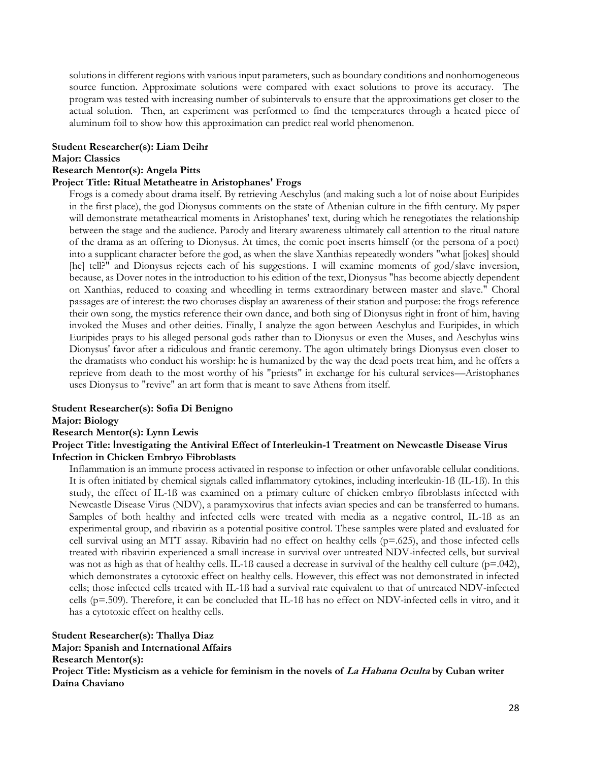solutions in different regions with various input parameters, such as boundary conditions and nonhomogeneous source function. Approximate solutions were compared with exact solutions to prove its accuracy. The program was tested with increasing number of subintervals to ensure that the approximations get closer to the actual solution. Then, an experiment was performed to find the temperatures through a heated piece of aluminum foil to show how this approximation can predict real world phenomenon.

**Student Researcher(s): Liam Deihr**
**Major: Classics**
**Research Mentor(s): Angela Pitts**
**Project Title: Ritual Metatheatre in Aristophanes' Frogs**

Frogs is a comedy about drama itself. By retrieving Aeschylus (and making such a lot of noise about Euripides in the first place), the god Dionysus comments on the state of Athenian culture in the fifth century. My paper will demonstrate metatheatrical moments in Aristophanes' text, during which he renegotiates the relationship between the stage and the audience. Parody and literary awareness ultimately call attention to the ritual nature of the drama as an offering to Dionysus. At times, the comic poet inserts himself (or the persona of a poet) into a supplicant character before the god, as when the slave Xanthias repeatedly wonders "what [jokes] should [he] tell?" and Dionysus rejects each of his suggestions. I will examine moments of god/slave inversion, because, as Dover notes in the introduction to his edition of the text, Dionysus "has become abjectly dependent on Xanthias, reduced to coaxing and wheedling in terms extraordinary between master and slave." Choral passages are of interest: the two choruses display an awareness of their station and purpose: the frogs reference their own song, the mystics reference their own dance, and both sing of Dionysus right in front of him, having invoked the Muses and other deities. Finally, I analyze the agon between Aeschylus and Euripides, in which Euripides prays to his alleged personal gods rather than to Dionysus or even the Muses, and Aeschylus wins Dionysus' favor after a ridiculous and frantic ceremony. The agon ultimately brings Dionysus even closer to the dramatists who conduct his worship: he is humanized by the way the dead poets treat him, and he offers a reprieve from death to the most worthy of his "priests" in exchange for his cultural services—Aristophanes uses Dionysus to "revive" an art form that is meant to save Athens from itself.

**Student Researcher(s): Sofia Di Benigno**
**Major: Biology**
**Research Mentor(s): Lynn Lewis**
**Project Title: Investigating the Antiviral Effect of Interleukin-1 Treatment on Newcastle Disease Virus Infection in Chicken Embryo Fibroblasts**

Inflammation is an immune process activated in response to infection or other unfavorable cellular conditions. It is often initiated by chemical signals called inflammatory cytokines, including interleukin-1ß (IL-1ß). In this study, the effect of IL-1ß was examined on a primary culture of chicken embryo fibroblasts infected with Newcastle Disease Virus (NDV), a paramyxovirus that infects avian species and can be transferred to humans. Samples of both healthy and infected cells were treated with media as a negative control, IL-1ß as an experimental group, and ribavirin as a potential positive control. These samples were plated and evaluated for cell survival using an MTT assay. Ribavirin had no effect on healthy cells ($p=.625$), and those infected cells treated with ribavirin experienced a small increase in survival over untreated NDV-infected cells, but survival was not as high as that of healthy cells. IL-1ß caused a decrease in survival of the healthy cell culture ($p=.042$), which demonstrates a cytotoxic effect on healthy cells. However, this effect was not demonstrated in infected cells; those infected cells treated with IL-1ß had a survival rate equivalent to that of untreated NDV-infected cells ($p=.509$). Therefore, it can be concluded that IL-1ß has no effect on NDV-infected cells in vitro, and it has a cytotoxic effect on healthy cells.

**Student Researcher(s): Thallya Diaz**
**Major: Spanish and International Affairs**
**Research Mentor(s):**
**Project Title: Mysticism as a vehicle for feminism in the novels of *La Habana Oculta* by Cuban writer Daína Chaviano**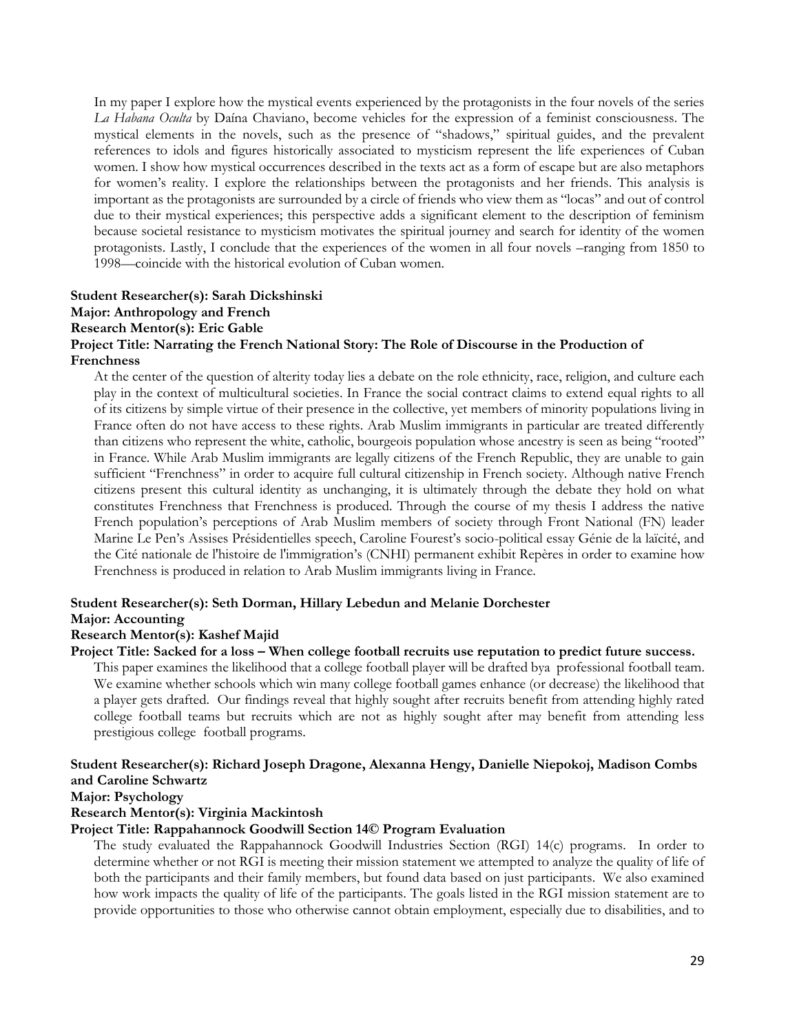In my paper I explore how the mystical events experienced by the protagonists in the four novels of the series *La Habana Oculta* by Daína Chaviano, become vehicles for the expression of a feminist consciousness. The mystical elements in the novels, such as the presence of "shadows," spiritual guides, and the prevalent references to idols and figures historically associated to mysticism represent the life experiences of Cuban women. I show how mystical occurrences described in the texts act as a form of escape but are also metaphors for women's reality. I explore the relationships between the protagonists and her friends. This analysis is important as the protagonists are surrounded by a circle of friends who view them as "locas" and out of control due to their mystical experiences; this perspective adds a significant element to the description of feminism because societal resistance to mysticism motivates the spiritual journey and search for identity of the women protagonists. Lastly, I conclude that the experiences of the women in all four novels –ranging from 1850 to 1998—coincide with the historical evolution of Cuban women.

**Student Researcher(s): Sarah Dickshinski**
**Major: Anthropology and French**
**Research Mentor(s): Eric Gable**
**Project Title: Narrating the French National Story: The Role of Discourse in the Production of Frenchness**

At the center of the question of alterity today lies a debate on the role ethnicity, race, religion, and culture each play in the context of multicultural societies. In France the social contract claims to extend equal rights to all of its citizens by simple virtue of their presence in the collective, yet members of minority populations living in France often do not have access to these rights. Arab Muslim immigrants in particular are treated differently than citizens who represent the white, catholic, bourgeois population whose ancestry is seen as being "rooted" in France. While Arab Muslim immigrants are legally citizens of the French Republic, they are unable to gain sufficient "Frenchness" in order to acquire full cultural citizenship in French society. Although native French citizens present this cultural identity as unchanging, it is ultimately through the debate they hold on what constitutes Frenchness that Frenchness is produced. Through the course of my thesis I address the native French population's perceptions of Arab Muslim members of society through Front National (FN) leader Marine Le Pen's Assises Présidentielles speech, Caroline Fourest's socio-political essay Génie de la laïcité, and the Cité nationale de l'histoire de l'immigration's (CNHI) permanent exhibit Repères in order to examine how Frenchness is produced in relation to Arab Muslim immigrants living in France.

**Student Researcher(s): Seth Dorman, Hillary Lebedun and Melanie Dorchester**
**Major: Accounting**
**Research Mentor(s): Kashef Majid**
**Project Title: Sacked for a loss – When college football recruits use reputation to predict future success.**

This paper examines the likelihood that a college football player will be drafted bya professional football team. We examine whether schools which win many college football games enhance (or decrease) the likelihood that a player gets drafted. Our findings reveal that highly sought after recruits benefit from attending highly rated college football teams but recruits which are not as highly sought after may benefit from attending less prestigious college football programs.

**Student Researcher(s): Richard Joseph Dragone, Alexanna Hengy, Danielle Niepokoj, Madison Combs and Caroline Schwartz**
**Major: Psychology**
**Research Mentor(s): Virginia Mackintosh**
**Project Title: Rappahannock Goodwill Section 14© Program Evaluation**

The study evaluated the Rappahannock Goodwill Industries Section (RGI) 14(c) programs. In order to determine whether or not RGI is meeting their mission statement we attempted to analyze the quality of life of both the participants and their family members, but found data based on just participants. We also examined how work impacts the quality of life of the participants. The goals listed in the RGI mission statement are to provide opportunities to those who otherwise cannot obtain employment, especially due to disabilities, and to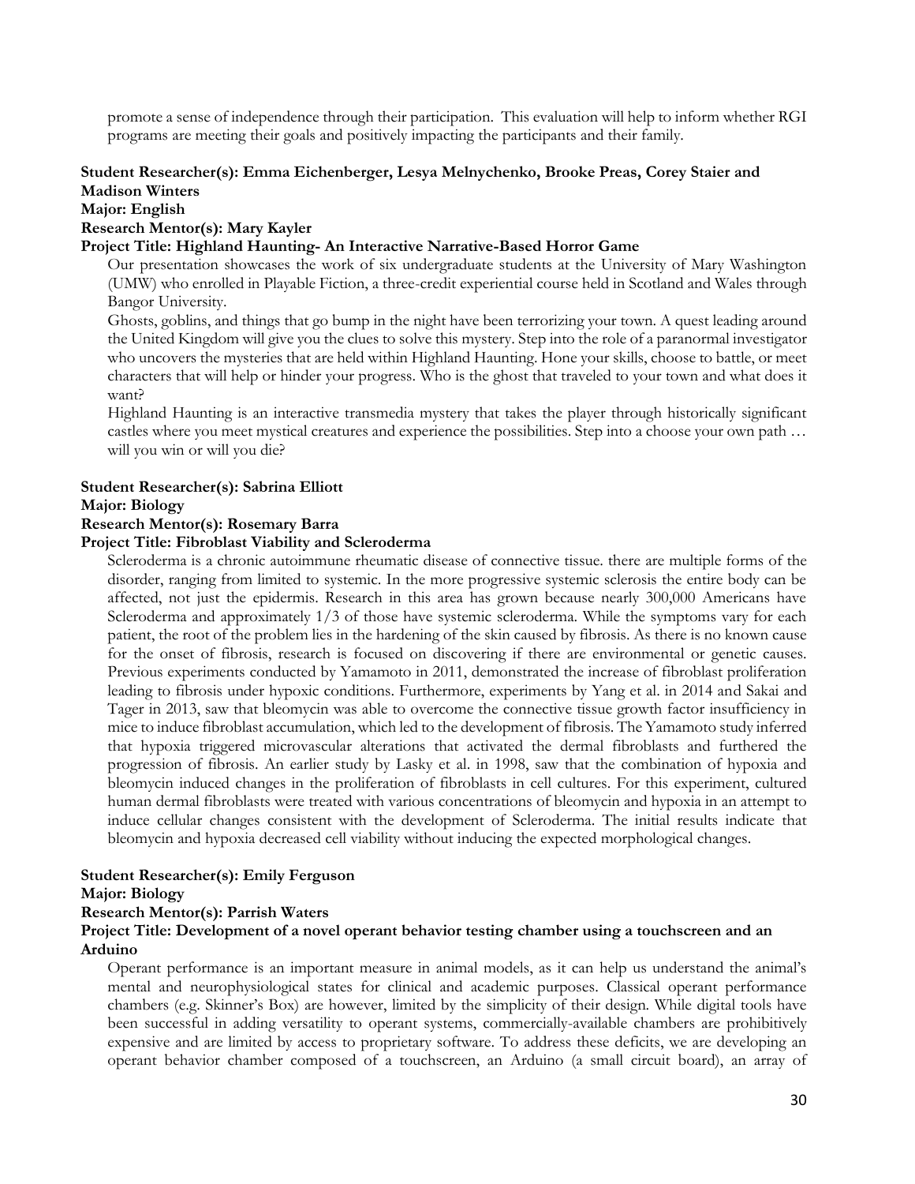promote a sense of independence through their participation. This evaluation will help to inform whether RGI programs are meeting their goals and positively impacting the participants and their family.

**Student Researcher(s): Emma Eichenberger, Lesya Melnychenko, Brooke Preas, Corey Staier and Madison Winters**
**Major: English**
**Research Mentor(s): Mary Kayler**
**Project Title: Highland Haunting- An Interactive Narrative-Based Horror Game**

Our presentation showcases the work of six undergraduate students at the University of Mary Washington (UMW) who enrolled in Playable Fiction, a three-credit experiential course held in Scotland and Wales through Bangor University.

Ghosts, goblins, and things that go bump in the night have been terrorizing your town. A quest leading around the United Kingdom will give you the clues to solve this mystery. Step into the role of a paranormal investigator who uncovers the mysteries that are held within Highland Haunting. Hone your skills, choose to battle, or meet characters that will help or hinder your progress. Who is the ghost that traveled to your town and what does it want?

Highland Haunting is an interactive transmedia mystery that takes the player through historically significant castles where you meet mystical creatures and experience the possibilities. Step into a choose your own path … will you win or will you die?

**Student Researcher(s): Sabrina Elliott**
**Major: Biology**
**Research Mentor(s): Rosemary Barra**
**Project Title: Fibroblast Viability and Scleroderma**

Scleroderma is a chronic autoimmune rheumatic disease of connective tissue. there are multiple forms of the disorder, ranging from limited to systemic. In the more progressive systemic sclerosis the entire body can be affected, not just the epidermis. Research in this area has grown because nearly 300,000 Americans have Scleroderma and approximately 1/3 of those have systemic scleroderma. While the symptoms vary for each patient, the root of the problem lies in the hardening of the skin caused by fibrosis. As there is no known cause for the onset of fibrosis, research is focused on discovering if there are environmental or genetic causes. Previous experiments conducted by Yamamoto in 2011, demonstrated the increase of fibroblast proliferation leading to fibrosis under hypoxic conditions. Furthermore, experiments by Yang et al. in 2014 and Sakai and Tager in 2013, saw that bleomycin was able to overcome the connective tissue growth factor insufficiency in mice to induce fibroblast accumulation, which led to the development of fibrosis. The Yamamoto study inferred that hypoxia triggered microvascular alterations that activated the dermal fibroblasts and furthered the progression of fibrosis. An earlier study by Lasky et al. in 1998, saw that the combination of hypoxia and bleomycin induced changes in the proliferation of fibroblasts in cell cultures. For this experiment, cultured human dermal fibroblasts were treated with various concentrations of bleomycin and hypoxia in an attempt to induce cellular changes consistent with the development of Scleroderma. The initial results indicate that bleomycin and hypoxia decreased cell viability without inducing the expected morphological changes.

**Student Researcher(s): Emily Ferguson**
**Major: Biology**
**Research Mentor(s): Parrish Waters**
**Project Title: Development of a novel operant behavior testing chamber using a touchscreen and an Arduino**

Operant performance is an important measure in animal models, as it can help us understand the animal's mental and neurophysiological states for clinical and academic purposes. Classical operant performance chambers (e.g. Skinner's Box) are however, limited by the simplicity of their design. While digital tools have been successful in adding versatility to operant systems, commercially-available chambers are prohibitively expensive and are limited by access to proprietary software. To address these deficits, we are developing an operant behavior chamber composed of a touchscreen, an Arduino (a small circuit board), an array of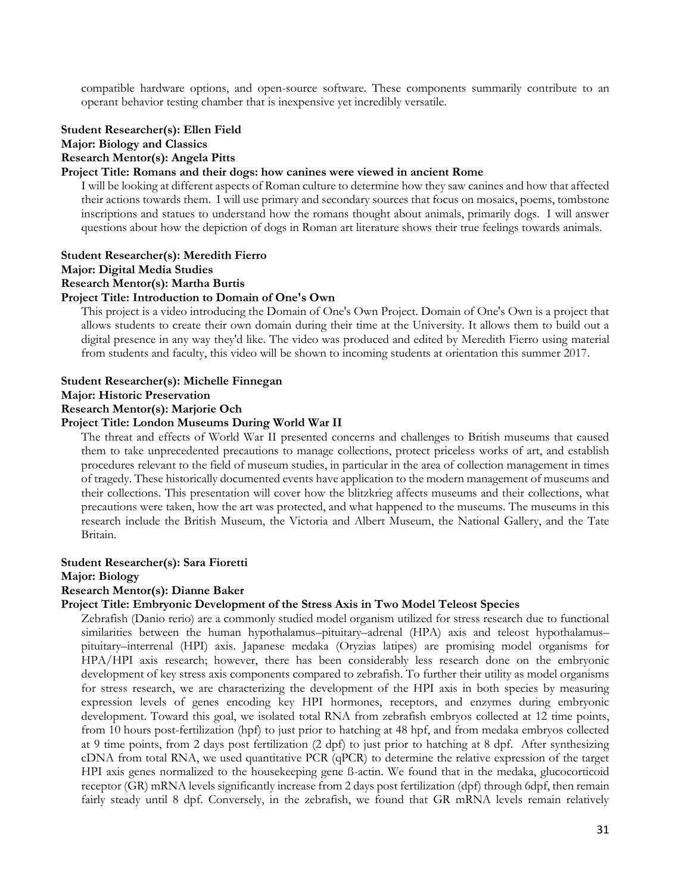compatible hardware options, and open-source software. These components summarily contribute to an operant behavior testing chamber that is inexpensive yet incredibly versatile.

**Student Researcher(s): Ellen Field**
**Major: Biology and Classics**
**Research Mentor(s): Angela Pitts**
**Project Title: Romans and their dogs: how canines were viewed in ancient Rome**

I will be looking at different aspects of Roman culture to determine how they saw canines and how that affected their actions towards them. I will use primary and secondary sources that focus on mosaics, poems, tombstone inscriptions and statues to understand how the romans thought about animals, primarily dogs. I will answer questions about how the depiction of dogs in Roman art literature shows their true feelings towards animals.

**Student Researcher(s): Meredith Fierro**
**Major: Digital Media Studies**
**Research Mentor(s): Martha Burtis**
**Project Title: Introduction to Domain of One's Own**

This project is a video introducing the Domain of One's Own Project. Domain of One's Own is a project that allows students to create their own domain during their time at the University. It allows them to build out a digital presence in any way they'd like. The video was produced and edited by Meredith Fierro using material from students and faculty, this video will be shown to incoming students at orientation this summer 2017.

**Student Researcher(s): Michelle Finnegan**
**Major: Historic Preservation**
**Research Mentor(s): Marjorie Och**
**Project Title: London Museums During World War II**

The threat and effects of World War II presented concerns and challenges to British museums that caused them to take unprecedented precautions to manage collections, protect priceless works of art, and establish procedures relevant to the field of museum studies, in particular in the area of collection management in times of tragedy. These historically documented events have application to the modern management of museums and their collections. This presentation will cover how the blitzkrieg affects museums and their collections, what precautions were taken, how the art was protected, and what happened to the museums. The museums in this research include the British Museum, the Victoria and Albert Museum, the National Gallery, and the Tate Britain.

**Student Researcher(s): Sara Fioretti**
**Major: Biology**
**Research Mentor(s): Dianne Baker**
**Project Title: Embryonic Development of the Stress Axis in Two Model Teleost Species**

Zebrafish (Danio rerio) are a commonly studied model organism utilized for stress research due to functional similarities between the human hypothalamus–pituitary–adrenal (HPA) axis and teleost hypothalamus–pituitary–interrenal (HPI) axis. Japanese medaka (Oryzias latipes) are promising model organisms for HPA/HPI axis research; however, there has been considerably less research done on the embryonic development of key stress axis components compared to zebrafish. To further their utility as model organisms for stress research, we are characterizing the development of the HPI axis in both species by measuring expression levels of genes encoding key HPI hormones, receptors, and enzymes during embryonic development. Toward this goal, we isolated total RNA from zebrafish embryos collected at 12 time points, from 10 hours post-fertilization (hpf) to just prior to hatching at 48 hpf, and from medaka embryos collected at 9 time points, from 2 days post fertilization (2 dpf) to just prior to hatching at 8 dpf. After synthesizing cDNA from total RNA, we used quantitative PCR (qPCR) to determine the relative expression of the target HPI axis genes normalized to the housekeeping gene ß-actin. We found that in the medaka, glucocorticoid receptor (GR) mRNA levels significantly increase from 2 days post fertilization (dpf) through 6dpf, then remain fairly steady until 8 dpf. Conversely, in the zebrafish, we found that GR mRNA levels remain relatively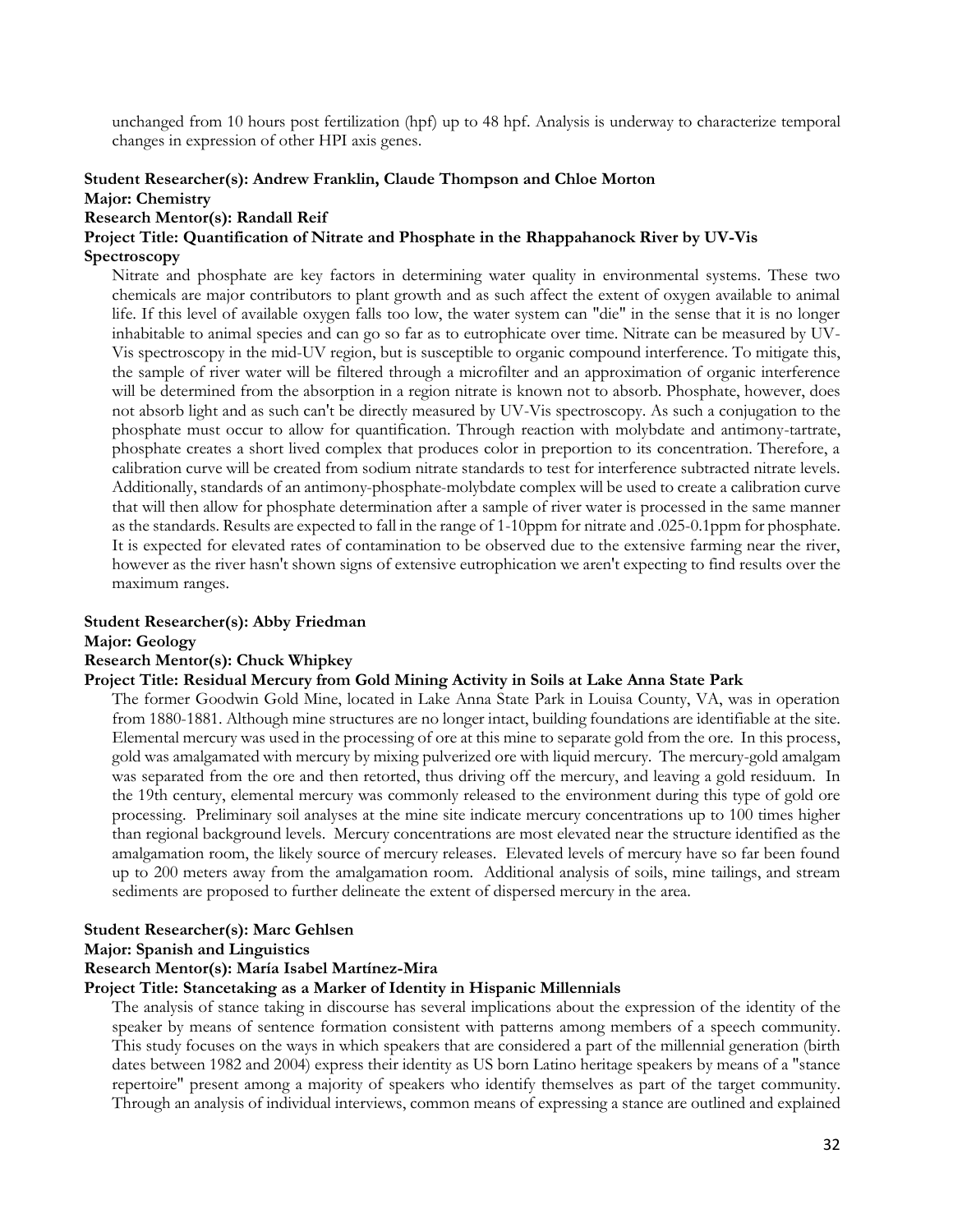unchanged from 10 hours post fertilization (hpf) up to 48 hpf. Analysis is underway to characterize temporal changes in expression of other HPI axis genes.

**Student Researcher(s): Andrew Franklin, Claude Thompson and Chloe Morton**
**Major: Chemistry**
**Research Mentor(s): Randall Reif**
**Project Title: Quantification of Nitrate and Phosphate in the Rhappahanock River by UV-Vis Spectroscopy**

Nitrate and phosphate are key factors in determining water quality in environmental systems. These two chemicals are major contributors to plant growth and as such affect the extent of oxygen available to animal life. If this level of available oxygen falls too low, the water system can "die" in the sense that it is no longer inhabitable to animal species and can go so far as to eutrophicate over time. Nitrate can be measured by UV-Vis spectroscopy in the mid-UV region, but is susceptible to organic compound interference. To mitigate this, the sample of river water will be filtered through a microfilter and an approximation of organic interference will be determined from the absorption in a region nitrate is known not to absorb. Phosphate, however, does not absorb light and as such can't be directly measured by UV-Vis spectroscopy. As such a conjugation to the phosphate must occur to allow for quantification. Through reaction with molybdate and antimony-tartrate, phosphate creates a short lived complex that produces color in preportion to its concentration. Therefore, a calibration curve will be created from sodium nitrate standards to test for interference subtracted nitrate levels. Additionally, standards of an antimony-phosphate-molybdate complex will be used to create a calibration curve that will then allow for phosphate determination after a sample of river water is processed in the same manner as the standards. Results are expected to fall in the range of 1-10ppm for nitrate and .025-0.1ppm for phosphate. It is expected for elevated rates of contamination to be observed due to the extensive farming near the river, however as the river hasn't shown signs of extensive eutrophication we aren't expecting to find results over the maximum ranges.

**Student Researcher(s): Abby Friedman**
**Major: Geology**
**Research Mentor(s): Chuck Whipkey**
**Project Title: Residual Mercury from Gold Mining Activity in Soils at Lake Anna State Park**

The former Goodwin Gold Mine, located in Lake Anna State Park in Louisa County, VA, was in operation from 1880-1881. Although mine structures are no longer intact, building foundations are identifiable at the site. Elemental mercury was used in the processing of ore at this mine to separate gold from the ore. In this process, gold was amalgamated with mercury by mixing pulverized ore with liquid mercury. The mercury-gold amalgam was separated from the ore and then retorted, thus driving off the mercury, and leaving a gold residuum. In the 19th century, elemental mercury was commonly released to the environment during this type of gold ore processing. Preliminary soil analyses at the mine site indicate mercury concentrations up to 100 times higher than regional background levels. Mercury concentrations are most elevated near the structure identified as the amalgamation room, the likely source of mercury releases. Elevated levels of mercury have so far been found up to 200 meters away from the amalgamation room. Additional analysis of soils, mine tailings, and stream sediments are proposed to further delineate the extent of dispersed mercury in the area.

**Student Researcher(s): Marc Gehlsen**
**Major: Spanish and Linguistics**
**Research Mentor(s): María Isabel Martínez-Mira**
**Project Title: Stancetaking as a Marker of Identity in Hispanic Millennials**

The analysis of stance taking in discourse has several implications about the expression of the identity of the speaker by means of sentence formation consistent with patterns among members of a speech community. This study focuses on the ways in which speakers that are considered a part of the millennial generation (birth dates between 1982 and 2004) express their identity as US born Latino heritage speakers by means of a "stance repertoire" present among a majority of speakers who identify themselves as part of the target community. Through an analysis of individual interviews, common means of expressing a stance are outlined and explained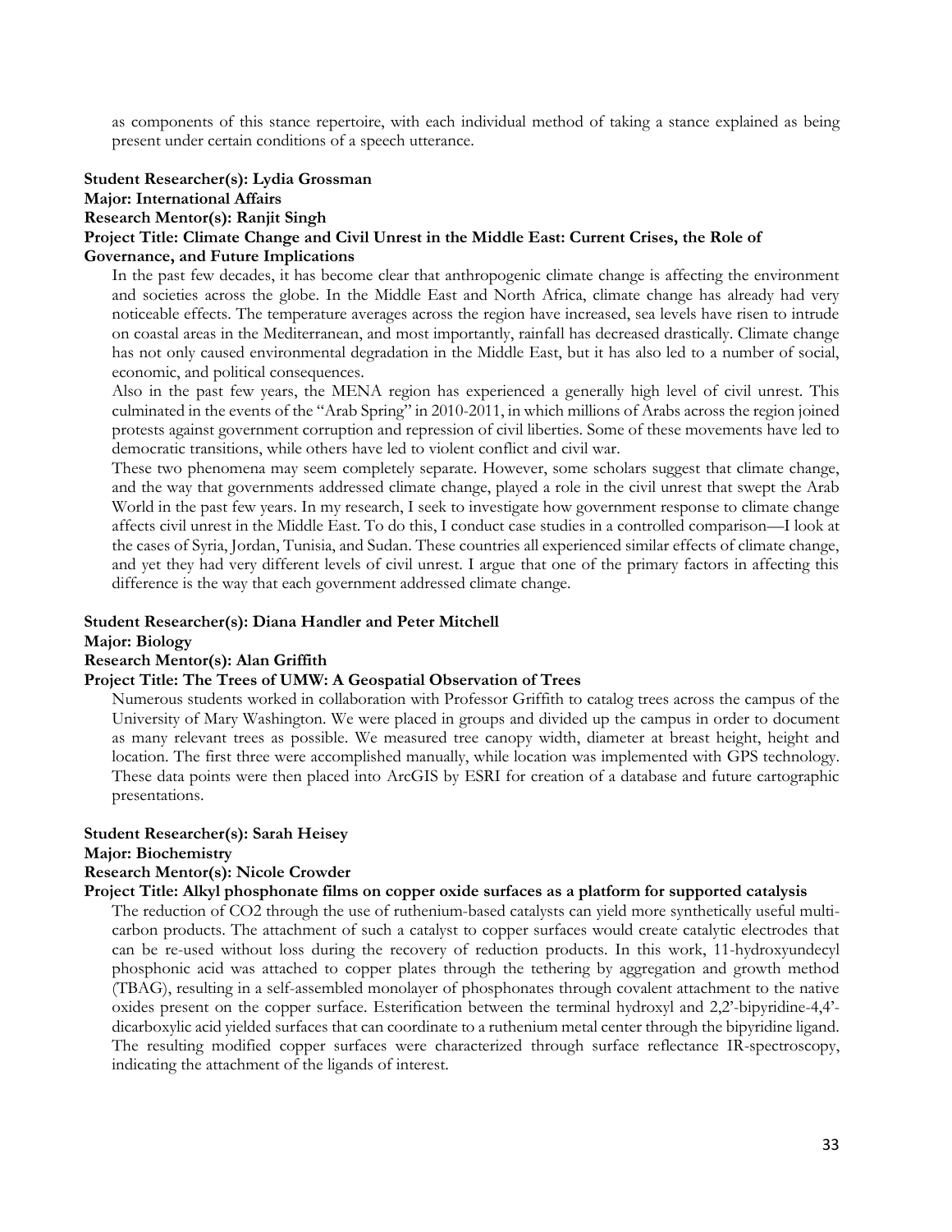as components of this stance repertoire, with each individual method of taking a stance explained as being present under certain conditions of a speech utterance.

**Student Researcher(s): Lydia Grossman**
**Major: International Affairs**
**Research Mentor(s): Ranjit Singh**
**Project Title: Climate Change and Civil Unrest in the Middle East: Current Crises, the Role of Governance, and Future Implications**

In the past few decades, it has become clear that anthropogenic climate change is affecting the environment and societies across the globe. In the Middle East and North Africa, climate change has already had very noticeable effects. The temperature averages across the region have increased, sea levels have risen to intrude on coastal areas in the Mediterranean, and most importantly, rainfall has decreased drastically. Climate change has not only caused environmental degradation in the Middle East, but it has also led to a number of social, economic, and political consequences.

Also in the past few years, the MENA region has experienced a generally high level of civil unrest. This culminated in the events of the "Arab Spring" in 2010-2011, in which millions of Arabs across the region joined protests against government corruption and repression of civil liberties. Some of these movements have led to democratic transitions, while others have led to violent conflict and civil war.

These two phenomena may seem completely separate. However, some scholars suggest that climate change, and the way that governments addressed climate change, played a role in the civil unrest that swept the Arab World in the past few years. In my research, I seek to investigate how government response to climate change affects civil unrest in the Middle East. To do this, I conduct case studies in a controlled comparison—I look at the cases of Syria, Jordan, Tunisia, and Sudan. These countries all experienced similar effects of climate change, and yet they had very different levels of civil unrest. I argue that one of the primary factors in affecting this difference is the way that each government addressed climate change.

**Student Researcher(s): Diana Handler and Peter Mitchell**
**Major: Biology**
**Research Mentor(s): Alan Griffith**
**Project Title: The Trees of UMW: A Geospatial Observation of Trees**

Numerous students worked in collaboration with Professor Griffith to catalog trees across the campus of the University of Mary Washington. We were placed in groups and divided up the campus in order to document as many relevant trees as possible. We measured tree canopy width, diameter at breast height, height and location. The first three were accomplished manually, while location was implemented with GPS technology. These data points were then placed into ArcGIS by ESRI for creation of a database and future cartographic presentations.

**Student Researcher(s): Sarah Heisey**
**Major: Biochemistry**
**Research Mentor(s): Nicole Crowder**
**Project Title: Alkyl phosphonate films on copper oxide surfaces as a platform for supported catalysis**

The reduction of $CO_2$ through the use of ruthenium-based catalysts can yield more synthetically useful multi-carbon products. The attachment of such a catalyst to copper surfaces would create catalytic electrodes that can be re-used without loss during the recovery of reduction products. In this work, 11-hydroxyundecyl phosphonic acid was attached to copper plates through the tethering by aggregation and growth method (TBAG), resulting in a self-assembled monolayer of phosphonates through covalent attachment to the native oxides present on the copper surface. Esterification between the terminal hydroxyl and 2,2'-bipyridine-4,4'-dicarboxylic acid yielded surfaces that can coordinate to a ruthenium metal center through the bipyridine ligand. The resulting modified copper surfaces were characterized through surface reflectance IR-spectroscopy, indicating the attachment of the ligands of interest.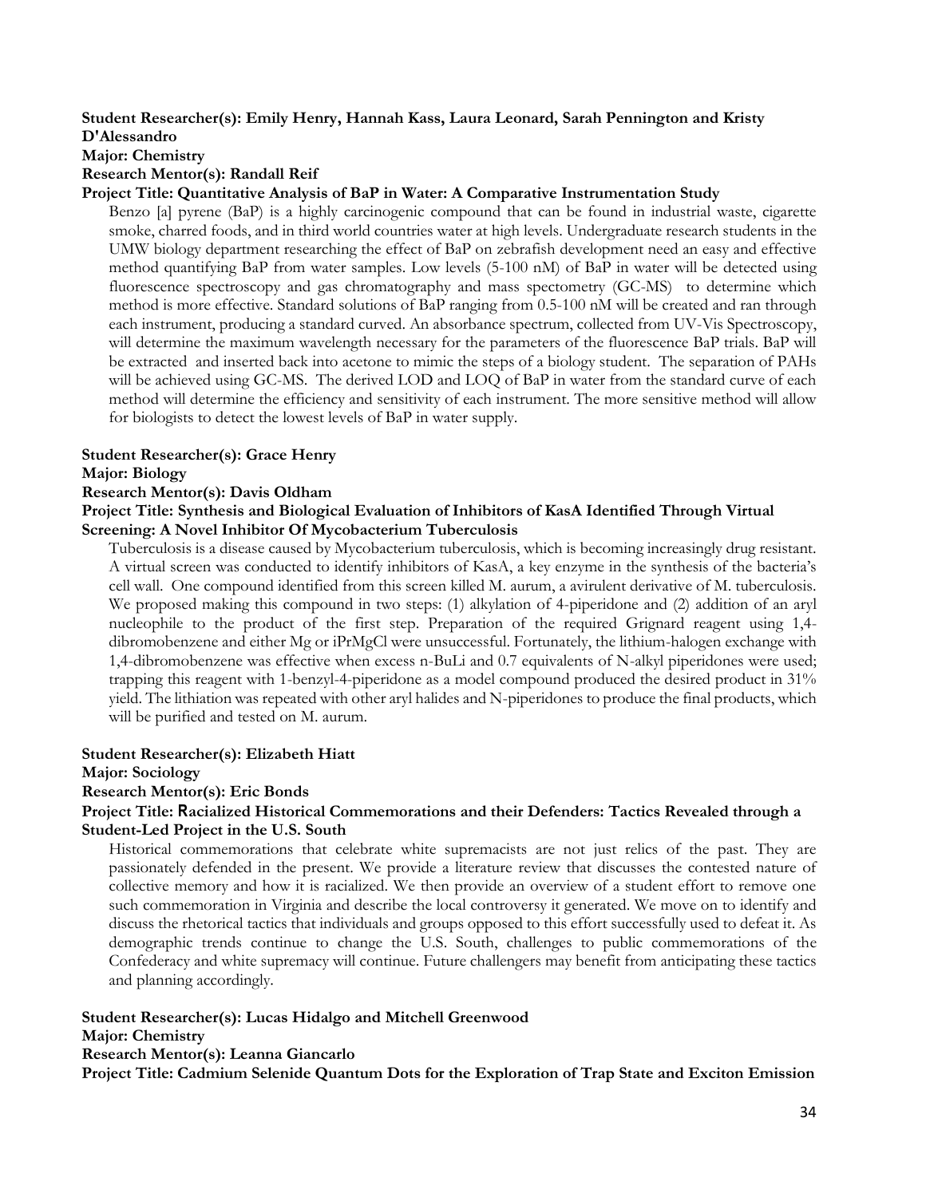**Student Researcher(s): Emily Henry, Hannah Kass, Laura Leonard, Sarah Pennington and Kristy D'Alessandro**
**Major: Chemistry**
**Research Mentor(s): Randall Reif**
**Project Title: Quantitative Analysis of BaP in Water: A Comparative Instrumentation Study**

Benzo [a] pyrene (BaP) is a highly carcinogenic compound that can be found in industrial waste, cigarette smoke, charred foods, and in third world countries water at high levels. Undergraduate research students in the UMW biology department researching the effect of BaP on zebrafish development need an easy and effective method quantifying BaP from water samples. Low levels (5-100 nM) of BaP in water will be detected using fluorescence spectroscopy and gas chromatography and mass spectometry (GC-MS) to determine which method is more effective. Standard solutions of BaP ranging from 0.5-100 nM will be created and ran through each instrument, producing a standard curved. An absorbance spectrum, collected from UV-Vis Spectroscopy, will determine the maximum wavelength necessary for the parameters of the fluorescence BaP trials. BaP will be extracted and inserted back into acetone to mimic the steps of a biology student. The separation of PAHs will be achieved using GC-MS. The derived LOD and LOQ of BaP in water from the standard curve of each method will determine the efficiency and sensitivity of each instrument. The more sensitive method will allow for biologists to detect the lowest levels of BaP in water supply.

**Student Researcher(s): Grace Henry**
**Major: Biology**
**Research Mentor(s): Davis Oldham**
**Project Title: Synthesis and Biological Evaluation of Inhibitors of KasA Identified Through Virtual Screening: A Novel Inhibitor Of Mycobacterium Tuberculosis**

Tuberculosis is a disease caused by Mycobacterium tuberculosis, which is becoming increasingly drug resistant. A virtual screen was conducted to identify inhibitors of KasA, a key enzyme in the synthesis of the bacteria's cell wall. One compound identified from this screen killed M. aurum, a avirulent derivative of M. tuberculosis. We proposed making this compound in two steps: (1) alkylation of 4-piperidone and (2) addition of an aryl nucleophile to the product of the first step. Preparation of the required Grignard reagent using 1,4-dibromobenzene and either Mg or iPrMgCl were unsuccessful. Fortunately, the lithium-halogen exchange with 1,4-dibromobenzene was effective when excess n-BuLi and 0.7 equivalents of N-alkyl piperidones were used; trapping this reagent with 1-benzyl-4-piperidone as a model compound produced the desired product in 31% yield. The lithiation was repeated with other aryl halides and N-piperidones to produce the final products, which will be purified and tested on M. aurum.

**Student Researcher(s): Elizabeth Hiatt**
**Major: Sociology**
**Research Mentor(s): Eric Bonds**
**Project Title: Racialized Historical Commemorations and their Defenders: Tactics Revealed through a Student-Led Project in the U.S. South**

Historical commemorations that celebrate white supremacists are not just relics of the past. They are passionately defended in the present. We provide a literature review that discusses the contested nature of collective memory and how it is racialized. We then provide an overview of a student effort to remove one such commemoration in Virginia and describe the local controversy it generated. We move on to identify and discuss the rhetorical tactics that individuals and groups opposed to this effort successfully used to defeat it. As demographic trends continue to change the U.S. South, challenges to public commemorations of the Confederacy and white supremacy will continue. Future challengers may benefit from anticipating these tactics and planning accordingly.

**Student Researcher(s): Lucas Hidalgo and Mitchell Greenwood**
**Major: Chemistry**
**Research Mentor(s): Leanna Giancarlo**
**Project Title: Cadmium Selenide Quantum Dots for the Exploration of Trap State and Exciton Emission**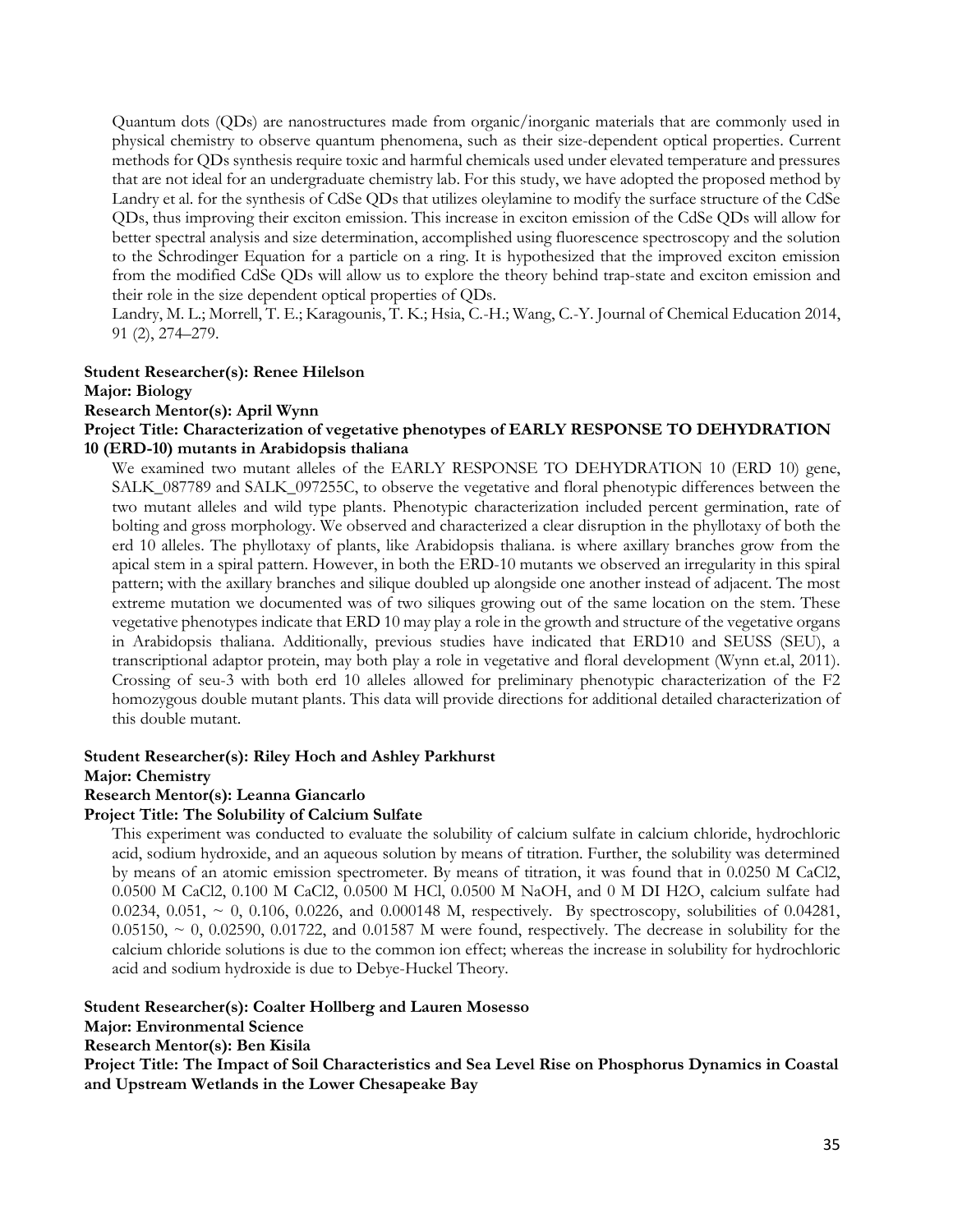Quantum dots (QDs) are nanostructures made from organic/inorganic materials that are commonly used in physical chemistry to observe quantum phenomena, such as their size-dependent optical properties. Current methods for QDs synthesis require toxic and harmful chemicals used under elevated temperature and pressures that are not ideal for an undergraduate chemistry lab. For this study, we have adopted the proposed method by Landry et al. for the synthesis of CdSe QDs that utilizes oleylamine to modify the surface structure of the CdSe QDs, thus improving their exciton emission. This increase in exciton emission of the CdSe QDs will allow for better spectral analysis and size determination, accomplished using fluorescence spectroscopy and the solution to the Schrodinger Equation for a particle on a ring. It is hypothesized that the improved exciton emission from the modified CdSe QDs will allow us to explore the theory behind trap-state and exciton emission and their role in the size dependent optical properties of QDs.

Landry, M. L.; Morrell, T. E.; Karagounis, T. K.; Hsia, C.-H.; Wang, C.-Y. Journal of Chemical Education 2014, 91 (2), 274–279.

**Student Researcher(s): Renee Hilelson**
**Major: Biology**
**Research Mentor(s): April Wynn**
**Project Title: Characterization of vegetative phenotypes of EARLY RESPONSE TO DEHYDRATION 10 (ERD-10) mutants in Arabidopsis thaliana**

We examined two mutant alleles of the EARLY RESPONSE TO DEHYDRATION 10 (ERD 10) gene, SALK_087789 and SALK_097255C, to observe the vegetative and floral phenotypic differences between the two mutant alleles and wild type plants. Phenotypic characterization included percent germination, rate of bolting and gross morphology. We observed and characterized a clear disruption in the phyllotaxy of both the erd 10 alleles. The phyllotaxy of plants, like Arabidopsis thaliana. is where axillary branches grow from the apical stem in a spiral pattern. However, in both the ERD-10 mutants we observed an irregularity in this spiral pattern; with the axillary branches and silique doubled up alongside one another instead of adjacent. The most extreme mutation we documented was of two siliques growing out of the same location on the stem. These vegetative phenotypes indicate that ERD 10 may play a role in the growth and structure of the vegetative organs in Arabidopsis thaliana. Additionally, previous studies have indicated that ERD10 and SEUSS (SEU), a transcriptional adaptor protein, may both play a role in vegetative and floral development (Wynn et.al, 2011). Crossing of seu-3 with both erd 10 alleles allowed for preliminary phenotypic characterization of the F2 homozygous double mutant plants. This data will provide directions for additional detailed characterization of this double mutant.

**Student Researcher(s): Riley Hoch and Ashley Parkhurst**
**Major: Chemistry**
**Research Mentor(s): Leanna Giancarlo**
**Project Title: The Solubility of Calcium Sulfate**

This experiment was conducted to evaluate the solubility of calcium sulfate in calcium chloride, hydrochloric acid, sodium hydroxide, and an aqueous solution by means of titration. Further, the solubility was determined by means of an atomic emission spectrometer. By means of titration, it was found that in 0.0250 M $CaCl_2$, 0.0500 M $CaCl_2$, 0.100 M $CaCl_2$, 0.0500 M HCl, 0.0500 M NaOH, and 0 M DI $H_2O$, calcium sulfate had 0.0234, 0.051, ~ 0, 0.106, 0.0226, and 0.000148 M, respectively. By spectroscopy, solubilities of 0.04281, 0.05150, ~ 0, 0.02590, 0.01722, and 0.01587 M were found, respectively. The decrease in solubility for the calcium chloride solutions is due to the common ion effect; whereas the increase in solubility for hydrochloric acid and sodium hydroxide is due to Debye-Huckel Theory.

**Student Researcher(s): Coalter Hollberg and Lauren Mosesso**
**Major: Environmental Science**
**Research Mentor(s): Ben Kisila**
**Project Title: The Impact of Soil Characteristics and Sea Level Rise on Phosphorus Dynamics in Coastal and Upstream Wetlands in the Lower Chesapeake Bay**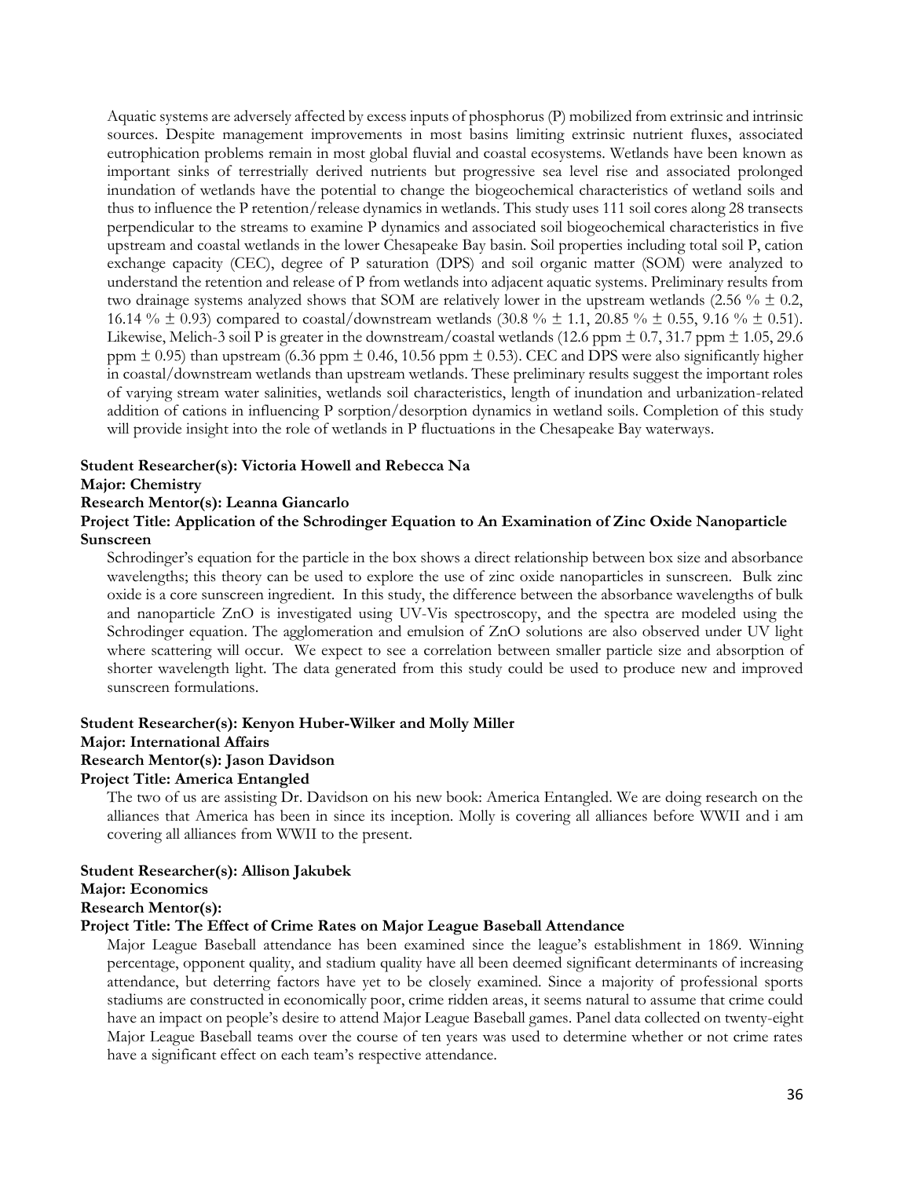Aquatic systems are adversely affected by excess inputs of phosphorus (P) mobilized from extrinsic and intrinsic sources. Despite management improvements in most basins limiting extrinsic nutrient fluxes, associated eutrophication problems remain in most global fluvial and coastal ecosystems. Wetlands have been known as important sinks of terrestrially derived nutrients but progressive sea level rise and associated prolonged inundation of wetlands have the potential to change the biogeochemical characteristics of wetland soils and thus to influence the P retention/release dynamics in wetlands. This study uses 111 soil cores along 28 transects perpendicular to the streams to examine P dynamics and associated soil biogeochemical characteristics in five upstream and coastal wetlands in the lower Chesapeake Bay basin. Soil properties including total soil P, cation exchange capacity (CEC), degree of P saturation (DPS) and soil organic matter (SOM) were analyzed to understand the retention and release of P from wetlands into adjacent aquatic systems. Preliminary results from two drainage systems analyzed shows that SOM are relatively lower in the upstream wetlands (2.56 % $\pm$ 0.2, 16.14 % $\pm$ 0.93) compared to coastal/downstream wetlands (30.8 % $\pm$ 1.1, 20.85 % $\pm$ 0.55, 9.16 % $\pm$ 0.51). Likewise, Melich-3 soil P is greater in the downstream/coastal wetlands (12.6 ppm $\pm$ 0.7, 31.7 ppm $\pm$ 1.05, 29.6 ppm $\pm$ 0.95) than upstream (6.36 ppm $\pm$ 0.46, 10.56 ppm $\pm$ 0.53). CEC and DPS were also significantly higher in coastal/downstream wetlands than upstream wetlands. These preliminary results suggest the important roles of varying stream water salinities, wetlands soil characteristics, length of inundation and urbanization-related addition of cations in influencing P sorption/desorption dynamics in wetland soils. Completion of this study will provide insight into the role of wetlands in P fluctuations in the Chesapeake Bay waterways.

**Student Researcher(s): Victoria Howell and Rebecca Na**
**Major: Chemistry**
**Research Mentor(s): Leanna Giancarlo**
**Project Title: Application of the Schrodinger Equation to An Examination of Zinc Oxide Nanoparticle Sunscreen**

Schrodinger's equation for the particle in the box shows a direct relationship between box size and absorbance wavelengths; this theory can be used to explore the use of zinc oxide nanoparticles in sunscreen. Bulk zinc oxide is a core sunscreen ingredient. In this study, the difference between the absorbance wavelengths of bulk and nanoparticle ZnO is investigated using UV-Vis spectroscopy, and the spectra are modeled using the Schrodinger equation. The agglomeration and emulsion of ZnO solutions are also observed under UV light where scattering will occur. We expect to see a correlation between smaller particle size and absorption of shorter wavelength light. The data generated from this study could be used to produce new and improved sunscreen formulations.

**Student Researcher(s): Kenyon Huber-Wilker and Molly Miller**
**Major: International Affairs**
**Research Mentor(s): Jason Davidson**
**Project Title: America Entangled**

The two of us are assisting Dr. Davidson on his new book: America Entangled. We are doing research on the alliances that America has been in since its inception. Molly is covering all alliances before WWII and i am covering all alliances from WWII to the present.

**Student Researcher(s): Allison Jakubek**
**Major: Economics**
**Research Mentor(s):**
**Project Title: The Effect of Crime Rates on Major League Baseball Attendance**

Major League Baseball attendance has been examined since the league's establishment in 1869. Winning percentage, opponent quality, and stadium quality have all been deemed significant determinants of increasing attendance, but deterring factors have yet to be closely examined. Since a majority of professional sports stadiums are constructed in economically poor, crime ridden areas, it seems natural to assume that crime could have an impact on people's desire to attend Major League Baseball games. Panel data collected on twenty-eight Major League Baseball teams over the course of ten years was used to determine whether or not crime rates have a significant effect on each team's respective attendance.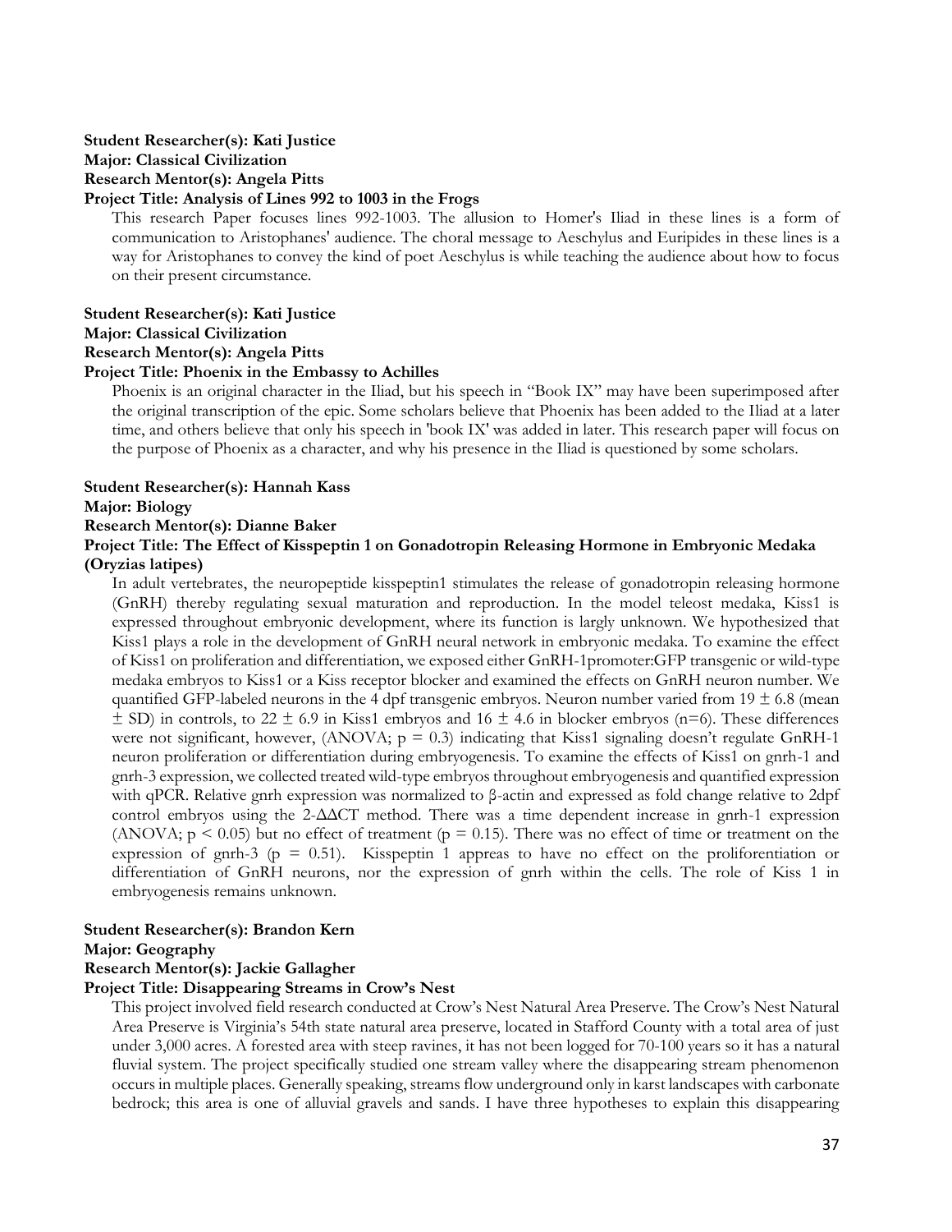**Student Researcher(s): Kati Justice**
**Major: Classical Civilization**
**Research Mentor(s): Angela Pitts**
**Project Title: Analysis of Lines 992 to 1003 in the Frogs**

This research Paper focuses lines 992-1003. The allusion to Homer's Iliad in these lines is a form of communication to Aristophanes' audience. The choral message to Aeschylus and Euripides in these lines is a way for Aristophanes to convey the kind of poet Aeschylus is while teaching the audience about how to focus on their present circumstance.

**Student Researcher(s): Kati Justice**
**Major: Classical Civilization**
**Research Mentor(s): Angela Pitts**
**Project Title: Phoenix in the Embassy to Achilles**

Phoenix is an original character in the Iliad, but his speech in "Book IX" may have been superimposed after the original transcription of the epic. Some scholars believe that Phoenix has been added to the Iliad at a later time, and others believe that only his speech in 'book IX' was added in later. This research paper will focus on the purpose of Phoenix as a character, and why his presence in the Iliad is questioned by some scholars.

**Student Researcher(s): Hannah Kass**
**Major: Biology**
**Research Mentor(s): Dianne Baker**
**Project Title: The Effect of Kisspeptin 1 on Gonadotropin Releasing Hormone in Embryonic Medaka (Oryzias latipes)**

In adult vertebrates, the neuropeptide kisspeptin1 stimulates the release of gonadotropin releasing hormone (GnRH) thereby regulating sexual maturation and reproduction. In the model teleost medaka, Kiss1 is expressed throughout embryonic development, where its function is largely unknown. We hypothesized that Kiss1 plays a role in the development of GnRH neural network in embryonic medaka. To examine the effect of Kiss1 on proliferation and differentiation, we exposed either GnRH-1promoter:GFP transgenic or wild-type medaka embryos to Kiss1 or a Kiss receptor blocker and examined the effects on GnRH neuron number. We quantified GFP-labeled neurons in the 4 dpf transgenic embryos. Neuron number varied from $19 \pm 6.8$ (mean $\pm$ SD) in controls, to $22 \pm 6.9$ in Kiss1 embryos and $16 \pm 4.6$ in blocker embryos ($n=6$). These differences were not significant, however, (ANOVA; $p = 0.3$) indicating that Kiss1 signaling doesn't regulate GnRH-1 neuron proliferation or differentiation during embryogenesis. To examine the effects of Kiss1 on gnrh-1 and gnrh-3 expression, we collected treated wild-type embryos throughout embryogenesis and quantified expression with qPCR. Relative gnrh expression was normalized to β-actin and expressed as fold change relative to 2dpf control embryos using the $2^{-\Delta\Delta CT}$ method. There was a time dependent increase in gnrh-1 expression (ANOVA; $p < 0.05$) but no effect of treatment ($p = 0.15$). There was no effect of time or treatment on the expression of gnrh-3 ($p = 0.51$). Kisspeptin 1 appreas to have no effect on the proliforentiation or differentiation of GnRH neurons, nor the expression of gnrh within the cells. The role of Kiss 1 in embryogenesis remains unknown.

**Student Researcher(s): Brandon Kern**
**Major: Geography**
**Research Mentor(s): Jackie Gallagher**
**Project Title: Disappearing Streams in Crow's Nest**

This project involved field research conducted at Crow's Nest Natural Area Preserve. The Crow's Nest Natural Area Preserve is Virginia's 54th state natural area preserve, located in Stafford County with a total area of just under 3,000 acres. A forested area with steep ravines, it has not been logged for 70-100 years so it has a natural fluvial system. The project specifically studied one stream valley where the disappearing stream phenomenon occurs in multiple places. Generally speaking, streams flow underground only in karst landscapes with carbonate bedrock; this area is one of alluvial gravels and sands. I have three hypotheses to explain this disappearing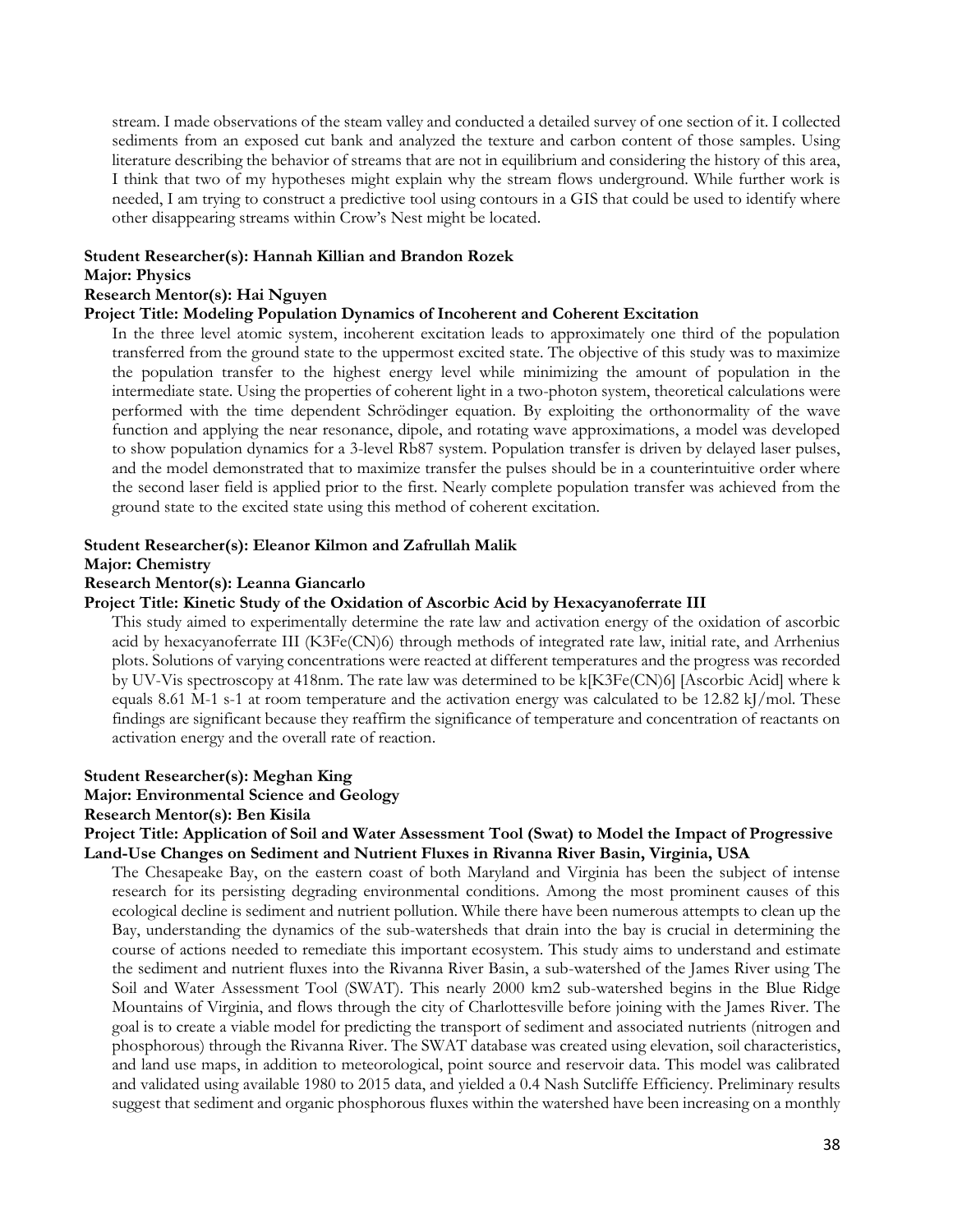stream. I made observations of the steam valley and conducted a detailed survey of one section of it. I collected sediments from an exposed cut bank and analyzed the texture and carbon content of those samples. Using literature describing the behavior of streams that are not in equilibrium and considering the history of this area, I think that two of my hypotheses might explain why the stream flows underground. While further work is needed, I am trying to construct a predictive tool using contours in a GIS that could be used to identify where other disappearing streams within Crow's Nest might be located.

**Student Researcher(s): Hannah Killian and Brandon Rozek**
**Major: Physics**
**Research Mentor(s): Hai Nguyen**
**Project Title: Modeling Population Dynamics of Incoherent and Coherent Excitation**

In the three level atomic system, incoherent excitation leads to approximately one third of the population transferred from the ground state to the uppermost excited state. The objective of this study was to maximize the population transfer to the highest energy level while minimizing the amount of population in the intermediate state. Using the properties of coherent light in a two-photon system, theoretical calculations were performed with the time dependent Schrödinger equation. By exploiting the orthonormality of the wave function and applying the near resonance, dipole, and rotating wave approximations, a model was developed to show population dynamics for a 3-level Rb87 system. Population transfer is driven by delayed laser pulses, and the model demonstrated that to maximize transfer the pulses should be in a counterintuitive order where the second laser field is applied prior to the first. Nearly complete population transfer was achieved from the ground state to the excited state using this method of coherent excitation.

**Student Researcher(s): Eleanor Kilmon and Zafrullah Malik**
**Major: Chemistry**
**Research Mentor(s): Leanna Giancarlo**
**Project Title: Kinetic Study of the Oxidation of Ascorbic Acid by Hexacyanoferrate III**

This study aimed to experimentally determine the rate law and activation energy of the oxidation of ascorbic acid by hexacyanoferrate III ($K_3Fe(CN)_6$) through methods of integrated rate law, initial rate, and Arrhenius plots. Solutions of varying concentrations were reacted at different temperatures and the progress was recorded by UV-Vis spectroscopy at 418nm. The rate law was determined to be k[$K_3Fe(CN)_6$] [Ascorbic Acid] where k equals 8.61 $M^{-1}$ $s^{-1}$ at room temperature and the activation energy was calculated to be 12.82 kJ/mol. These findings are significant because they reaffirm the significance of temperature and concentration of reactants on activation energy and the overall rate of reaction.

**Student Researcher(s): Meghan King**
**Major: Environmental Science and Geology**
**Research Mentor(s): Ben Kisila**
**Project Title: Application of Soil and Water Assessment Tool (Swat) to Model the Impact of Progressive Land-Use Changes on Sediment and Nutrient Fluxes in Rivanna River Basin, Virginia, USA**

The Chesapeake Bay, on the eastern coast of both Maryland and Virginia has been the subject of intense research for its persisting degrading environmental conditions. Among the most prominent causes of this ecological decline is sediment and nutrient pollution. While there have been numerous attempts to clean up the Bay, understanding the dynamics of the sub-watersheds that drain into the bay is crucial in determining the course of actions needed to remediate this important ecosystem. This study aims to understand and estimate the sediment and nutrient fluxes into the Rivanna River Basin, a sub-watershed of the James River using The Soil and Water Assessment Tool (SWAT). This nearly 2000 $km^2$ sub-watershed begins in the Blue Ridge Mountains of Virginia, and flows through the city of Charlottesville before joining with the James River. The goal is to create a viable model for predicting the transport of sediment and associated nutrients (nitrogen and phosphorous) through the Rivanna River. The SWAT database was created using elevation, soil characteristics, and land use maps, in addition to meteorological, point source and reservoir data. This model was calibrated and validated using available 1980 to 2015 data, and yielded a 0.4 Nash Sutcliffe Efficiency. Preliminary results suggest that sediment and organic phosphorous fluxes within the watershed have been increasing on a monthly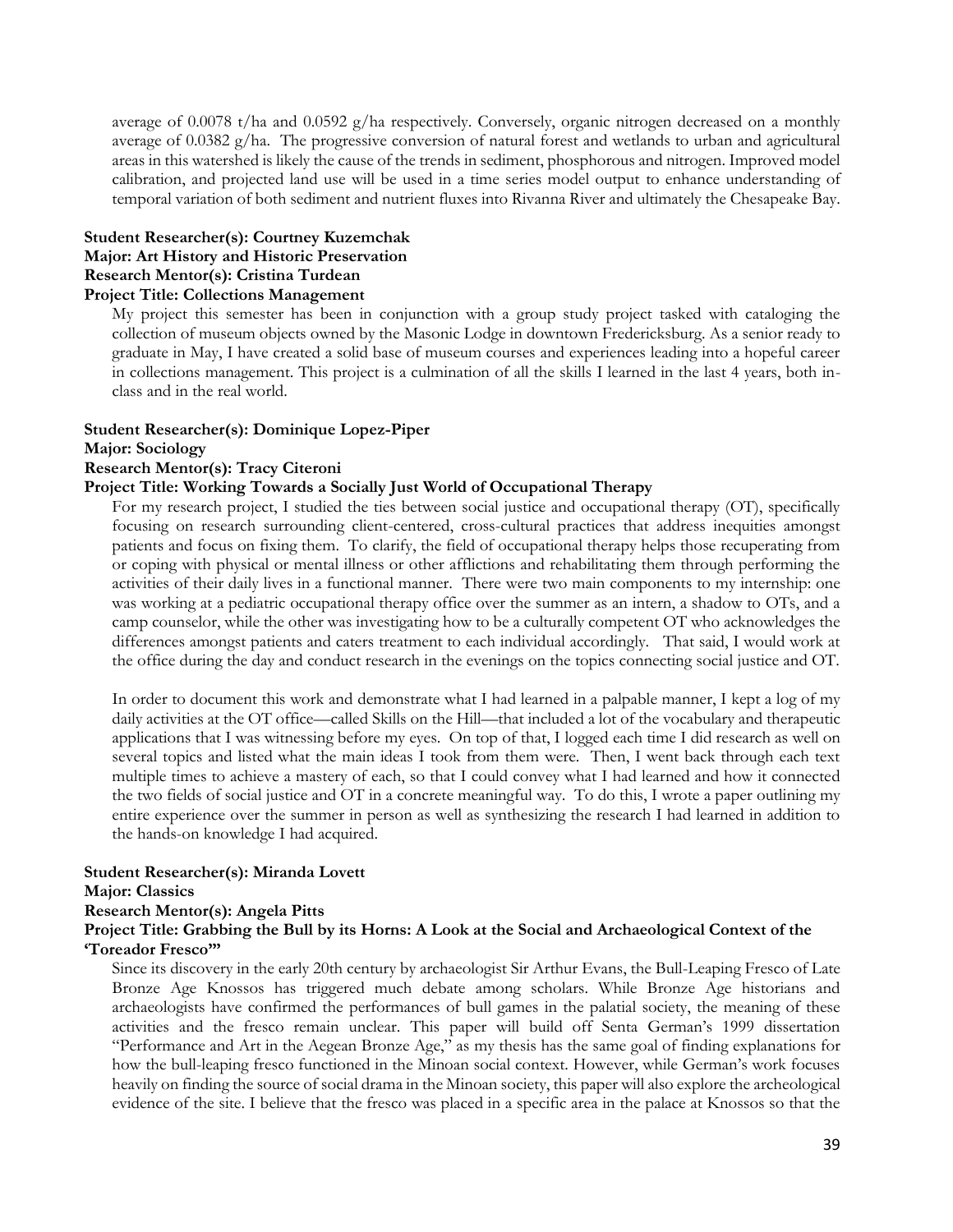average of 0.0078 t/ha and 0.0592 g/ha respectively. Conversely, organic nitrogen decreased on a monthly average of 0.0382 g/ha. The progressive conversion of natural forest and wetlands to urban and agricultural areas in this watershed is likely the cause of the trends in sediment, phosphorous and nitrogen. Improved model calibration, and projected land use will be used in a time series model output to enhance understanding of temporal variation of both sediment and nutrient fluxes into Rivanna River and ultimately the Chesapeake Bay.

**Student Researcher(s): Courtney Kuzemchak**
**Major: Art History and Historic Preservation**
**Research Mentor(s): Cristina Turdean**
**Project Title: Collections Management**

My project this semester has been in conjunction with a group study project tasked with cataloging the collection of museum objects owned by the Masonic Lodge in downtown Fredericksburg. As a senior ready to graduate in May, I have created a solid base of museum courses and experiences leading into a hopeful career in collections management. This project is a culmination of all the skills I learned in the last 4 years, both in-class and in the real world.

**Student Researcher(s): Dominique Lopez-Piper**
**Major: Sociology**
**Research Mentor(s): Tracy Citeroni**
**Project Title: Working Towards a Socially Just World of Occupational Therapy**

For my research project, I studied the ties between social justice and occupational therapy (OT), specifically focusing on research surrounding client-centered, cross-cultural practices that address inequities amongst patients and focus on fixing them. To clarify, the field of occupational therapy helps those recuperating from or coping with physical or mental illness or other afflictions and rehabilitating them through performing the activities of their daily lives in a functional manner. There were two main components to my internship: one was working at a pediatric occupational therapy office over the summer as an intern, a shadow to OTs, and a camp counselor, while the other was investigating how to be a culturally competent OT who acknowledges the differences amongst patients and caters treatment to each individual accordingly. That said, I would work at the office during the day and conduct research in the evenings on the topics connecting social justice and OT.

In order to document this work and demonstrate what I had learned in a palpable manner, I kept a log of my daily activities at the OT office—called Skills on the Hill—that included a lot of the vocabulary and therapeutic applications that I was witnessing before my eyes. On top of that, I logged each time I did research as well on several topics and listed what the main ideas I took from them were. Then, I went back through each text multiple times to achieve a mastery of each, so that I could convey what I had learned and how it connected the two fields of social justice and OT in a concrete meaningful way. To do this, I wrote a paper outlining my entire experience over the summer in person as well as synthesizing the research I had learned in addition to the hands-on knowledge I had acquired.

**Student Researcher(s): Miranda Lovett**
**Major: Classics**
**Research Mentor(s): Angela Pitts**
**Project Title: Grabbing the Bull by its Horns: A Look at the Social and Archaeological Context of the 'Toreador Fresco'"**

Since its discovery in the early 20th century by archaeologist Sir Arthur Evans, the Bull-Leaping Fresco of Late Bronze Age Knossos has triggered much debate among scholars. While Bronze Age historians and archaeologists have confirmed the performances of bull games in the palatial society, the meaning of these activities and the fresco remain unclear. This paper will build off Senta German's 1999 dissertation "Performance and Art in the Aegean Bronze Age," as my thesis has the same goal of finding explanations for how the bull-leaping fresco functioned in the Minoan social context. However, while German's work focuses heavily on finding the source of social drama in the Minoan society, this paper will also explore the archeological evidence of the site. I believe that the fresco was placed in a specific area in the palace at Knossos so that the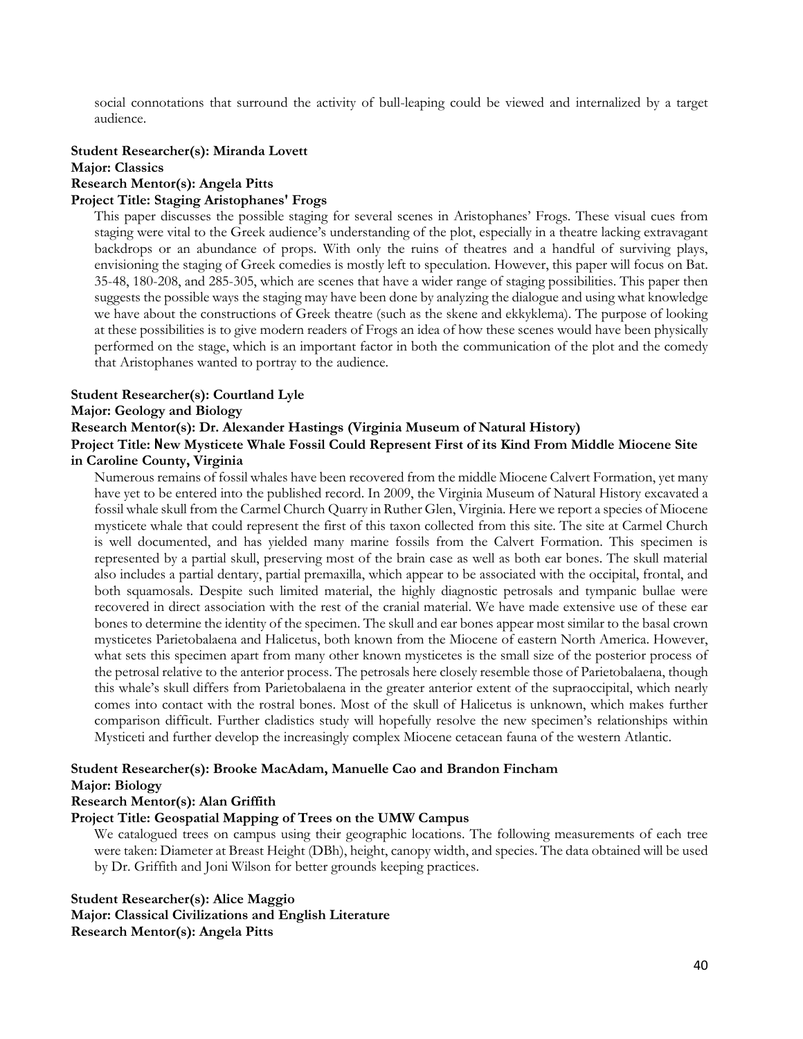social connotations that surround the activity of bull-leaping could be viewed and internalized by a target audience.

**Student Researcher(s): Miranda Lovett**
**Major: Classics**
**Research Mentor(s): Angela Pitts**
**Project Title: Staging Aristophanes' Frogs**

This paper discusses the possible staging for several scenes in Aristophanes' Frogs. These visual cues from staging were vital to the Greek audience's understanding of the plot, especially in a theatre lacking extravagant backdrops or an abundance of props. With only the ruins of theatres and a handful of surviving plays, envisioning the staging of Greek comedies is mostly left to speculation. However, this paper will focus on Bat. 35-48, 180-208, and 285-305, which are scenes that have a wider range of staging possibilities. This paper then suggests the possible ways the staging may have been done by analyzing the dialogue and using what knowledge we have about the constructions of Greek theatre (such as the skene and ekkyklema). The purpose of looking at these possibilities is to give modern readers of Frogs an idea of how these scenes would have been physically performed on the stage, which is an important factor in both the communication of the plot and the comedy that Aristophanes wanted to portray to the audience.

**Student Researcher(s): Courtland Lyle**
**Major: Geology and Biology**
**Research Mentor(s): Dr. Alexander Hastings (Virginia Museum of Natural History)**
**Project Title: New Mysticete Whale Fossil Could Represent First of its Kind From Middle Miocene Site in Caroline County, Virginia**

Numerous remains of fossil whales have been recovered from the middle Miocene Calvert Formation, yet many have yet to be entered into the published record. In 2009, the Virginia Museum of Natural History excavated a fossil whale skull from the Carmel Church Quarry in Ruther Glen, Virginia. Here we report a species of Miocene mysticete whale that could represent the first of this taxon collected from this site. The site at Carmel Church is well documented, and has yielded many marine fossils from the Calvert Formation. This specimen is represented by a partial skull, preserving most of the brain case as well as both ear bones. The skull material also includes a partial dentary, partial premaxilla, which appear to be associated with the occipital, frontal, and both squamosals. Despite such limited material, the highly diagnostic petrosals and tympanic bullae were recovered in direct association with the rest of the cranial material. We have made extensive use of these ear bones to determine the identity of the specimen. The skull and ear bones appear most similar to the basal crown mysticetes Parietobalaena and Halicetus, both known from the Miocene of eastern North America. However, what sets this specimen apart from many other known mysticetes is the small size of the posterior process of the petrosal relative to the anterior process. The petrosals here closely resemble those of Parietobalaena, though this whale's skull differs from Parietobalaena in the greater anterior extent of the supraoccipital, which nearly comes into contact with the rostral bones. Most of the skull of Halicetus is unknown, which makes further comparison difficult. Further cladistics study will hopefully resolve the new specimen's relationships within Mysticeti and further develop the increasingly complex Miocene cetacean fauna of the western Atlantic.

**Student Researcher(s): Brooke MacAdam, Manuelle Cao and Brandon Fincham**
**Major: Biology**
**Research Mentor(s): Alan Griffith**
**Project Title: Geospatial Mapping of Trees on the UMW Campus**

We catalogued trees on campus using their geographic locations. The following measurements of each tree were taken: Diameter at Breast Height (DBh), height, canopy width, and species. The data obtained will be used by Dr. Griffith and Joni Wilson for better grounds keeping practices.

**Student Researcher(s): Alice Maggio**
**Major: Classical Civilizations and English Literature**
**Research Mentor(s): Angela Pitts**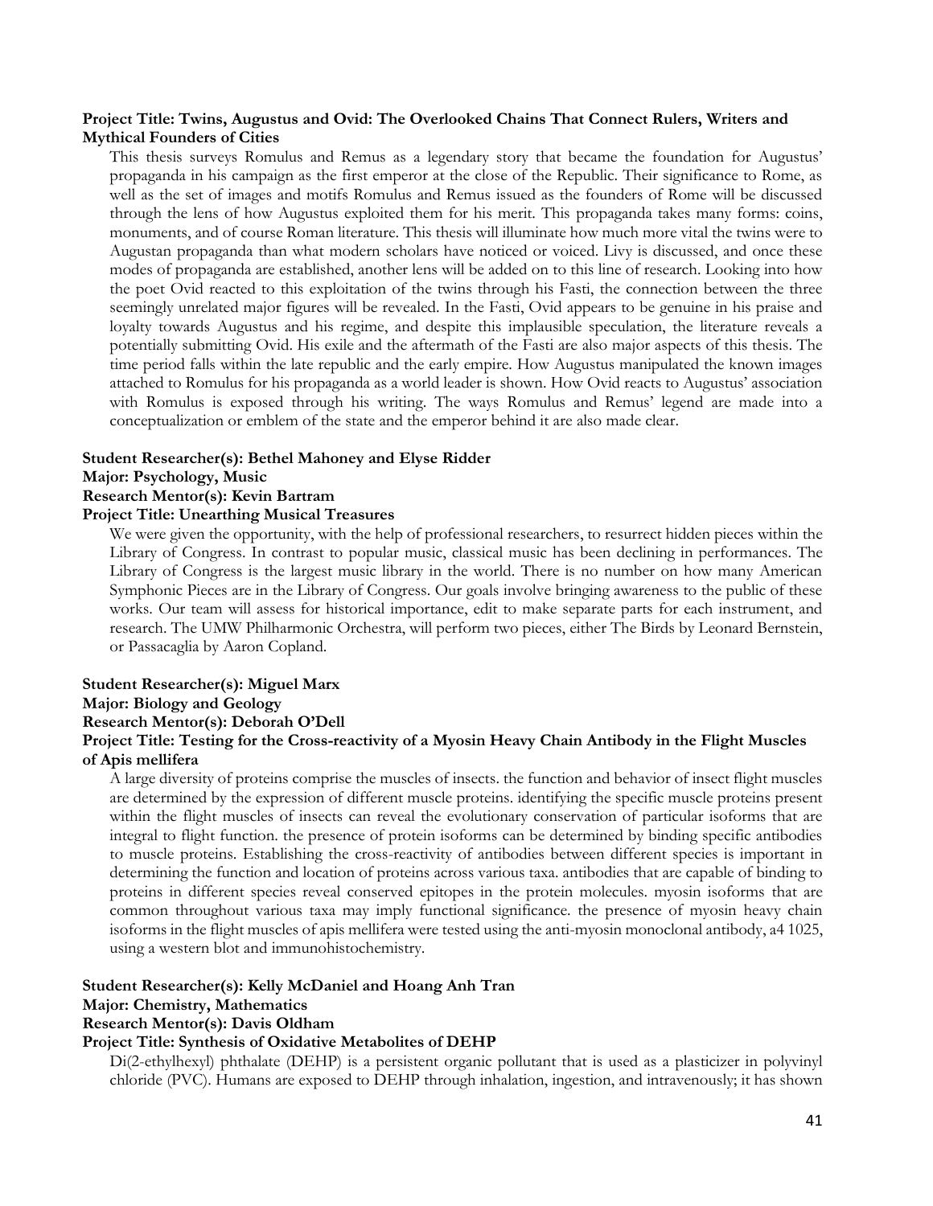**Project Title: Twins, Augustus and Ovid: The Overlooked Chains That Connect Rulers, Writers and Mythical Founders of Cities**

This thesis surveys Romulus and Remus as a legendary story that became the foundation for Augustus' propaganda in his campaign as the first emperor at the close of the Republic. Their significance to Rome, as well as the set of images and motifs Romulus and Remus issued as the founders of Rome will be discussed through the lens of how Augustus exploited them for his merit. This propaganda takes many forms: coins, monuments, and of course Roman literature. This thesis will illuminate how much more vital the twins were to Augustan propaganda than what modern scholars have noticed or voiced. Livy is discussed, and once these modes of propaganda are established, another lens will be added on to this line of research. Looking into how the poet Ovid reacted to this exploitation of the twins through his Fasti, the connection between the three seemingly unrelated major figures will be revealed. In the Fasti, Ovid appears to be genuine in his praise and loyalty towards Augustus and his regime, and despite this implausible speculation, the literature reveals a potentially submitting Ovid. His exile and the aftermath of the Fasti are also major aspects of this thesis. The time period falls within the late republic and the early empire. How Augustus manipulated the known images attached to Romulus for his propaganda as a world leader is shown. How Ovid reacts to Augustus' association with Romulus is exposed through his writing. The ways Romulus and Remus' legend are made into a conceptualization or emblem of the state and the emperor behind it are also made clear.

**Student Researcher(s): Bethel Mahoney and Elyse Ridder**
**Major: Psychology, Music**
**Research Mentor(s): Kevin Bartram**
**Project Title: Unearthing Musical Treasures**

We were given the opportunity, with the help of professional researchers, to resurrect hidden pieces within the Library of Congress. In contrast to popular music, classical music has been declining in performances. The Library of Congress is the largest music library in the world. There is no number on how many American Symphonic Pieces are in the Library of Congress. Our goals involve bringing awareness to the public of these works. Our team will assess for historical importance, edit to make separate parts for each instrument, and research. The UMW Philharmonic Orchestra, will perform two pieces, either The Birds by Leonard Bernstein, or Passacaglia by Aaron Copland.

**Student Researcher(s): Miguel Marx**
**Major: Biology and Geology**
**Research Mentor(s): Deborah O'Dell**
**Project Title: Testing for the Cross-reactivity of a Myosin Heavy Chain Antibody in the Flight Muscles of Apis mellifera**

A large diversity of proteins comprise the muscles of insects. the function and behavior of insect flight muscles are determined by the expression of different muscle proteins. identifying the specific muscle proteins present within the flight muscles of insects can reveal the evolutionary conservation of particular isoforms that are integral to flight function. the presence of protein isoforms can be determined by binding specific antibodies to muscle proteins. Establishing the cross-reactivity of antibodies between different species is important in determining the function and location of proteins across various taxa. antibodies that are capable of binding to proteins in different species reveal conserved epitopes in the protein molecules. myosin isoforms that are common throughout various taxa may imply functional significance. the presence of myosin heavy chain isoforms in the flight muscles of apis mellifera were tested using the anti-myosin monoclonal antibody, a4 1025, using a western blot and immunohistochemistry.

**Student Researcher(s): Kelly McDaniel and Hoang Anh Tran**
**Major: Chemistry, Mathematics**
**Research Mentor(s): Davis Oldham**
**Project Title: Synthesis of Oxidative Metabolites of DEHP**

Di(2-ethylhexyl) phthalate (DEHP) is a persistent organic pollutant that is used as a plasticizer in polyvinyl chloride (PVC). Humans are exposed to DEHP through inhalation, ingestion, and intravenously; it has shown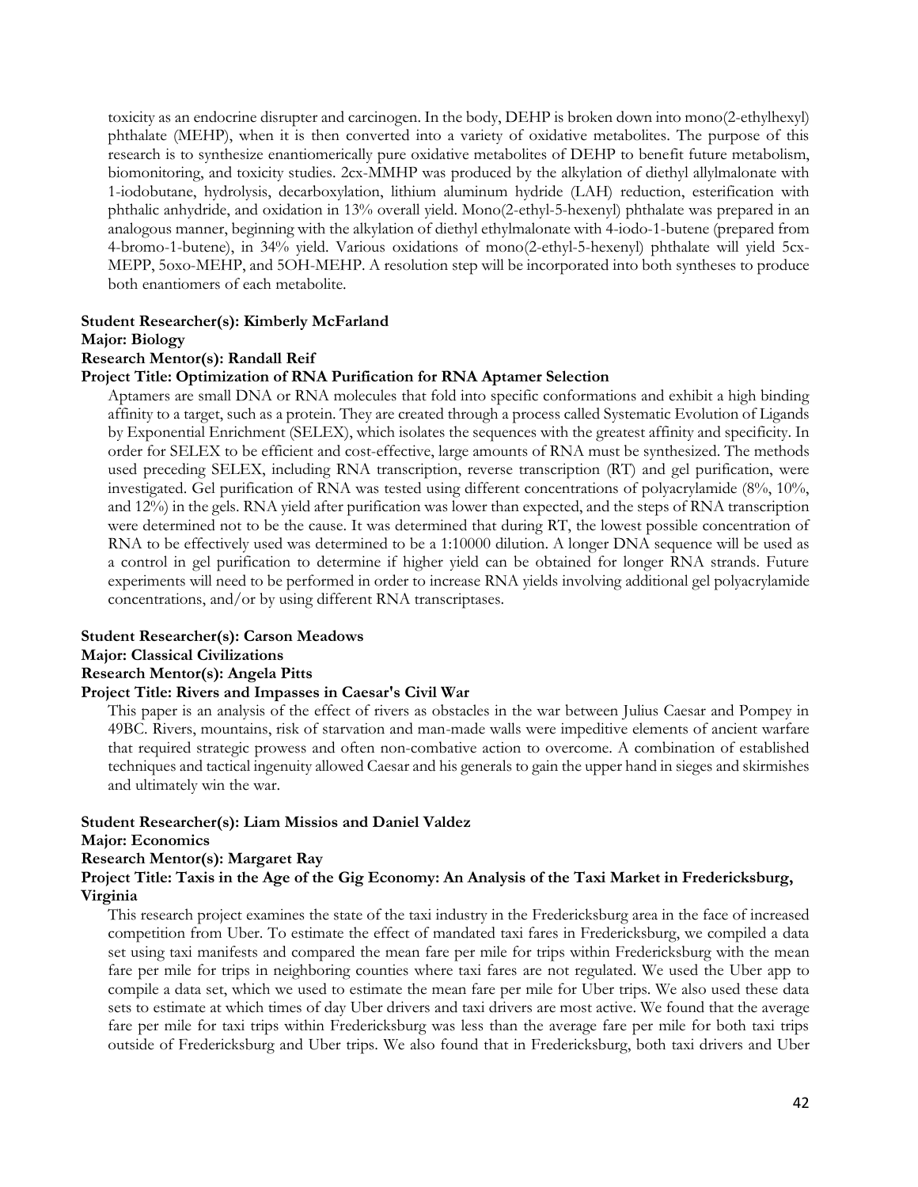toxicity as an endocrine disrupter and carcinogen. In the body, DEHP is broken down into mono(2-ethylhexyl) phthalate (MEHP), when it is then converted into a variety of oxidative metabolites. The purpose of this research is to synthesize enantiomerically pure oxidative metabolites of DEHP to benefit future metabolism, biomonitoring, and toxicity studies. 2cx-MMHP was produced by the alkylation of diethyl allylmalonate with 1-iodobutane, hydrolysis, decarboxylation, lithium aluminum hydride (LAH) reduction, esterification with phthalic anhydride, and oxidation in 13% overall yield. Mono(2-ethyl-5-hexenyl) phthalate was prepared in an analogous manner, beginning with the alkylation of diethyl ethylmalonate with 4-iodo-1-butene (prepared from 4-bromo-1-butene), in 34% yield. Various oxidations of mono(2-ethyl-5-hexenyl) phthalate will yield 5cx-MEPP, 5oxo-MEHP, and 5OH-MEHP. A resolution step will be incorporated into both syntheses to produce both enantiomers of each metabolite.

**Student Researcher(s): Kimberly McFarland**
**Major: Biology**
**Research Mentor(s): Randall Reif**
**Project Title: Optimization of RNA Purification for RNA Aptamer Selection**

Aptamers are small DNA or RNA molecules that fold into specific conformations and exhibit a high binding affinity to a target, such as a protein. They are created through a process called Systematic Evolution of Ligands by Exponential Enrichment (SELEX), which isolates the sequences with the greatest affinity and specificity. In order for SELEX to be efficient and cost-effective, large amounts of RNA must be synthesized. The methods used preceding SELEX, including RNA transcription, reverse transcription (RT) and gel purification, were investigated. Gel purification of RNA was tested using different concentrations of polyacrylamide (8%, 10%, and 12%) in the gels. RNA yield after purification was lower than expected, and the steps of RNA transcription were determined not to be the cause. It was determined that during RT, the lowest possible concentration of RNA to be effectively used was determined to be a 1:10000 dilution. A longer DNA sequence will be used as a control in gel purification to determine if higher yield can be obtained for longer RNA strands. Future experiments will need to be performed in order to increase RNA yields involving additional gel polyacrylamide concentrations, and/or by using different RNA transcriptases.

**Student Researcher(s): Carson Meadows**
**Major: Classical Civilizations**
**Research Mentor(s): Angela Pitts**
**Project Title: Rivers and Impasses in Caesar's Civil War**

This paper is an analysis of the effect of rivers as obstacles in the war between Julius Caesar and Pompey in 49BC. Rivers, mountains, risk of starvation and man-made walls were impeditive elements of ancient warfare that required strategic prowess and often non-combative action to overcome. A combination of established techniques and tactical ingenuity allowed Caesar and his generals to gain the upper hand in sieges and skirmishes and ultimately win the war.

**Student Researcher(s): Liam Missios and Daniel Valdez**
**Major: Economics**
**Research Mentor(s): Margaret Ray**
**Project Title: Taxis in the Age of the Gig Economy: An Analysis of the Taxi Market in Fredericksburg, Virginia**

This research project examines the state of the taxi industry in the Fredericksburg area in the face of increased competition from Uber. To estimate the effect of mandated taxi fares in Fredericksburg, we compiled a data set using taxi manifests and compared the mean fare per mile for trips within Fredericksburg with the mean fare per mile for trips in neighboring counties where taxi fares are not regulated. We used the Uber app to compile a data set, which we used to estimate the mean fare per mile for Uber trips. We also used these data sets to estimate at which times of day Uber drivers and taxi drivers are most active. We found that the average fare per mile for taxi trips within Fredericksburg was less than the average fare per mile for both taxi trips outside of Fredericksburg and Uber trips. We also found that in Fredericksburg, both taxi drivers and Uber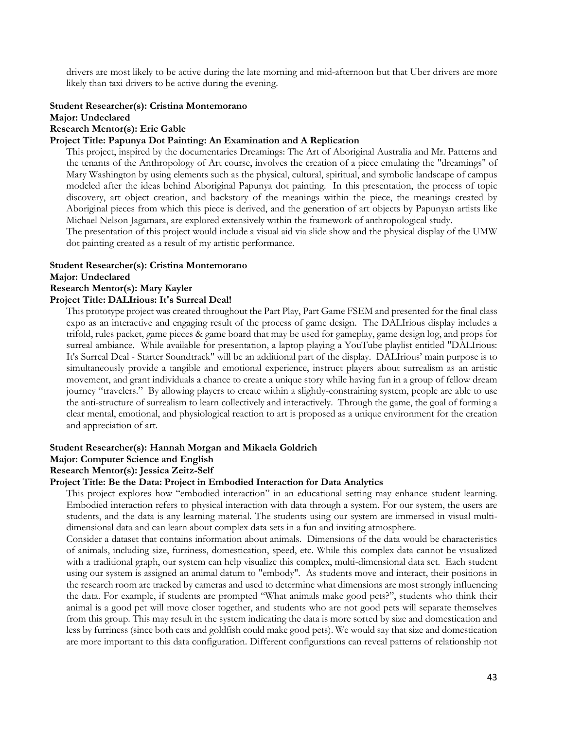drivers are most likely to be active during the late morning and mid-afternoon but that Uber drivers are more likely than taxi drivers to be active during the evening.

**Student Researcher(s): Cristina Montemorano**
**Major: Undeclared**
**Research Mentor(s): Eric Gable**
**Project Title: Papunya Dot Painting: An Examination and A Replication**

This project, inspired by the documentaries Dreamings: The Art of Aboriginal Australia and Mr. Patterns and the tenants of the Anthropology of Art course, involves the creation of a piece emulating the "dreamings" of Mary Washington by using elements such as the physical, cultural, spiritual, and symbolic landscape of campus modeled after the ideas behind Aboriginal Papunya dot painting. In this presentation, the process of topic discovery, art object creation, and backstory of the meanings within the piece, the meanings created by Aboriginal pieces from which this piece is derived, and the generation of art objects by Papunyan artists like Michael Nelson Jagamara, are explored extensively within the framework of anthropological study.

The presentation of this project would include a visual aid via slide show and the physical display of the UMW dot painting created as a result of my artistic performance.

**Student Researcher(s): Cristina Montemorano**
**Major: Undeclared**
**Research Mentor(s): Mary Kayler**
**Project Title: DALIrious: It's Surreal Deal!**

This prototype project was created throughout the Part Play, Part Game FSEM and presented for the final class expo as an interactive and engaging result of the process of game design. The DALIrious display includes a trifold, rules packet, game pieces & game board that may be used for gameplay, game design log, and props for surreal ambiance. While available for presentation, a laptop playing a YouTube playlist entitled "DALIrious: It's Surreal Deal - Starter Soundtrack" will be an additional part of the display. DALIrious' main purpose is to simultaneously provide a tangible and emotional experience, instruct players about surrealism as an artistic movement, and grant individuals a chance to create a unique story while having fun in a group of fellow dream journey "travelers." By allowing players to create within a slightly-constraining system, people are able to use the anti-structure of surrealism to learn collectively and interactively. Through the game, the goal of forming a clear mental, emotional, and physiological reaction to art is proposed as a unique environment for the creation and appreciation of art.

**Student Researcher(s): Hannah Morgan and Mikaela Goldrich**
**Major: Computer Science and English**
**Research Mentor(s): Jessica Zeitz-Self**
**Project Title: Be the Data: Project in Embodied Interaction for Data Analytics**

This project explores how "embodied interaction" in an educational setting may enhance student learning. Embodied interaction refers to physical interaction with data through a system. For our system, the users are students, and the data is any learning material. The students using our system are immersed in visual multi-dimensional data and can learn about complex data sets in a fun and inviting atmosphere.

Consider a dataset that contains information about animals. Dimensions of the data would be characteristics of animals, including size, furriness, domestication, speed, etc. While this complex data cannot be visualized with a traditional graph, our system can help visualize this complex, multi-dimensional data set. Each student using our system is assigned an animal datum to "embody". As students move and interact, their positions in the research room are tracked by cameras and used to determine what dimensions are most strongly influencing the data. For example, if students are prompted "What animals make good pets?", students who think their animal is a good pet will move closer together, and students who are not good pets will separate themselves from this group. This may result in the system indicating the data is more sorted by size and domestication and less by furriness (since both cats and goldfish could make good pets). We would say that size and domestication are more important to this data configuration. Different configurations can reveal patterns of relationship not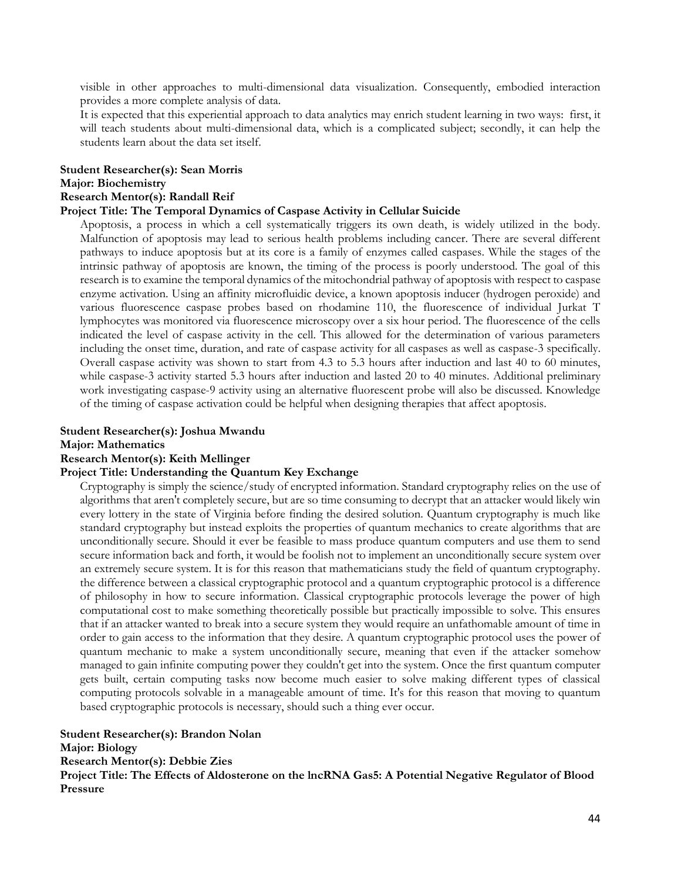visible in other approaches to multi-dimensional data visualization. Consequently, embodied interaction provides a more complete analysis of data.

It is expected that this experiential approach to data analytics may enrich student learning in two ways: first, it will teach students about multi-dimensional data, which is a complicated subject; secondly, it can help the students learn about the data set itself.

**Student Researcher(s): Sean Morris**
**Major: Biochemistry**
**Research Mentor(s): Randall Reif**
**Project Title: The Temporal Dynamics of Caspase Activity in Cellular Suicide**

Apoptosis, a process in which a cell systematically triggers its own death, is widely utilized in the body. Malfunction of apoptosis may lead to serious health problems including cancer. There are several different pathways to induce apoptosis but at its core is a family of enzymes called caspases. While the stages of the intrinsic pathway of apoptosis are known, the timing of the process is poorly understood. The goal of this research is to examine the temporal dynamics of the mitochondrial pathway of apoptosis with respect to caspase enzyme activation. Using an affinity microfluidic device, a known apoptosis inducer (hydrogen peroxide) and various fluorescence caspase probes based on rhodamine 110, the fluorescence of individual Jurkat T lymphocytes was monitored via fluorescence microscopy over a six hour period. The fluorescence of the cells indicated the level of caspase activity in the cell. This allowed for the determination of various parameters including the onset time, duration, and rate of caspase activity for all caspases as well as caspase-3 specifically. Overall caspase activity was shown to start from 4.3 to 5.3 hours after induction and last 40 to 60 minutes, while caspase-3 activity started 5.3 hours after induction and lasted 20 to 40 minutes. Additional preliminary work investigating caspase-9 activity using an alternative fluorescent probe will also be discussed. Knowledge of the timing of caspase activation could be helpful when designing therapies that affect apoptosis.

**Student Researcher(s): Joshua Mwandu**
**Major: Mathematics**
**Research Mentor(s): Keith Mellinger**
**Project Title: Understanding the Quantum Key Exchange**

Cryptography is simply the science/study of encrypted information. Standard cryptography relies on the use of algorithms that aren't completely secure, but are so time consuming to decrypt that an attacker would likely win every lottery in the state of Virginia before finding the desired solution. Quantum cryptography is much like standard cryptography but instead exploits the properties of quantum mechanics to create algorithms that are unconditionally secure. Should it ever be feasible to mass produce quantum computers and use them to send secure information back and forth, it would be foolish not to implement an unconditionally secure system over an extremely secure system. It is for this reason that mathematicians study the field of quantum cryptography. the difference between a classical cryptographic protocol and a quantum cryptographic protocol is a difference of philosophy in how to secure information. Classical cryptographic protocols leverage the power of high computational cost to make something theoretically possible but practically impossible to solve. This ensures that if an attacker wanted to break into a secure system they would require an unfathomable amount of time in order to gain access to the information that they desire. A quantum cryptographic protocol uses the power of quantum mechanic to make a system unconditionally secure, meaning that even if the attacker somehow managed to gain infinite computing power they couldn't get into the system. Once the first quantum computer gets built, certain computing tasks now become much easier to solve making different types of classical computing protocols solvable in a manageable amount of time. It's for this reason that moving to quantum based cryptographic protocols is necessary, should such a thing ever occur.

**Student Researcher(s): Brandon Nolan**
**Major: Biology**
**Research Mentor(s): Debbie Zies**
**Project Title: The Effects of Aldosterone on the lncRNA Gas5: A Potential Negative Regulator of Blood Pressure**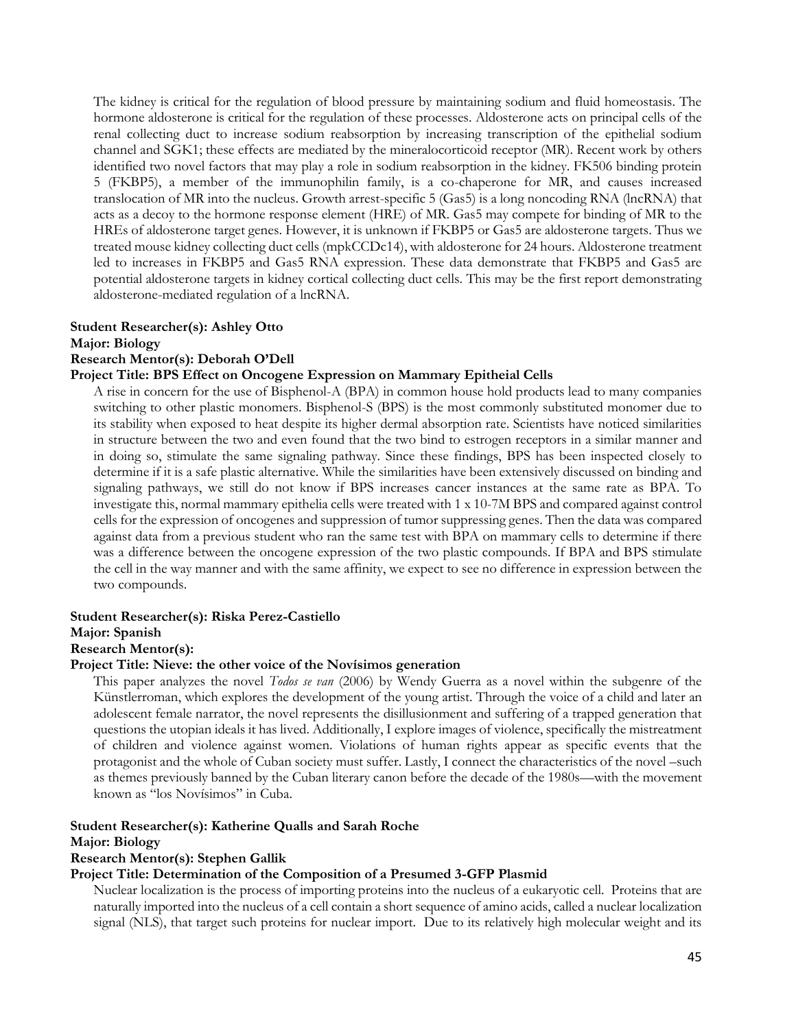The kidney is critical for the regulation of blood pressure by maintaining sodium and fluid homeostasis. The hormone aldosterone is critical for the regulation of these processes. Aldosterone acts on principal cells of the renal collecting duct to increase sodium reabsorption by increasing transcription of the epithelial sodium channel and SGK1; these effects are mediated by the mineralocorticoid receptor (MR). Recent work by others identified two novel factors that may play a role in sodium reabsorption in the kidney. FK506 binding protein 5 (FKBP5), a member of the immunophilin family, is a co-chaperone for MR, and causes increased translocation of MR into the nucleus. Growth arrest-specific 5 (Gas5) is a long noncoding RNA (lncRNA) that acts as a decoy to the hormone response element (HRE) of MR. Gas5 may compete for binding of MR to the HREs of aldosterone target genes. However, it is unknown if FKBP5 or Gas5 are aldosterone targets. Thus we treated mouse kidney collecting duct cells (mpkCCDc14), with aldosterone for 24 hours. Aldosterone treatment led to increases in FKBP5 and Gas5 RNA expression. These data demonstrate that FKBP5 and Gas5 are potential aldosterone targets in kidney cortical collecting duct cells. This may be the first report demonstrating aldosterone-mediated regulation of a lncRNA.

**Student Researcher(s): Ashley Otto**
**Major: Biology**
**Research Mentor(s): Deborah O'Dell**
**Project Title: BPS Effect on Oncogene Expression on Mammary Epitheial Cells**

A rise in concern for the use of Bisphenol-A (BPA) in common house hold products lead to many companies switching to other plastic monomers. Bisphenol-S (BPS) is the most commonly substituted monomer due to its stability when exposed to heat despite its higher dermal absorption rate. Scientists have noticed similarities in structure between the two and even found that the two bind to estrogen receptors in a similar manner and in doing so, stimulate the same signaling pathway. Since these findings, BPS has been inspected closely to determine if it is a safe plastic alternative. While the similarities have been extensively discussed on binding and signaling pathways, we still do not know if BPS increases cancer instances at the same rate as BPA. To investigate this, normal mammary epithelia cells were treated with $1 \times 10^{-7}$M BPS and compared against control cells for the expression of oncogenes and suppression of tumor suppressing genes. Then the data was compared against data from a previous student who ran the same test with BPA on mammary cells to determine if there was a difference between the oncogene expression of the two plastic compounds. If BPA and BPS stimulate the cell in the way manner and with the same affinity, we expect to see no difference in expression between the two compounds.

**Student Researcher(s): Riska Perez-Castiello**
**Major: Spanish**
**Research Mentor(s):**
**Project Title: Nieve: the other voice of the Novísimos generation**

This paper analyzes the novel *Todos se van* (2006) by Wendy Guerra as a novel within the subgenre of the Künstlerroman, which explores the development of the young artist. Through the voice of a child and later an adolescent female narrator, the novel represents the disillusionment and suffering of a trapped generation that questions the utopian ideals it has lived. Additionally, I explore images of violence, specifically the mistreatment of children and violence against women. Violations of human rights appear as specific events that the protagonist and the whole of Cuban society must suffer. Lastly, I connect the characteristics of the novel –such as themes previously banned by the Cuban literary canon before the decade of the 1980s—with the movement known as "los Novísimos" in Cuba.

**Student Researcher(s): Katherine Qualls and Sarah Roche**
**Major: Biology**
**Research Mentor(s): Stephen Gallik**
**Project Title: Determination of the Composition of a Presumed 3-GFP Plasmid**

Nuclear localization is the process of importing proteins into the nucleus of a eukaryotic cell. Proteins that are naturally imported into the nucleus of a cell contain a short sequence of amino acids, called a nuclear localization signal (NLS), that target such proteins for nuclear import. Due to its relatively high molecular weight and its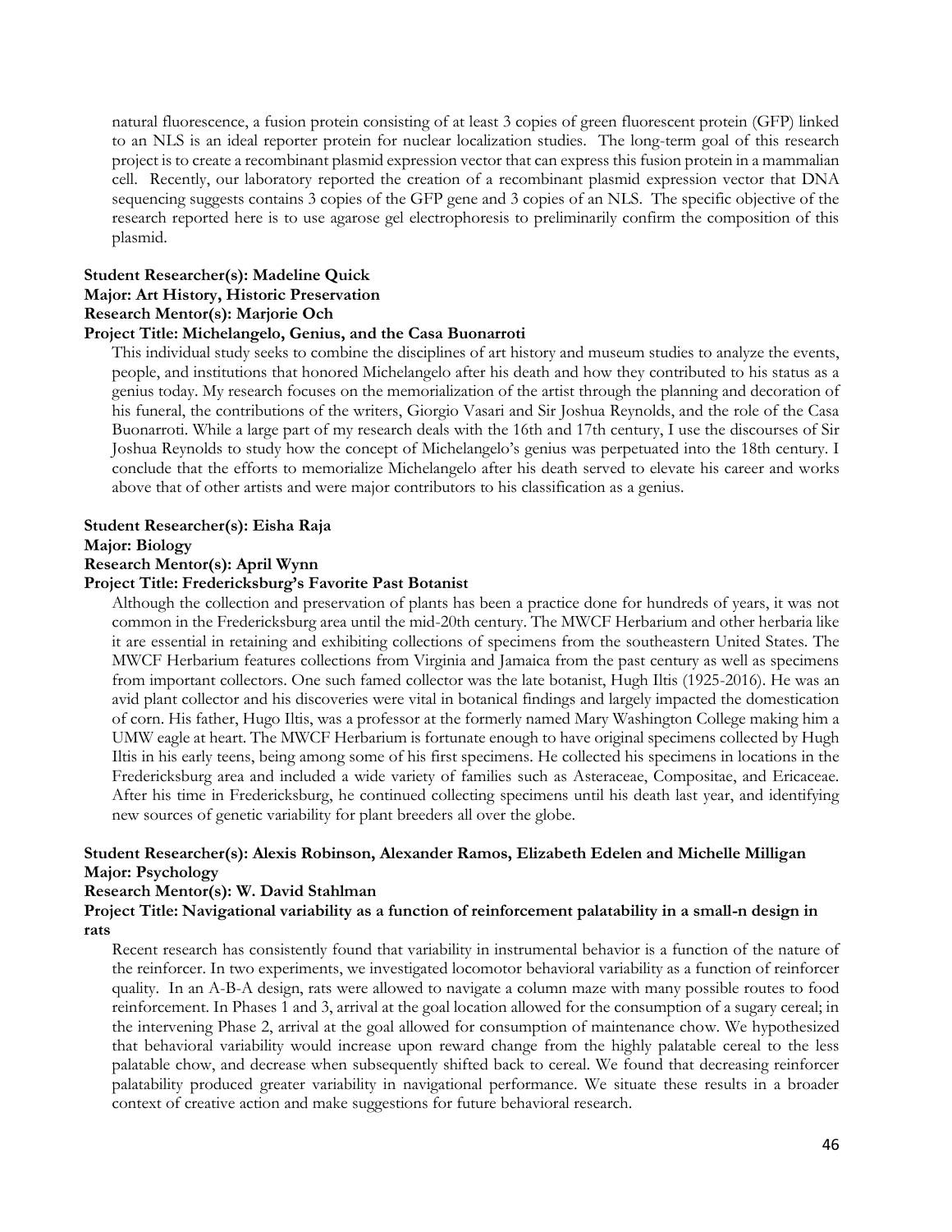natural fluorescence, a fusion protein consisting of at least 3 copies of green fluorescent protein (GFP) linked to an NLS is an ideal reporter protein for nuclear localization studies. The long-term goal of this research project is to create a recombinant plasmid expression vector that can express this fusion protein in a mammalian cell. Recently, our laboratory reported the creation of a recombinant plasmid expression vector that DNA sequencing suggests contains 3 copies of the GFP gene and 3 copies of an NLS. The specific objective of the research reported here is to use agarose gel electrophoresis to preliminarily confirm the composition of this plasmid.

**Student Researcher(s): Madeline Quick**
**Major: Art History, Historic Preservation**
**Research Mentor(s): Marjorie Och**
**Project Title: Michelangelo, Genius, and the Casa Buonarroti**

This individual study seeks to combine the disciplines of art history and museum studies to analyze the events, people, and institutions that honored Michelangelo after his death and how they contributed to his status as a genius today. My research focuses on the memorialization of the artist through the planning and decoration of his funeral, the contributions of the writers, Giorgio Vasari and Sir Joshua Reynolds, and the role of the Casa Buonarroti. While a large part of my research deals with the 16th and 17th century, I use the discourses of Sir Joshua Reynolds to study how the concept of Michelangelo's genius was perpetuated into the 18th century. I conclude that the efforts to memorialize Michelangelo after his death served to elevate his career and works above that of other artists and were major contributors to his classification as a genius.

**Student Researcher(s): Eisha Raja**
**Major: Biology**
**Research Mentor(s): April Wynn**
**Project Title: Fredericksburg's Favorite Past Botanist**

Although the collection and preservation of plants has been a practice done for hundreds of years, it was not common in the Fredericksburg area until the mid-20th century. The MWCF Herbarium and other herbaria like it are essential in retaining and exhibiting collections of specimens from the southeastern United States. The MWCF Herbarium features collections from Virginia and Jamaica from the past century as well as specimens from important collectors. One such famed collector was the late botanist, Hugh Iltis (1925-2016). He was an avid plant collector and his discoveries were vital in botanical findings and largely impacted the domestication of corn. His father, Hugo Iltis, was a professor at the formerly named Mary Washington College making him a UMW eagle at heart. The MWCF Herbarium is fortunate enough to have original specimens collected by Hugh Iltis in his early teens, being among some of his first specimens. He collected his specimens in locations in the Fredericksburg area and included a wide variety of families such as Asteraceae, Compositae, and Ericaceae. After his time in Fredericksburg, he continued collecting specimens until his death last year, and identifying new sources of genetic variability for plant breeders all over the globe.

**Student Researcher(s): Alexis Robinson, Alexander Ramos, Elizabeth Edelen and Michelle Milligan**
**Major: Psychology**
**Research Mentor(s): W. David Stahlman**
**Project Title: Navigational variability as a function of reinforcement palatability in a small-n design in rats**

Recent research has consistently found that variability in instrumental behavior is a function of the nature of the reinforcer. In two experiments, we investigated locomotor behavioral variability as a function of reinforcer quality. In an A-B-A design, rats were allowed to navigate a column maze with many possible routes to food reinforcement. In Phases 1 and 3, arrival at the goal location allowed for the consumption of a sugary cereal; in the intervening Phase 2, arrival at the goal allowed for consumption of maintenance chow. We hypothesized that behavioral variability would increase upon reward change from the highly palatable cereal to the less palatable chow, and decrease when subsequently shifted back to cereal. We found that decreasing reinforcer palatability produced greater variability in navigational performance. We situate these results in a broader context of creative action and make suggestions for future behavioral research.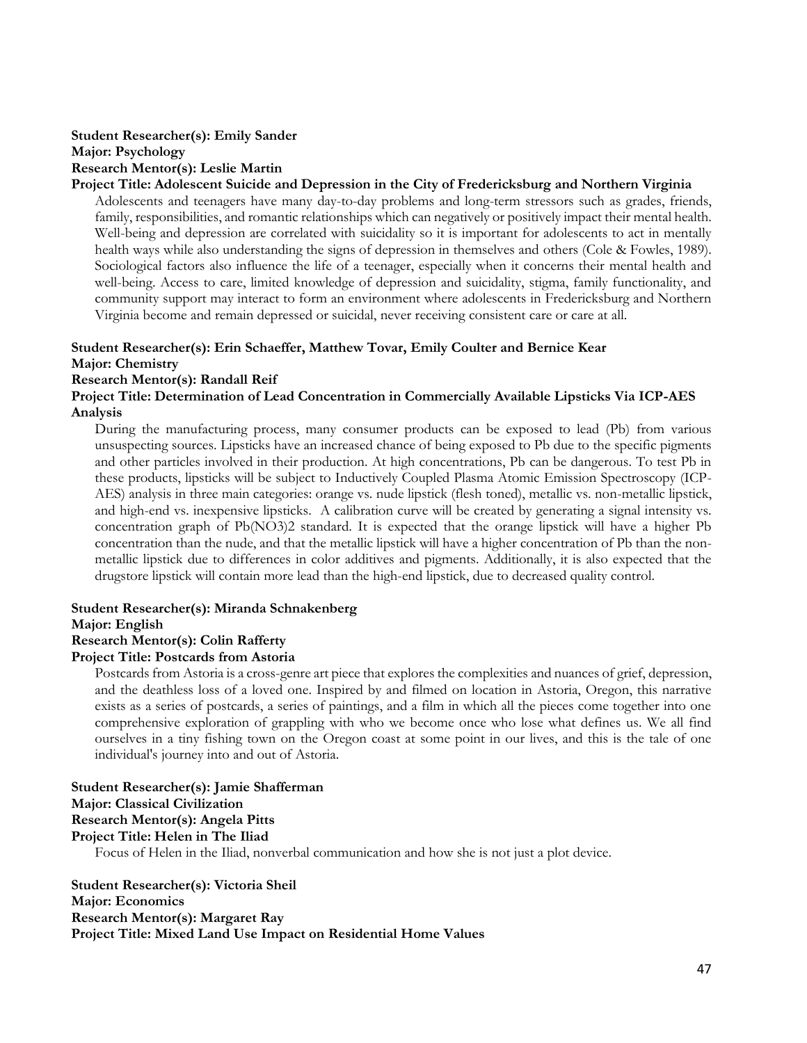**Student Researcher(s): Emily Sander**
**Major: Psychology**
**Research Mentor(s): Leslie Martin**
**Project Title: Adolescent Suicide and Depression in the City of Fredericksburg and Northern Virginia**

Adolescents and teenagers have many day-to-day problems and long-term stressors such as grades, friends, family, responsibilities, and romantic relationships which can negatively or positively impact their mental health. Well-being and depression are correlated with suicidality so it is important for adolescents to act in mentally health ways while also understanding the signs of depression in themselves and others (Cole & Fowles, 1989). Sociological factors also influence the life of a teenager, especially when it concerns their mental health and well-being. Access to care, limited knowledge of depression and suicidality, stigma, family functionality, and community support may interact to form an environment where adolescents in Fredericksburg and Northern Virginia become and remain depressed or suicidal, never receiving consistent care or care at all.

**Student Researcher(s): Erin Schaeffer, Matthew Tovar, Emily Coulter and Bernice Kear**
**Major: Chemistry**
**Research Mentor(s): Randall Reif**
**Project Title: Determination of Lead Concentration in Commercially Available Lipsticks Via ICP-AES Analysis**

During the manufacturing process, many consumer products can be exposed to lead (Pb) from various unsuspecting sources. Lipsticks have an increased chance of being exposed to Pb due to the specific pigments and other particles involved in their production. At high concentrations, Pb can be dangerous. To test Pb in these products, lipsticks will be subject to Inductively Coupled Plasma Atomic Emission Spectroscopy (ICP-AES) analysis in three main categories: orange vs. nude lipstick (flesh toned), metallic vs. non-metallic lipstick, and high-end vs. inexpensive lipsticks. A calibration curve will be created by generating a signal intensity vs. concentration graph of Pb(NO3)2 standard. It is expected that the orange lipstick will have a higher Pb concentration than the nude, and that the metallic lipstick will have a higher concentration of Pb than the non-metallic lipstick due to differences in color additives and pigments. Additionally, it is also expected that the drugstore lipstick will contain more lead than the high-end lipstick, due to decreased quality control.

**Student Researcher(s): Miranda Schnakenberg**
**Major: English**
**Research Mentor(s): Colin Rafferty**
**Project Title: Postcards from Astoria**

Postcards from Astoria is a cross-genre art piece that explores the complexities and nuances of grief, depression, and the deathless loss of a loved one. Inspired by and filmed on location in Astoria, Oregon, this narrative exists as a series of postcards, a series of paintings, and a film in which all the pieces come together into one comprehensive exploration of grappling with who we become once who lose what defines us. We all find ourselves in a tiny fishing town on the Oregon coast at some point in our lives, and this is the tale of one individual's journey into and out of Astoria.

**Student Researcher(s): Jamie Shafferman**
**Major: Classical Civilization**
**Research Mentor(s): Angela Pitts**
**Project Title: Helen in The Iliad**

Focus of Helen in the Iliad, nonverbal communication and how she is not just a plot device.

**Student Researcher(s): Victoria Sheil**
**Major: Economics**
**Research Mentor(s): Margaret Ray**
**Project Title: Mixed Land Use Impact on Residential Home Values**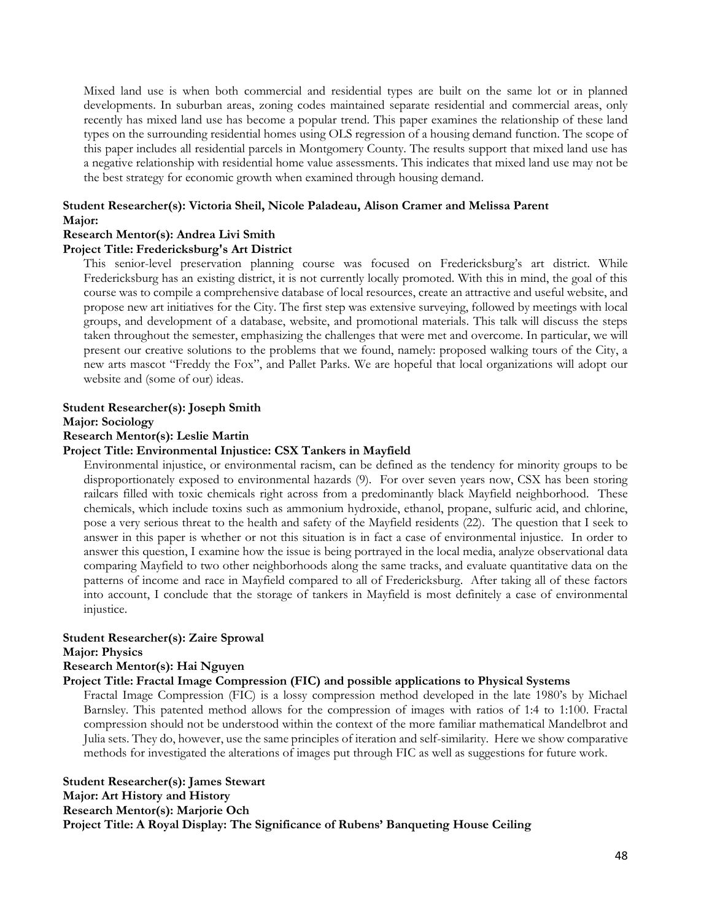Mixed land use is when both commercial and residential types are built on the same lot or in planned developments. In suburban areas, zoning codes maintained separate residential and commercial areas, only recently has mixed land use has become a popular trend. This paper examines the relationship of these land types on the surrounding residential homes using OLS regression of a housing demand function. The scope of this paper includes all residential parcels in Montgomery County. The results support that mixed land use has a negative relationship with residential home value assessments. This indicates that mixed land use may not be the best strategy for economic growth when examined through housing demand.

**Student Researcher(s): Victoria Sheil, Nicole Paladeau, Alison Cramer and Melissa Parent**
**Major:**
**Research Mentor(s): Andrea Livi Smith**
**Project Title: Fredericksburg's Art District**

This senior-level preservation planning course was focused on Fredericksburg's art district. While Fredericksburg has an existing district, it is not currently locally promoted. With this in mind, the goal of this course was to compile a comprehensive database of local resources, create an attractive and useful website, and propose new art initiatives for the City. The first step was extensive surveying, followed by meetings with local groups, and development of a database, website, and promotional materials. This talk will discuss the steps taken throughout the semester, emphasizing the challenges that were met and overcome. In particular, we will present our creative solutions to the problems that we found, namely: proposed walking tours of the City, a new arts mascot "Freddy the Fox", and Pallet Parks. We are hopeful that local organizations will adopt our website and (some of our) ideas.

**Student Researcher(s): Joseph Smith**
**Major: Sociology**
**Research Mentor(s): Leslie Martin**
**Project Title: Environmental Injustice: CSX Tankers in Mayfield**

Environmental injustice, or environmental racism, can be defined as the tendency for minority groups to be disproportionately exposed to environmental hazards (9). For over seven years now, CSX has been storing railcars filled with toxic chemicals right across from a predominantly black Mayfield neighborhood. These chemicals, which include toxins such as ammonium hydroxide, ethanol, propane, sulfuric acid, and chlorine, pose a very serious threat to the health and safety of the Mayfield residents (22). The question that I seek to answer in this paper is whether or not this situation is in fact a case of environmental injustice. In order to answer this question, I examine how the issue is being portrayed in the local media, analyze observational data comparing Mayfield to two other neighborhoods along the same tracks, and evaluate quantitative data on the patterns of income and race in Mayfield compared to all of Fredericksburg. After taking all of these factors into account, I conclude that the storage of tankers in Mayfield is most definitely a case of environmental injustice.

**Student Researcher(s): Zaire Sprowal**
**Major: Physics**
**Research Mentor(s): Hai Nguyen**
**Project Title: Fractal Image Compression (FIC) and possible applications to Physical Systems**

Fractal Image Compression (FIC) is a lossy compression method developed in the late 1980's by Michael Barnsley. This patented method allows for the compression of images with ratios of 1:4 to 1:100. Fractal compression should not be understood within the context of the more familiar mathematical Mandelbrot and Julia sets. They do, however, use the same principles of iteration and self-similarity. Here we show comparative methods for investigated the alterations of images put through FIC as well as suggestions for future work.

**Student Researcher(s): James Stewart**
**Major: Art History and History**
**Research Mentor(s): Marjorie Och**
**Project Title: A Royal Display: The Significance of Rubens' Banqueting House Ceiling**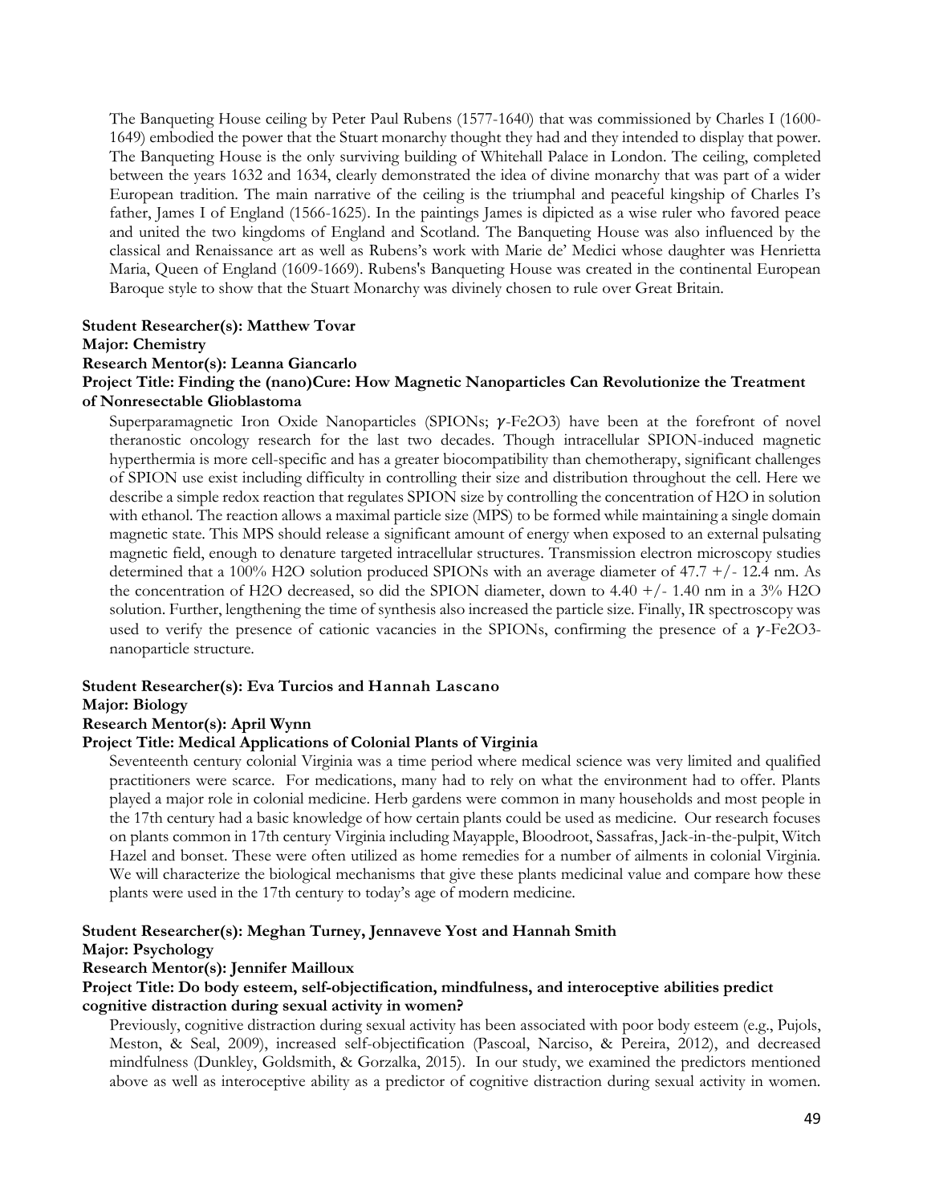The Banqueting House ceiling by Peter Paul Rubens (1577-1640) that was commissioned by Charles I (1600-1649) embodied the power that the Stuart monarchy thought they had and they intended to display that power. The Banqueting House is the only surviving building of Whitehall Palace in London. The ceiling, completed between the years 1632 and 1634, clearly demonstrated the idea of divine monarchy that was part of a wider European tradition. The main narrative of the ceiling is the triumphal and peaceful kingship of Charles I's father, James I of England (1566-1625). In the paintings James is dipicted as a wise ruler who favored peace and united the two kingdoms of England and Scotland. The Banqueting House was also influenced by the classical and Renaissance art as well as Rubens's work with Marie de' Medici whose daughter was Henrietta Maria, Queen of England (1609-1669). Rubens's Banqueting House was created in the continental European Baroque style to show that the Stuart Monarchy was divinely chosen to rule over Great Britain.

**Student Researcher(s): Matthew Tovar**
**Major: Chemistry**
**Research Mentor(s): Leanna Giancarlo**
**Project Title: Finding the (nano)Cure: How Magnetic Nanoparticles Can Revolutionize the Treatment of Nonresectable Glioblastoma**

Superparamagnetic Iron Oxide Nanoparticles (SPIONs; $\gamma$-$Fe_2O_3$) have been at the forefront of novel theranostic oncology research for the last two decades. Though intracellular SPION-induced magnetic hyperthermia is more cell-specific and has a greater biocompatibility than chemotherapy, significant challenges of SPION use exist including difficulty in controlling their size and distribution throughout the cell. Here we describe a simple redox reaction that regulates SPION size by controlling the concentration of $H_2O$ in solution with ethanol. The reaction allows a maximal particle size (MPS) to be formed while maintaining a single domain magnetic state. This MPS should release a significant amount of energy when exposed to an external pulsating magnetic field, enough to denature targeted intracellular structures. Transmission electron microscopy studies determined that a 100% $H_2O$ solution produced SPIONs with an average diameter of 47.7 +/- 12.4 nm. As the concentration of $H_2O$ decreased, so did the SPION diameter, down to 4.40 +/- 1.40 nm in a 3% $H_2O$ solution. Further, lengthening the time of synthesis also increased the particle size. Finally, IR spectroscopy was used to verify the presence of cationic vacancies in the SPIONs, confirming the presence of a $\gamma$-$Fe_2O_3$-nanoparticle structure.

**Student Researcher(s): Eva Turcios and Hannah Lascano**
**Major: Biology**
**Research Mentor(s): April Wynn**
**Project Title: Medical Applications of Colonial Plants of Virginia**

Seventeenth century colonial Virginia was a time period where medical science was very limited and qualified practitioners were scarce. For medications, many had to rely on what the environment had to offer. Plants played a major role in colonial medicine. Herb gardens were common in many households and most people in the 17th century had a basic knowledge of how certain plants could be used as medicine. Our research focuses on plants common in 17th century Virginia including Mayapple, Bloodroot, Sassafras, Jack-in-the-pulpit, Witch Hazel and bonset. These were often utilized as home remedies for a number of ailments in colonial Virginia. We will characterize the biological mechanisms that give these plants medicinal value and compare how these plants were used in the 17th century to today's age of modern medicine.

**Student Researcher(s): Meghan Turney, Jennaveve Yost and Hannah Smith**
**Major: Psychology**
**Research Mentor(s): Jennifer Mailloux**
**Project Title: Do body esteem, self-objectification, mindfulness, and interoceptive abilities predict cognitive distraction during sexual activity in women?**

Previously, cognitive distraction during sexual activity has been associated with poor body esteem (e.g., Pujols, Meston, & Seal, 2009), increased self-objectification (Pascoal, Narciso, & Pereira, 2012), and decreased mindfulness (Dunkley, Goldsmith, & Gorzalka, 2015). In our study, we examined the predictors mentioned above as well as interoceptive ability as a predictor of cognitive distraction during sexual activity in women.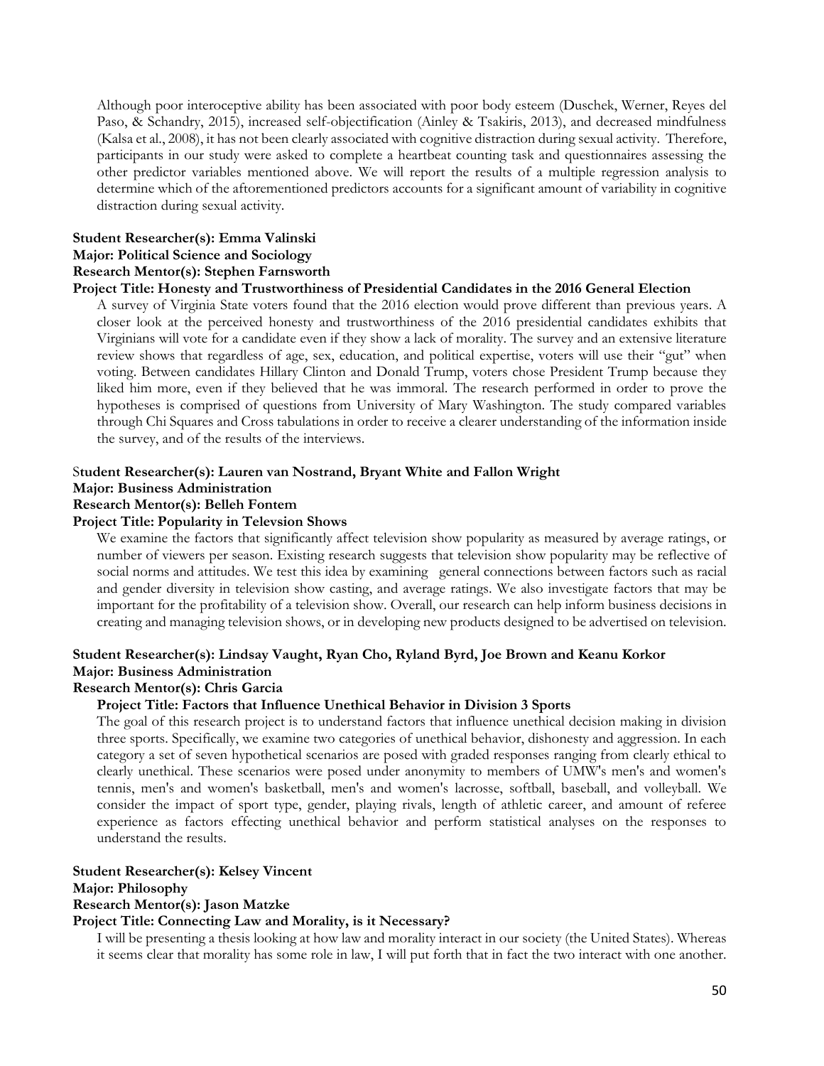Although poor interoceptive ability has been associated with poor body esteem (Duschek, Werner, Reyes del Paso, & Schandry, 2015), increased self-objectification (Ainley & Tsakiris, 2013), and decreased mindfulness (Kalsa et al., 2008), it has not been clearly associated with cognitive distraction during sexual activity. Therefore, participants in our study were asked to complete a heartbeat counting task and questionnaires assessing the other predictor variables mentioned above. We will report the results of a multiple regression analysis to determine which of the aftorementioned predictors accounts for a significant amount of variability in cognitive distraction during sexual activity.

**Student Researcher(s): Emma Valinski**
**Major: Political Science and Sociology**
**Research Mentor(s): Stephen Farnsworth**
**Project Title: Honesty and Trustworthiness of Presidential Candidates in the 2016 General Election**

A survey of Virginia State voters found that the 2016 election would prove different than previous years. A closer look at the perceived honesty and trustworthiness of the 2016 presidential candidates exhibits that Virginians will vote for a candidate even if they show a lack of morality. The survey and an extensive literature review shows that regardless of age, sex, education, and political expertise, voters will use their "gut" when voting. Between candidates Hillary Clinton and Donald Trump, voters chose President Trump because they liked him more, even if they believed that he was immoral. The research performed in order to prove the hypotheses is comprised of questions from University of Mary Washington. The study compared variables through Chi Squares and Cross tabulations in order to receive a clearer understanding of the information inside the survey, and of the results of the interviews.

**Student Researcher(s): Lauren van Nostrand, Bryant White and Fallon Wright**
**Major: Business Administration**
**Research Mentor(s): Belleh Fontem**
**Project Title: Popularity in Televsion Shows**

We examine the factors that significantly affect television show popularity as measured by average ratings, or number of viewers per season. Existing research suggests that television show popularity may be reflective of social norms and attitudes. We test this idea by examining general connections between factors such as racial and gender diversity in television show casting, and average ratings. We also investigate factors that may be important for the profitability of a television show. Overall, our research can help inform business decisions in creating and managing television shows, or in developing new products designed to be advertised on television.

**Student Researcher(s): Lindsay Vaught, Ryan Cho, Ryland Byrd, Joe Brown and Keanu Korkor**
**Major: Business Administration**
**Research Mentor(s): Chris Garcia**
**Project Title: Factors that Influence Unethical Behavior in Division 3 Sports**

The goal of this research project is to understand factors that influence unethical decision making in division three sports. Specifically, we examine two categories of unethical behavior, dishonesty and aggression. In each category a set of seven hypothetical scenarios are posed with graded responses ranging from clearly ethical to clearly unethical. These scenarios were posed under anonymity to members of UMW's men's and women's tennis, men's and women's basketball, men's and women's lacrosse, softball, baseball, and volleyball. We consider the impact of sport type, gender, playing rivals, length of athletic career, and amount of referee experience as factors effecting unethical behavior and perform statistical analyses on the responses to understand the results.

**Student Researcher(s): Kelsey Vincent**
**Major: Philosophy**
**Research Mentor(s): Jason Matzke**
**Project Title: Connecting Law and Morality, is it Necessary?**

I will be presenting a thesis looking at how law and morality interact in our society (the United States). Whereas it seems clear that morality has some role in law, I will put forth that in fact the two interact with one another.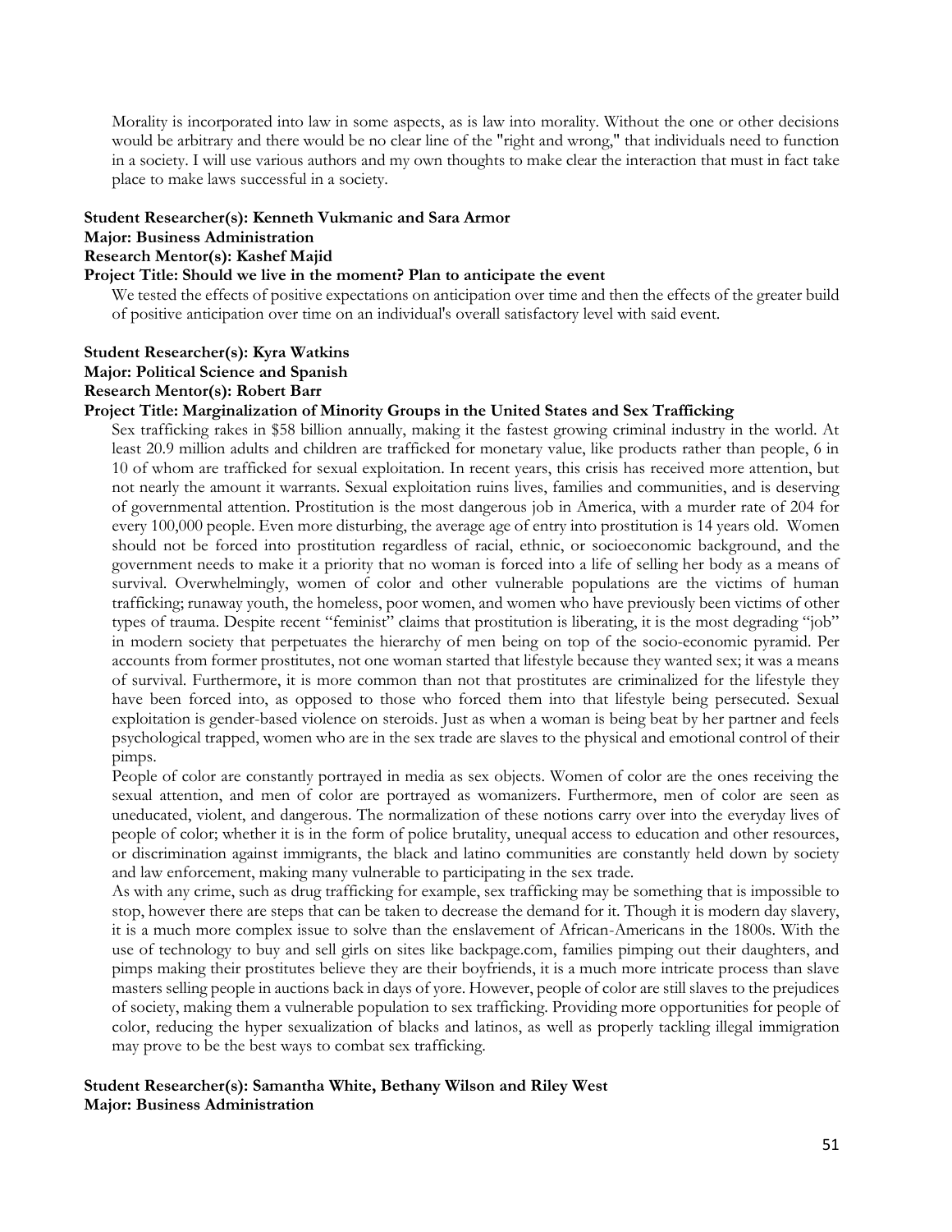Morality is incorporated into law in some aspects, as is law into morality. Without the one or other decisions would be arbitrary and there would be no clear line of the "right and wrong," that individuals need to function in a society. I will use various authors and my own thoughts to make clear the interaction that must in fact take place to make laws successful in a society.

**Student Researcher(s): Kenneth Vukmanic and Sara Armor**
**Major: Business Administration**
**Research Mentor(s): Kashef Majid**
**Project Title: Should we live in the moment? Plan to anticipate the event**

We tested the effects of positive expectations on anticipation over time and then the effects of the greater build of positive anticipation over time on an individual's overall satisfactory level with said event.

**Student Researcher(s): Kyra Watkins**
**Major: Political Science and Spanish**
**Research Mentor(s): Robert Barr**
**Project Title: Marginalization of Minority Groups in the United States and Sex Trafficking**

Sex trafficking rakes in $58 billion annually, making it the fastest growing criminal industry in the world. At least 20.9 million adults and children are trafficked for monetary value, like products rather than people, 6 in 10 of whom are trafficked for sexual exploitation. In recent years, this crisis has received more attention, but not nearly the amount it warrants. Sexual exploitation ruins lives, families and communities, and is deserving of governmental attention. Prostitution is the most dangerous job in America, with a murder rate of 204 for every 100,000 people. Even more disturbing, the average age of entry into prostitution is 14 years old. Women should not be forced into prostitution regardless of racial, ethnic, or socioeconomic background, and the government needs to make it a priority that no woman is forced into a life of selling her body as a means of survival. Overwhelmingly, women of color and other vulnerable populations are the victims of human trafficking; runaway youth, the homeless, poor women, and women who have previously been victims of other types of trauma. Despite recent "feminist" claims that prostitution is liberating, it is the most degrading "job" in modern society that perpetuates the hierarchy of men being on top of the socio-economic pyramid. Per accounts from former prostitutes, not one woman started that lifestyle because they wanted sex; it was a means of survival. Furthermore, it is more common than not that prostitutes are criminalized for the lifestyle they have been forced into, as opposed to those who forced them into that lifestyle being persecuted. Sexual exploitation is gender-based violence on steroids. Just as when a woman is being beat by her partner and feels psychological trapped, women who are in the sex trade are slaves to the physical and emotional control of their pimps.

People of color are constantly portrayed in media as sex objects. Women of color are the ones receiving the sexual attention, and men of color are portrayed as womanizers. Furthermore, men of color are seen as uneducated, violent, and dangerous. The normalization of these notions carry over into the everyday lives of people of color; whether it is in the form of police brutality, unequal access to education and other resources, or discrimination against immigrants, the black and latino communities are constantly held down by society and law enforcement, making many vulnerable to participating in the sex trade.

As with any crime, such as drug trafficking for example, sex trafficking may be something that is impossible to stop, however there are steps that can be taken to decrease the demand for it. Though it is modern day slavery, it is a much more complex issue to solve than the enslavement of African-Americans in the 1800s. With the use of technology to buy and sell girls on sites like backpage.com, families pimping out their daughters, and pimps making their prostitutes believe they are their boyfriends, it is a much more intricate process than slave masters selling people in auctions back in days of yore. However, people of color are still slaves to the prejudices of society, making them a vulnerable population to sex trafficking. Providing more opportunities for people of color, reducing the hyper sexualization of blacks and latinos, as well as properly tackling illegal immigration may prove to be the best ways to combat sex trafficking.

**Student Researcher(s): Samantha White, Bethany Wilson and Riley West**
**Major: Business Administration**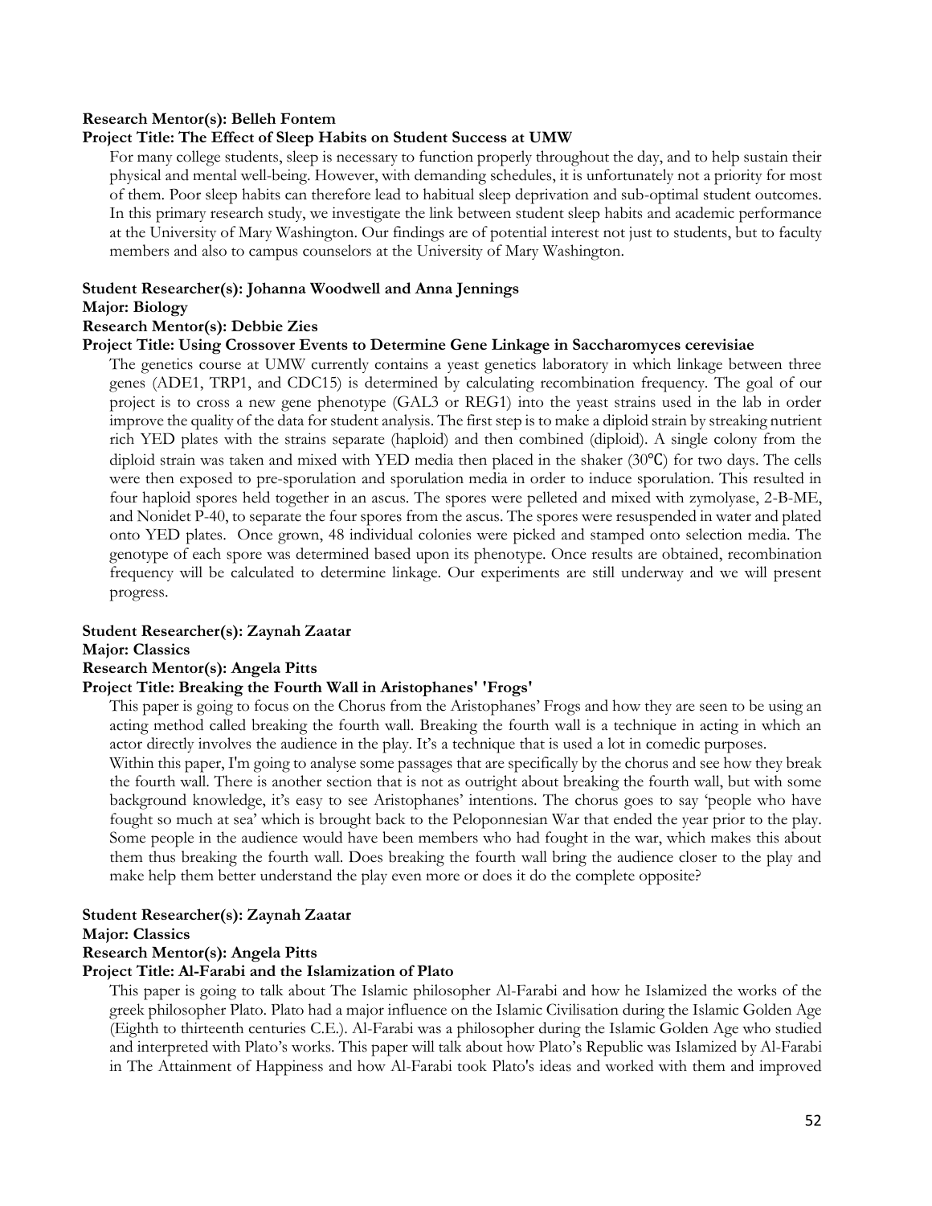**Research Mentor(s): Belleh Fontem**

**Project Title: The Effect of Sleep Habits on Student Success at UMW**

For many college students, sleep is necessary to function properly throughout the day, and to help sustain their physical and mental well-being. However, with demanding schedules, it is unfortunately not a priority for most of them. Poor sleep habits can therefore lead to habitual sleep deprivation and sub-optimal student outcomes. In this primary research study, we investigate the link between student sleep habits and academic performance at the University of Mary Washington. Our findings are of potential interest not just to students, but to faculty members and also to campus counselors at the University of Mary Washington.

**Student Researcher(s): Johanna Woodwell and Anna Jennings**

**Major: Biology**

**Research Mentor(s): Debbie Zies**

**Project Title: Using Crossover Events to Determine Gene Linkage in Saccharomyces cerevisiae**

The genetics course at UMW currently contains a yeast genetics laboratory in which linkage between three genes (ADE1, TRP1, and CDC15) is determined by calculating recombination frequency. The goal of our project is to cross a new gene phenotype (GAL3 or REG1) into the yeast strains used in the lab in order improve the quality of the data for student analysis. The first step is to make a diploid strain by streaking nutrient rich YED plates with the strains separate (haploid) and then combined (diploid). A single colony from the diploid strain was taken and mixed with YED media then placed in the shaker (30℃) for two days. The cells were then exposed to pre-sporulation and sporulation media in order to induce sporulation. This resulted in four haploid spores held together in an ascus. The spores were pelleted and mixed with zymolyase, 2-B-ME, and Nonidet P-40, to separate the four spores from the ascus. The spores were resuspended in water and plated onto YED plates. Once grown, 48 individual colonies were picked and stamped onto selection media. The genotype of each spore was determined based upon its phenotype. Once results are obtained, recombination frequency will be calculated to determine linkage. Our experiments are still underway and we will present progress.

**Student Researcher(s): Zaynah Zaatar**

**Major: Classics**

**Research Mentor(s): Angela Pitts**

**Project Title: Breaking the Fourth Wall in Aristophanes' 'Frogs'**

This paper is going to focus on the Chorus from the Aristophanes' Frogs and how they are seen to be using an acting method called breaking the fourth wall. Breaking the fourth wall is a technique in acting in which an actor directly involves the audience in the play. It's a technique that is used a lot in comedic purposes.

Within this paper, I'm going to analyse some passages that are specifically by the chorus and see how they break the fourth wall. There is another section that is not as outright about breaking the fourth wall, but with some background knowledge, it's easy to see Aristophanes' intentions. The chorus goes to say 'people who have fought so much at sea' which is brought back to the Peloponnesian War that ended the year prior to the play. Some people in the audience would have been members who had fought in the war, which makes this about them thus breaking the fourth wall. Does breaking the fourth wall bring the audience closer to the play and make help them better understand the play even more or does it do the complete opposite?

**Student Researcher(s): Zaynah Zaatar**

**Major: Classics**

**Research Mentor(s): Angela Pitts**

**Project Title: Al-Farabi and the Islamization of Plato**

This paper is going to talk about The Islamic philosopher Al-Farabi and how he Islamized the works of the greek philosopher Plato. Plato had a major influence on the Islamic Civilisation during the Islamic Golden Age (Eighth to thirteenth centuries C.E.). Al-Farabi was a philosopher during the Islamic Golden Age who studied and interpreted with Plato's works. This paper will talk about how Plato's Republic was Islamized by Al-Farabi in The Attainment of Happiness and how Al-Farabi took Plato's ideas and worked with them and improved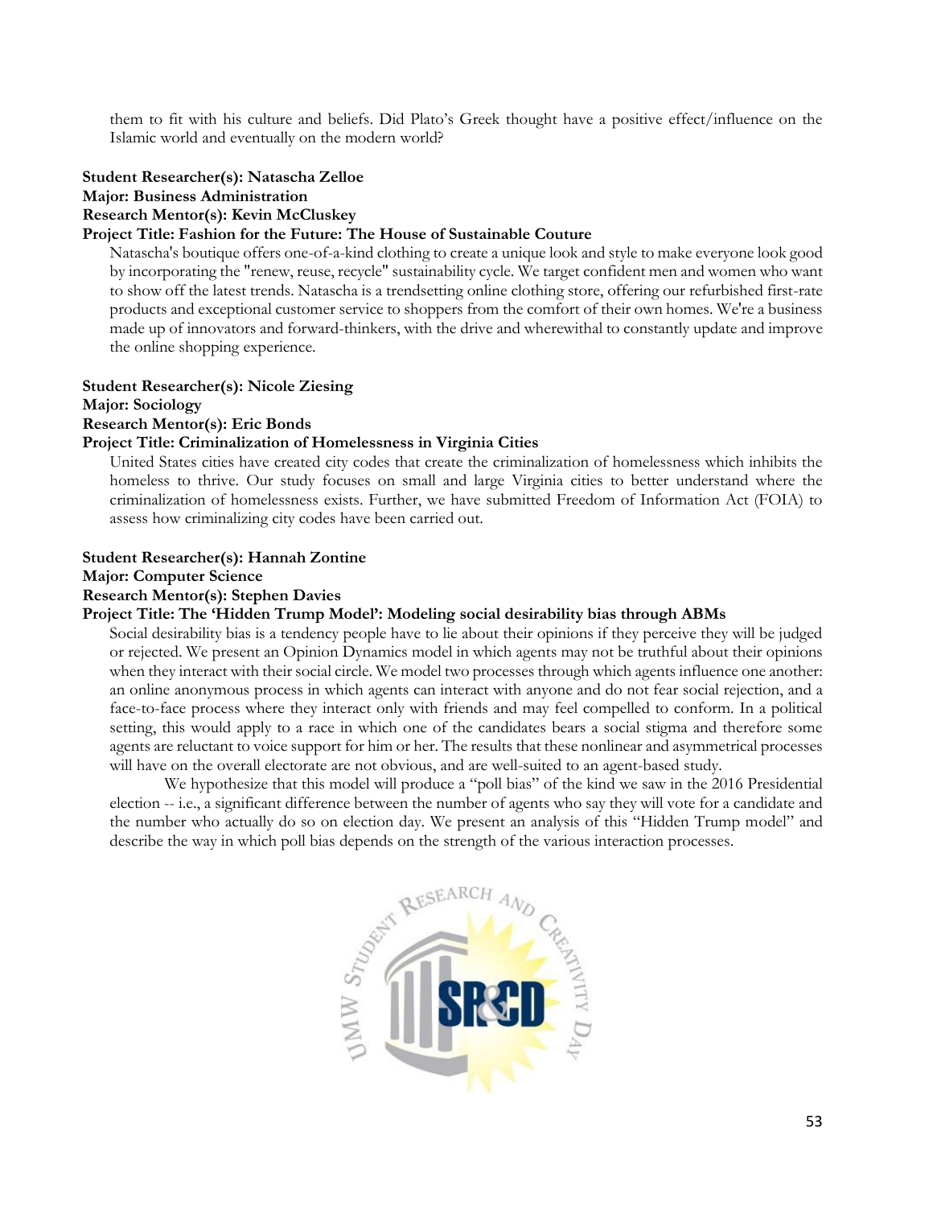them to fit with his culture and beliefs. Did Plato's Greek thought have a positive effect/influence on the Islamic world and eventually on the modern world?

**Student Researcher(s): Natascha Zelloe**
**Major: Business Administration**
**Research Mentor(s): Kevin McCluskey**
**Project Title: Fashion for the Future: The House of Sustainable Couture**

Natascha's boutique offers one-of-a-kind clothing to create a unique look and style to make everyone look good by incorporating the "renew, reuse, recycle" sustainability cycle. We target confident men and women who want to show off the latest trends. Natascha is a trendsetting online clothing store, offering our refurbished first-rate products and exceptional customer service to shoppers from the comfort of their own homes. We're a business made up of innovators and forward-thinkers, with the drive and wherewithal to constantly update and improve the online shopping experience.

**Student Researcher(s): Nicole Ziesing**
**Major: Sociology**
**Research Mentor(s): Eric Bonds**
**Project Title: Criminalization of Homelessness in Virginia Cities**

United States cities have created city codes that create the criminalization of homelessness which inhibits the homeless to thrive. Our study focuses on small and large Virginia cities to better understand where the criminalization of homelessness exists. Further, we have submitted Freedom of Information Act (FOIA) to assess how criminalizing city codes have been carried out.

**Student Researcher(s): Hannah Zontine**
**Major: Computer Science**
**Research Mentor(s): Stephen Davies**
**Project Title: The 'Hidden Trump Model': Modeling social desirability bias through ABMs**

Social desirability bias is a tendency people have to lie about their opinions if they perceive they will be judged or rejected. We present an Opinion Dynamics model in which agents may not be truthful about their opinions when they interact with their social circle. We model two processes through which agents influence one another: an online anonymous process in which agents can interact with anyone and do not fear social rejection, and a face-to-face process where they interact only with friends and may feel compelled to conform. In a political setting, this would apply to a race in which one of the candidates bears a social stigma and therefore some agents are reluctant to voice support for him or her. The results that these nonlinear and asymmetrical processes will have on the overall electorate are not obvious, and are well-suited to an agent-based study.

We hypothesize that this model will produce a "poll bias" of the kind we saw in the 2016 Presidential election -- i.e., a significant difference between the number of agents who say they will vote for a candidate and the number who actually do so on election day. We present an analysis of this "Hidden Trump model" and describe the way in which poll bias depends on the strength of the various interaction processes.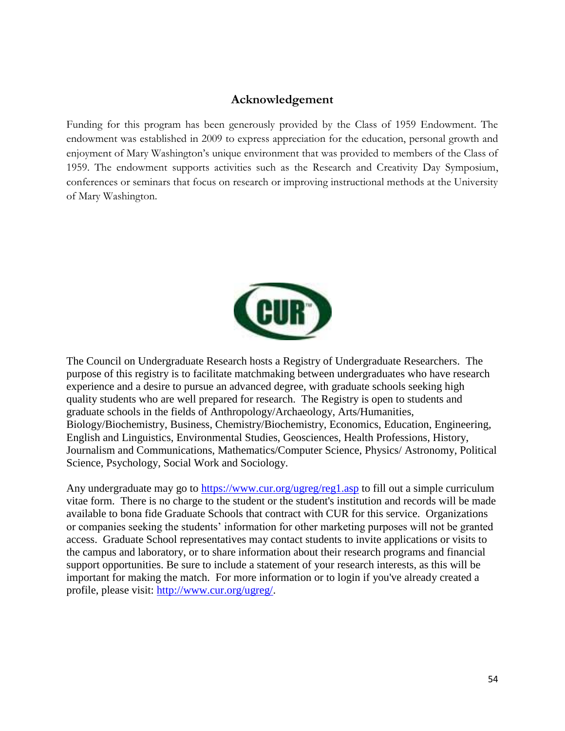## Acknowledgement

Funding for this program has been generously provided by the Class of 1959 Endowment. The endowment was established in 2009 to express appreciation for the education, personal growth and enjoyment of Mary Washington's unique environment that was provided to members of the Class of 1959. The endowment supports activities such as the Research and Creativity Day Symposium, conferences or seminars that focus on research or improving instructional methods at the University of Mary Washington.

The Council on Undergraduate Research hosts a Registry of Undergraduate Researchers. The purpose of this registry is to facilitate matchmaking between undergraduates who have research experience and a desire to pursue an advanced degree, with graduate schools seeking high quality students who are well prepared for research. The Registry is open to students and graduate schools in the fields of Anthropology/Archaeology, Arts/Humanities, Biology/Biochemistry, Business, Chemistry/Biochemistry, Economics, Education, Engineering, English and Linguistics, Environmental Studies, Geosciences, Health Professions, History, Journalism and Communications, Mathematics/Computer Science, Physics/ Astronomy, Political Science, Psychology, Social Work and Sociology.

Any undergraduate may go to https://www.cur.org/ugreg/reg1.asp to fill out a simple curriculum vitae form. There is no charge to the student or the student's institution and records will be made available to bona fide Graduate Schools that contract with CUR for this service. Organizations or companies seeking the students' information for other marketing purposes will not be granted access. Graduate School representatives may contact students to invite applications or visits to the campus and laboratory, or to share information about their research programs and financial support opportunities. Be sure to include a statement of your research interests, as this will be important for making the match. For more information or to login if you've already created a profile, please visit: http://www.cur.org/ugreg/.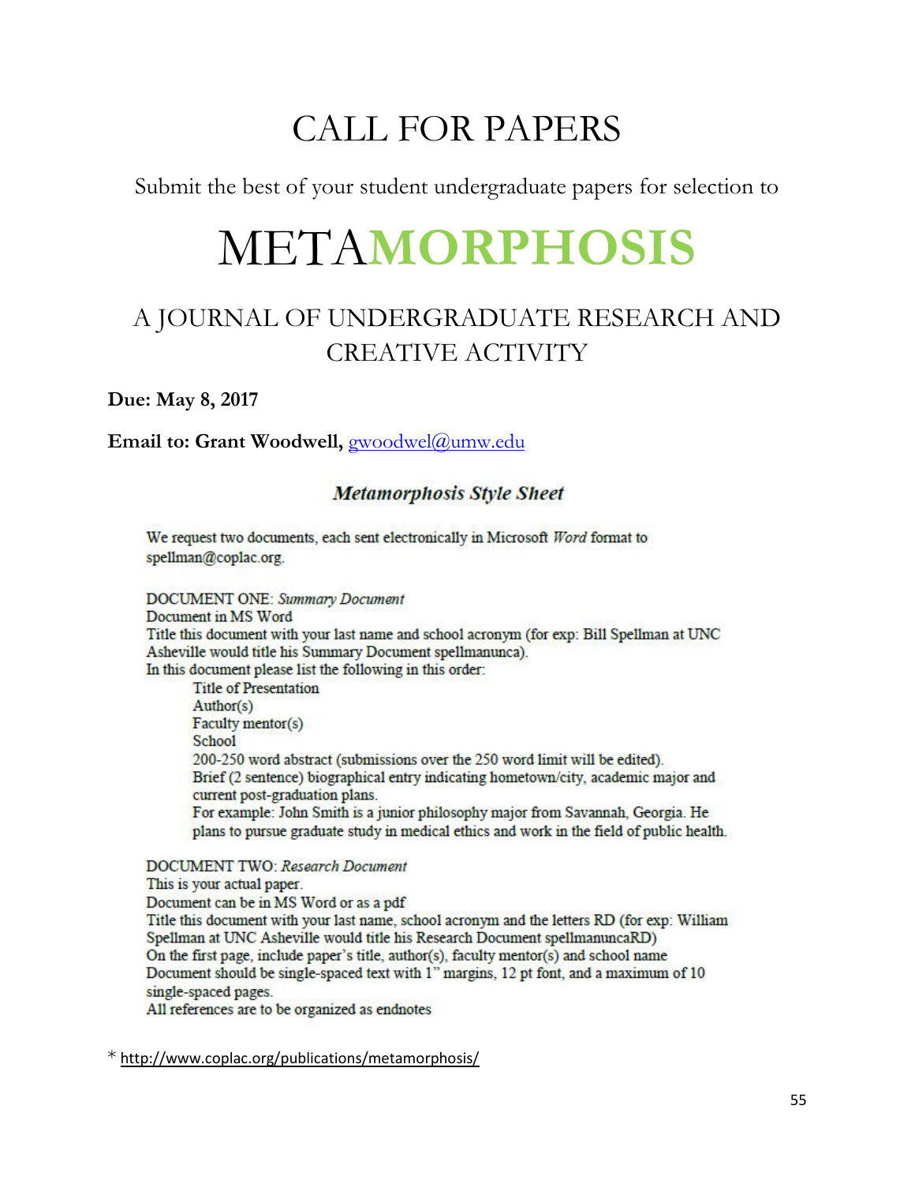# CALL FOR PAPERS

Submit the best of your student undergraduate papers for selection to

# METAMORPHOSIS

## A JOURNAL OF UNDERGRADUATE RESEARCH AND CREATIVE ACTIVITY

**Due: May 8, 2017**

**Email to: Grant Woodwell,** gwoodwel@umw.edu

### *Metamorphosis Style Sheet*

We request two documents, each sent electronically in Microsoft *Word* format to spellman@coplac.org.

DOCUMENT ONE: *Summary Document*
Document in MS Word
Title this document with your last name and school acronym (for exp: Bill Spellman at UNC Asheville would title his Summary Document spellmanunca).
In this document please list the following in this order:

- Title of Presentation
- Author(s)
- Faculty mentor(s)
- School
- 200-250 word abstract (submissions over the 250 word limit will be edited).
- Brief (2 sentence) biographical entry indicating hometown/city, academic major and current post-graduation plans.
- For example: John Smith is a junior philosophy major from Savannah, Georgia. He plans to pursue graduate study in medical ethics and work in the field of public health.

DOCUMENT TWO: *Research Document*
This is your actual paper.
Document can be in MS Word or as a pdf
Title this document with your last name, school acronym and the letters RD (for exp: William Spellman at UNC Asheville would title his Research Document spellmanuncaRD)
On the first page, include paper's title, author(s), faculty mentor(s) and school name
Document should be single-spaced text with 1" margins, 12 pt font, and a maximum of 10 single-spaced pages.
All references are to be organized as endnotes

\* http://www.coplac.org/publications/metamorphosis/